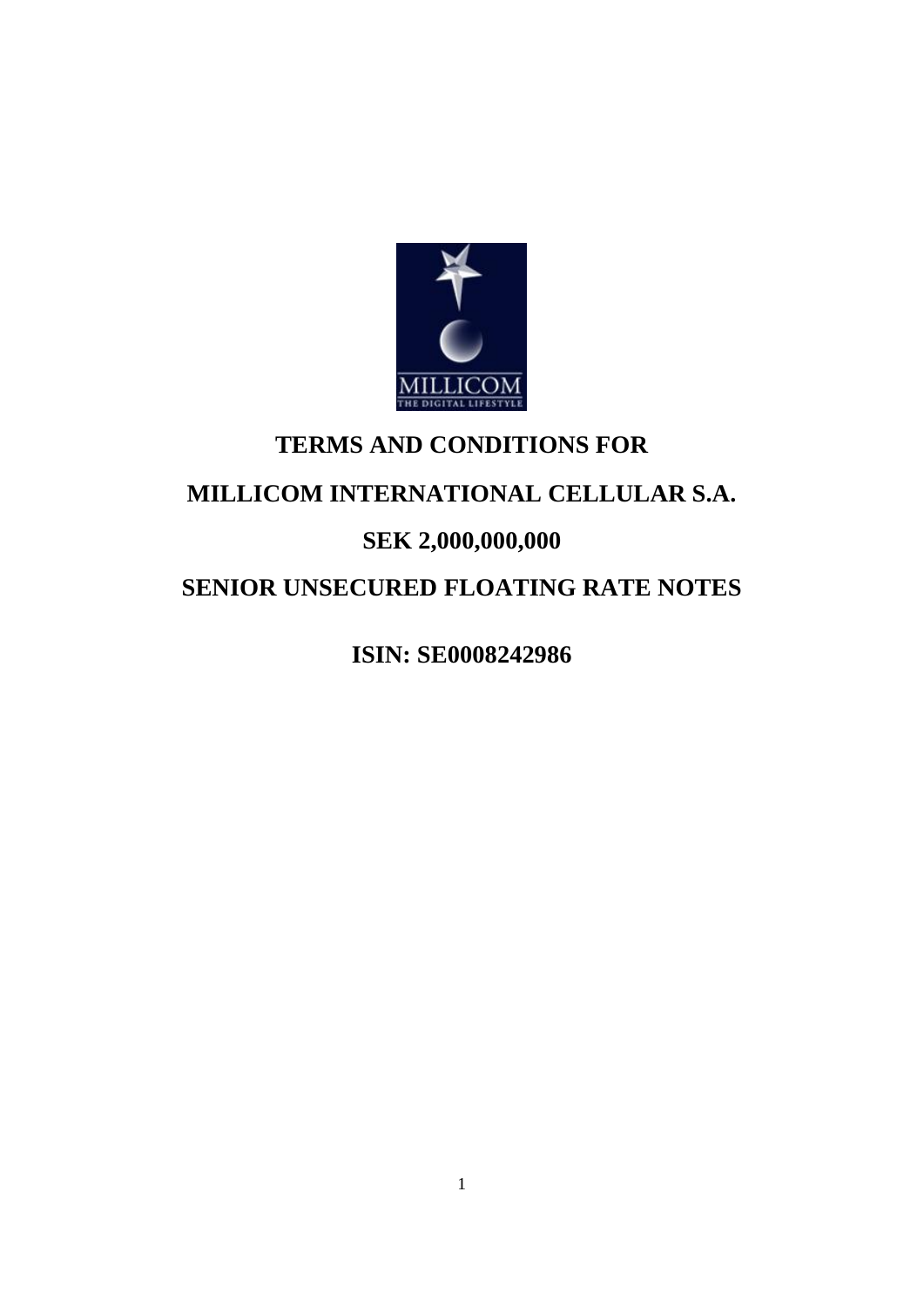# TERMS AND CONDITIONS FOR

# MILLICOM INTERNATIONAL CELLULAR S.A.

# SEK 2,000,000,000

# SENIOR UNSECURED FLOATING RATE NOTES

**ISIN: SE0008242986**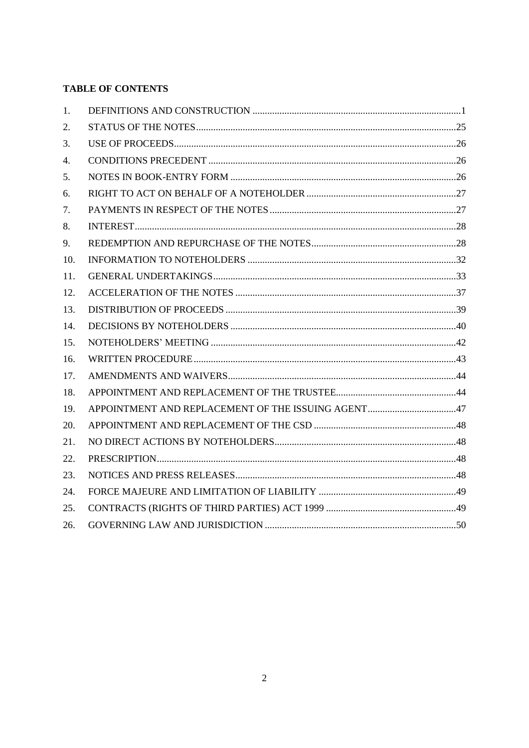**TABLE OF CONTENTS**

| | | |
|---|---|---|
| 1. | DEFINITIONS AND CONSTRUCTION | 1 |
| 2. | STATUS OF THE NOTES | 25 |
| 3. | USE OF PROCEEDS | 26 |
| 4. | CONDITIONS PRECEDENT | 26 |
| 5. | NOTES IN BOOK-ENTRY FORM | 26 |
| 6. | RIGHT TO ACT ON BEHALF OF A NOTEHOLDER | 27 |
| 7. | PAYMENTS IN RESPECT OF THE NOTES | 27 |
| 8. | INTEREST | 28 |
| 9. | REDEMPTION AND REPURCHASE OF THE NOTES | 28 |
| 10. | INFORMATION TO NOTEHOLDERS | 32 |
| 11. | GENERAL UNDERTAKINGS | 33 |
| 12. | ACCELERATION OF THE NOTES | 37 |
| 13. | DISTRIBUTION OF PROCEEDS | 39 |
| 14. | DECISIONS BY NOTEHOLDERS | 40 |
| 15. | NOTEHOLDERS' MEETING | 42 |
| 16. | WRITTEN PROCEDURE | 43 |
| 17. | AMENDMENTS AND WAIVERS | 44 |
| 18. | APPOINTMENT AND REPLACEMENT OF THE TRUSTEE | 44 |
| 19. | APPOINTMENT AND REPLACEMENT OF THE ISSUING AGENT | 47 |
| 20. | APPOINTMENT AND REPLACEMENT OF THE CSD | 48 |
| 21. | NO DIRECT ACTIONS BY NOTEHOLDERS | 48 |
| 22. | PRESCRIPTION | 48 |
| 23. | NOTICES AND PRESS RELEASES | 48 |
| 24. | FORCE MAJEURE AND LIMITATION OF LIABILITY | 49 |
| 25. | CONTRACTS (RIGHTS OF THIRD PARTIES) ACT 1999 | 49 |
| 26. | GOVERNING LAW AND JURISDICTION | 50 |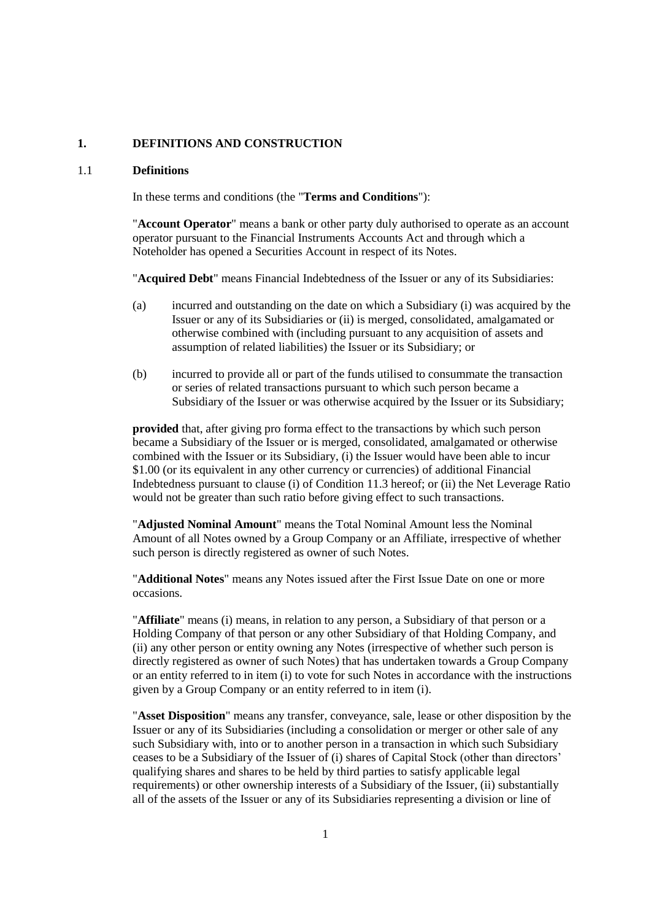## 1. DEFINITIONS AND CONSTRUCTION

### 1.1 Definitions

In these terms and conditions (the "**Terms and Conditions**"):

"**Account Operator**" means a bank or other party duly authorised to operate as an account operator pursuant to the Financial Instruments Accounts Act and through which a Noteholder has opened a Securities Account in respect of its Notes.

"**Acquired Debt**" means Financial Indebtedness of the Issuer or any of its Subsidiaries:

(a) incurred and outstanding on the date on which a Subsidiary (i) was acquired by the Issuer or any of its Subsidiaries or (ii) is merged, consolidated, amalgamated or otherwise combined with (including pursuant to any acquisition of assets and assumption of related liabilities) the Issuer or its Subsidiary; or

(b) incurred to provide all or part of the funds utilised to consummate the transaction or series of related transactions pursuant to which such person became a Subsidiary of the Issuer or was otherwise acquired by the Issuer or its Subsidiary;

**provided** that, after giving pro forma effect to the transactions by which such person became a Subsidiary of the Issuer or is merged, consolidated, amalgamated or otherwise combined with the Issuer or its Subsidiary, (i) the Issuer would have been able to incur $1.00 (or its equivalent in any other currency or currencies) of additional Financial Indebtedness pursuant to clause (i) of Condition 11.3 hereof; or (ii) the Net Leverage Ratio would not be greater than such ratio before giving effect to such transactions.

"**Adjusted Nominal Amount**" means the Total Nominal Amount less the Nominal Amount of all Notes owned by a Group Company or an Affiliate, irrespective of whether such person is directly registered as owner of such Notes.

"**Additional Notes**" means any Notes issued after the First Issue Date on one or more occasions.

"**Affiliate**" means (i) means, in relation to any person, a Subsidiary of that person or a Holding Company of that person or any other Subsidiary of that Holding Company, and (ii) any other person or entity owning any Notes (irrespective of whether such person is directly registered as owner of such Notes) that has undertaken towards a Group Company or an entity referred to in item (i) to vote for such Notes in accordance with the instructions given by a Group Company or an entity referred to in item (i).

"**Asset Disposition**" means any transfer, conveyance, sale, lease or other disposition by the Issuer or any of its Subsidiaries (including a consolidation or merger or other sale of any such Subsidiary with, into or to another person in a transaction in which such Subsidiary ceases to be a Subsidiary of the Issuer of (i) shares of Capital Stock (other than directors' qualifying shares and shares to be held by third parties to satisfy applicable legal requirements) or other ownership interests of a Subsidiary of the Issuer, (ii) substantially all of the assets of the Issuer or any of its Subsidiaries representing a division or line of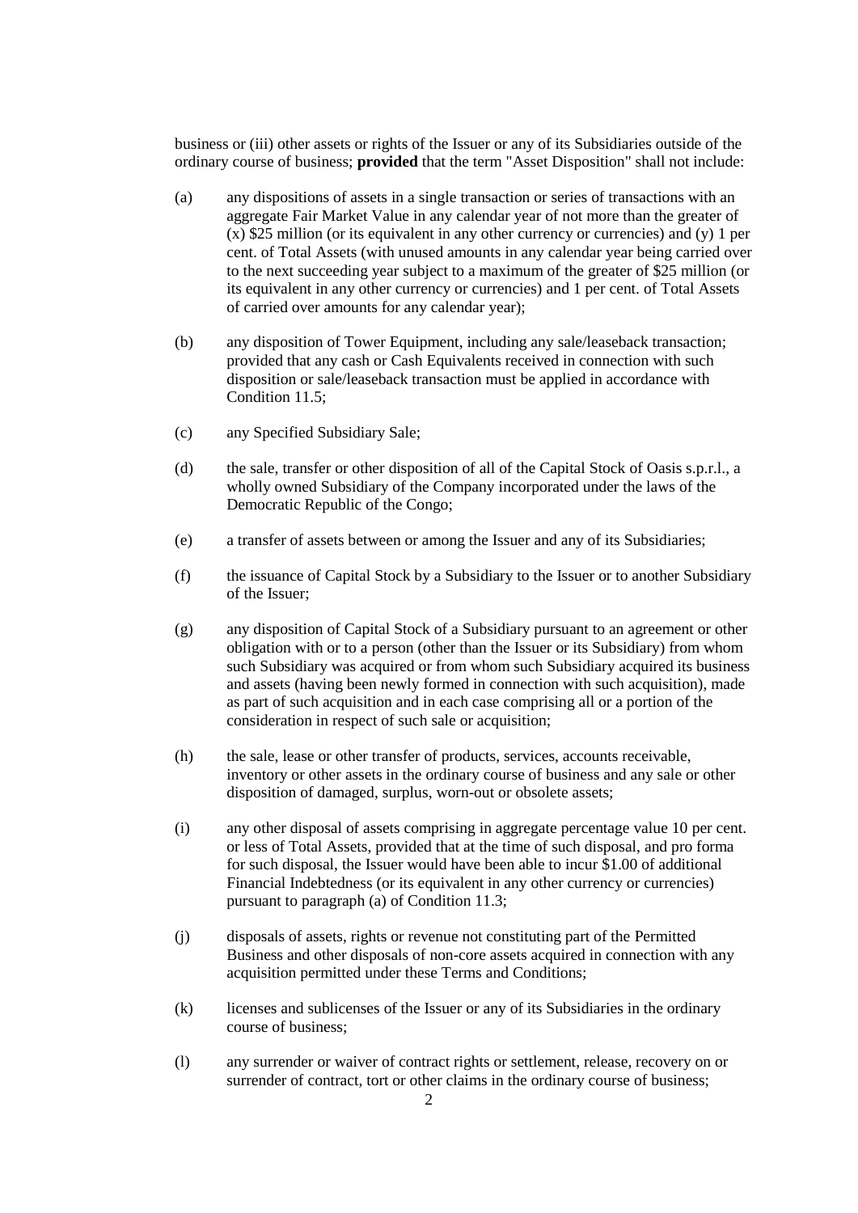business or (iii) other assets or rights of the Issuer or any of its Subsidiaries outside of the ordinary course of business; **provided** that the term "Asset Disposition" shall not include:

(a) any dispositions of assets in a single transaction or series of transactions with an aggregate Fair Market Value in any calendar year of not more than the greater of (x) $25 million (or its equivalent in any other currency or currencies) and (y) 1 per cent. of Total Assets (with unused amounts in any calendar year being carried over to the next succeeding year subject to a maximum of the greater of $25 million (or its equivalent in any other currency or currencies) and 1 per cent. of Total Assets of carried over amounts for any calendar year);

(b) any disposition of Tower Equipment, including any sale/leaseback transaction; provided that any cash or Cash Equivalents received in connection with such disposition or sale/leaseback transaction must be applied in accordance with Condition 11.5;

(c) any Specified Subsidiary Sale;

(d) the sale, transfer or other disposition of all of the Capital Stock of Oasis s.p.r.l., a wholly owned Subsidiary of the Company incorporated under the laws of the Democratic Republic of the Congo;

(e) a transfer of assets between or among the Issuer and any of its Subsidiaries;

(f) the issuance of Capital Stock by a Subsidiary to the Issuer or to another Subsidiary of the Issuer;

(g) any disposition of Capital Stock of a Subsidiary pursuant to an agreement or other obligation with or to a person (other than the Issuer or its Subsidiary) from whom such Subsidiary was acquired or from whom such Subsidiary acquired its business and assets (having been newly formed in connection with such acquisition), made as part of such acquisition and in each case comprising all or a portion of the consideration in respect of such sale or acquisition;

(h) the sale, lease or other transfer of products, services, accounts receivable, inventory or other assets in the ordinary course of business and any sale or other disposition of damaged, surplus, worn-out or obsolete assets;

(i) any other disposal of assets comprising in aggregate percentage value 10 per cent. or less of Total Assets, provided that at the time of such disposal, and pro forma for such disposal, the Issuer would have been able to incur $1.00 of additional Financial Indebtedness (or its equivalent in any other currency or currencies) pursuant to paragraph (a) of Condition 11.3;

(j) disposals of assets, rights or revenue not constituting part of the Permitted Business and other disposals of non-core assets acquired in connection with any acquisition permitted under these Terms and Conditions;

(k) licenses and sublicenses of the Issuer or any of its Subsidiaries in the ordinary course of business;

(l) any surrender or waiver of contract rights or settlement, release, recovery on or surrender of contract, tort or other claims in the ordinary course of business;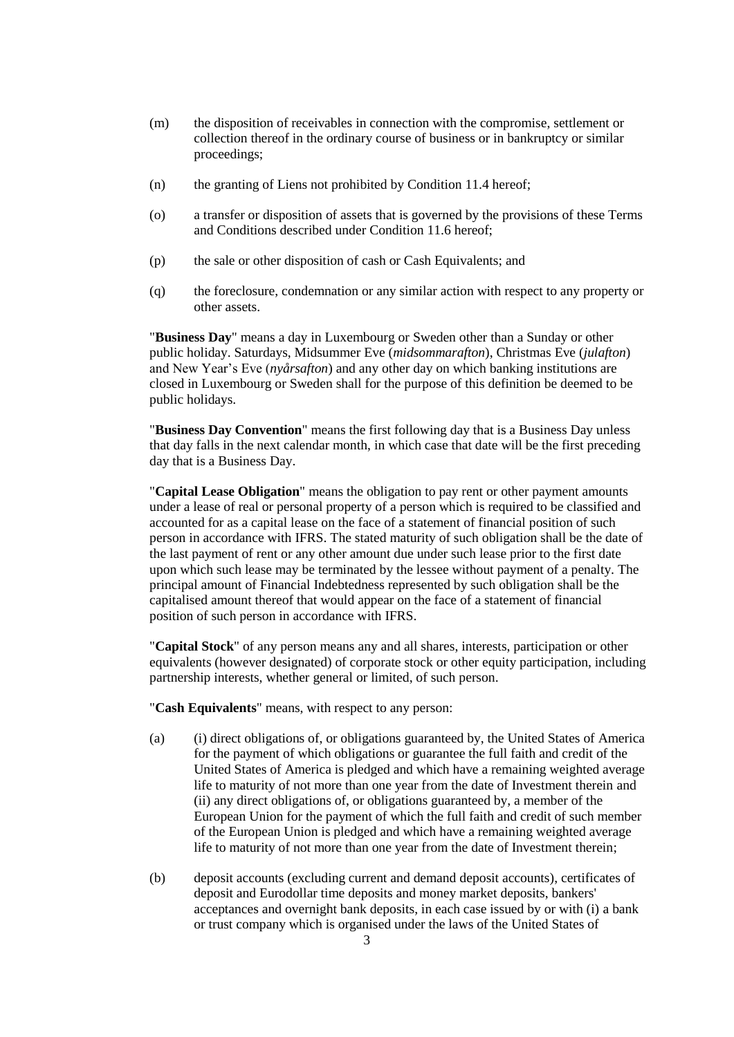(m) the disposition of receivables in connection with the compromise, settlement or collection thereof in the ordinary course of business or in bankruptcy or similar proceedings;

(n) the granting of Liens not prohibited by Condition 11.4 hereof;

(o) a transfer or disposition of assets that is governed by the provisions of these Terms and Conditions described under Condition 11.6 hereof;

(p) the sale or other disposition of cash or Cash Equivalents; and

(q) the foreclosure, condemnation or any similar action with respect to any property or other assets.

"**Business Day**" means a day in Luxembourg or Sweden other than a Sunday or other public holiday. Saturdays, Midsummer Eve (*midsommarafton*), Christmas Eve (*julafton*) and New Year's Eve (*nyårsafton*) and any other day on which banking institutions are closed in Luxembourg or Sweden shall for the purpose of this definition be deemed to be public holidays.

"**Business Day Convention**" means the first following day that is a Business Day unless that day falls in the next calendar month, in which case that date will be the first preceding day that is a Business Day.

"**Capital Lease Obligation**" means the obligation to pay rent or other payment amounts under a lease of real or personal property of a person which is required to be classified and accounted for as a capital lease on the face of a statement of financial position of such person in accordance with IFRS. The stated maturity of such obligation shall be the date of the last payment of rent or any other amount due under such lease prior to the first date upon which such lease may be terminated by the lessee without payment of a penalty. The principal amount of Financial Indebtedness represented by such obligation shall be the capitalised amount thereof that would appear on the face of a statement of financial position of such person in accordance with IFRS.

"**Capital Stock**" of any person means any and all shares, interests, participation or other equivalents (however designated) of corporate stock or other equity participation, including partnership interests, whether general or limited, of such person.

"**Cash Equivalents**" means, with respect to any person:

(a) (i) direct obligations of, or obligations guaranteed by, the United States of America for the payment of which obligations or guarantee the full faith and credit of the United States of America is pledged and which have a remaining weighted average life to maturity of not more than one year from the date of Investment therein and (ii) any direct obligations of, or obligations guaranteed by, a member of the European Union for the payment of which the full faith and credit of such member of the European Union is pledged and which have a remaining weighted average life to maturity of not more than one year from the date of Investment therein;

(b) deposit accounts (excluding current and demand deposit accounts), certificates of deposit and Eurodollar time deposits and money market deposits, bankers' acceptances and overnight bank deposits, in each case issued by or with (i) a bank or trust company which is organised under the laws of the United States of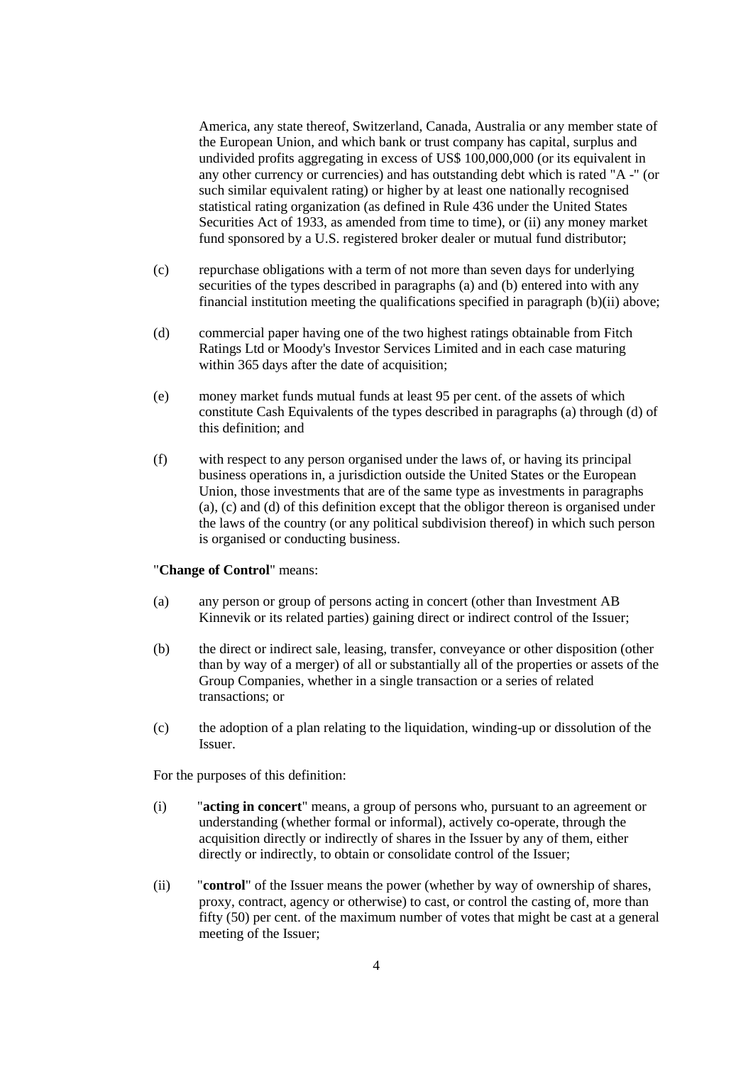America, any state thereof, Switzerland, Canada, Australia or any member state of the European Union, and which bank or trust company has capital, surplus and undivided profits aggregating in excess of US$ 100,000,000 (or its equivalent in any other currency or currencies) and has outstanding debt which is rated "A -" (or such similar equivalent rating) or higher by at least one nationally recognised statistical rating organization (as defined in Rule 436 under the United States Securities Act of 1933, as amended from time to time), or (ii) any money market fund sponsored by a U.S. registered broker dealer or mutual fund distributor;

(c) repurchase obligations with a term of not more than seven days for underlying securities of the types described in paragraphs (a) and (b) entered into with any financial institution meeting the qualifications specified in paragraph (b)(ii) above;

(d) commercial paper having one of the two highest ratings obtainable from Fitch Ratings Ltd or Moody's Investor Services Limited and in each case maturing within 365 days after the date of acquisition;

(e) money market funds mutual funds at least 95 per cent. of the assets of which constitute Cash Equivalents of the types described in paragraphs (a) through (d) of this definition; and

(f) with respect to any person organised under the laws of, or having its principal business operations in, a jurisdiction outside the United States or the European Union, those investments that are of the same type as investments in paragraphs (a), (c) and (d) of this definition except that the obligor thereon is organised under the laws of the country (or any political subdivision thereof) in which such person is organised or conducting business.

"**Change of Control**" means:

(a) any person or group of persons acting in concert (other than Investment AB Kinnevik or its related parties) gaining direct or indirect control of the Issuer;

(b) the direct or indirect sale, leasing, transfer, conveyance or other disposition (other than by way of a merger) of all or substantially all of the properties or assets of the Group Companies, whether in a single transaction or a series of related transactions; or

(c) the adoption of a plan relating to the liquidation, winding-up or dissolution of the Issuer.

For the purposes of this definition:

(i) "**acting in concert**" means, a group of persons who, pursuant to an agreement or understanding (whether formal or informal), actively co-operate, through the acquisition directly or indirectly of shares in the Issuer by any of them, either directly or indirectly, to obtain or consolidate control of the Issuer;

(ii) "**control**" of the Issuer means the power (whether by way of ownership of shares, proxy, contract, agency or otherwise) to cast, or control the casting of, more than fifty (50) per cent. of the maximum number of votes that might be cast at a general meeting of the Issuer;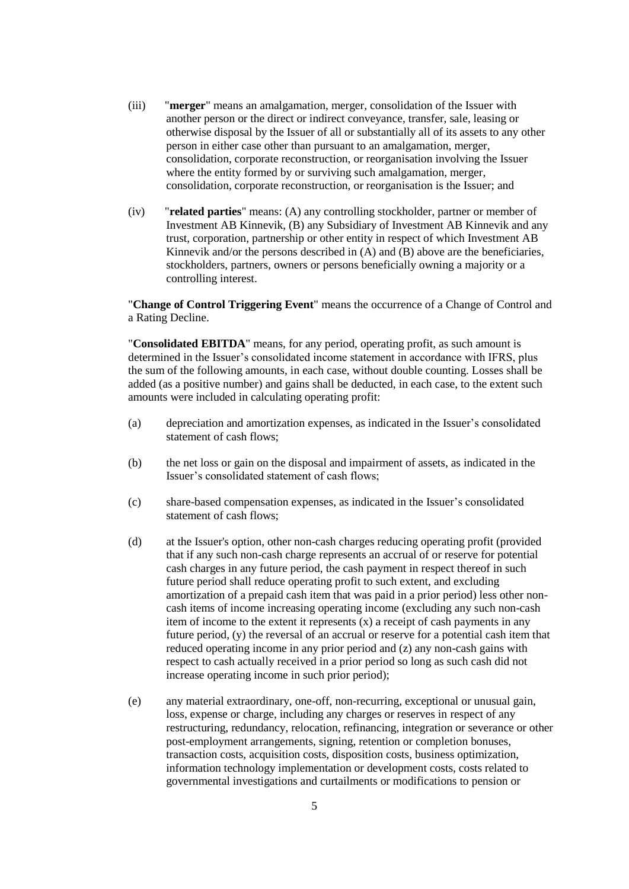(iii) "**merger**" means an amalgamation, merger, consolidation of the Issuer with another person or the direct or indirect conveyance, transfer, sale, leasing or otherwise disposal by the Issuer of all or substantially all of its assets to any other person in either case other than pursuant to an amalgamation, merger, consolidation, corporate reconstruction, or reorganisation involving the Issuer where the entity formed by or surviving such amalgamation, merger, consolidation, corporate reconstruction, or reorganisation is the Issuer; and

(iv) "**related parties**" means: (A) any controlling stockholder, partner or member of Investment AB Kinnevik, (B) any Subsidiary of Investment AB Kinnevik and any trust, corporation, partnership or other entity in respect of which Investment AB Kinnevik and/or the persons described in (A) and (B) above are the beneficiaries, stockholders, partners, owners or persons beneficially owning a majority or a controlling interest.

"**Change of Control Triggering Event**" means the occurrence of a Change of Control and a Rating Decline.

"**Consolidated EBITDA**" means, for any period, operating profit, as such amount is determined in the Issuer's consolidated income statement in accordance with IFRS, plus the sum of the following amounts, in each case, without double counting. Losses shall be added (as a positive number) and gains shall be deducted, in each case, to the extent such amounts were included in calculating operating profit:

(a) depreciation and amortization expenses, as indicated in the Issuer's consolidated statement of cash flows;

(b) the net loss or gain on the disposal and impairment of assets, as indicated in the Issuer's consolidated statement of cash flows;

(c) share-based compensation expenses, as indicated in the Issuer's consolidated statement of cash flows;

(d) at the Issuer's option, other non-cash charges reducing operating profit (provided that if any such non-cash charge represents an accrual of or reserve for potential cash charges in any future period, the cash payment in respect thereof in such future period shall reduce operating profit to such extent, and excluding amortization of a prepaid cash item that was paid in a prior period) less other non-cash items of income increasing operating income (excluding any such non-cash item of income to the extent it represents (x) a receipt of cash payments in any future period, (y) the reversal of an accrual or reserve for a potential cash item that reduced operating income in any prior period and (z) any non-cash gains with respect to cash actually received in a prior period so long as such cash did not increase operating income in such prior period);

(e) any material extraordinary, one-off, non-recurring, exceptional or unusual gain, loss, expense or charge, including any charges or reserves in respect of any restructuring, redundancy, relocation, refinancing, integration or severance or other post-employment arrangements, signing, retention or completion bonuses, transaction costs, acquisition costs, disposition costs, business optimization, information technology implementation or development costs, costs related to governmental investigations and curtailments or modifications to pension or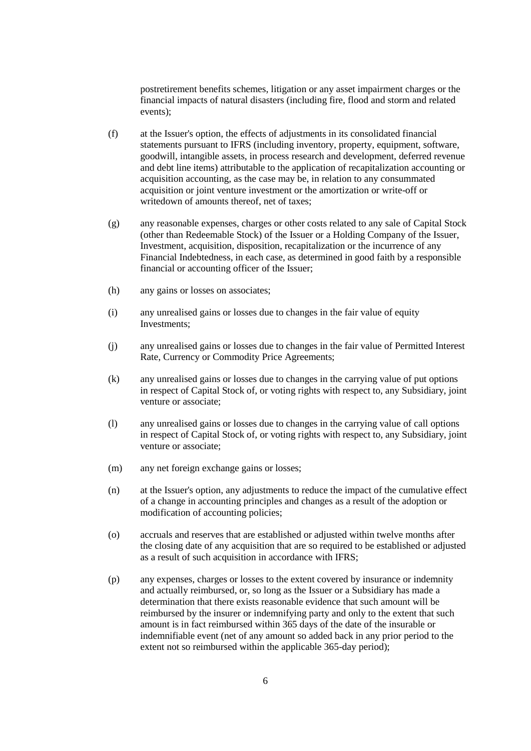postretirement benefits schemes, litigation or any asset impairment charges or the financial impacts of natural disasters (including fire, flood and storm and related events);

(f) at the Issuer's option, the effects of adjustments in its consolidated financial statements pursuant to IFRS (including inventory, property, equipment, software, goodwill, intangible assets, in process research and development, deferred revenue and debt line items) attributable to the application of recapitalization accounting or acquisition accounting, as the case may be, in relation to any consummated acquisition or joint venture investment or the amortization or write-off or writedown of amounts thereof, net of taxes;

(g) any reasonable expenses, charges or other costs related to any sale of Capital Stock (other than Redeemable Stock) of the Issuer or a Holding Company of the Issuer, Investment, acquisition, disposition, recapitalization or the incurrence of any Financial Indebtedness, in each case, as determined in good faith by a responsible financial or accounting officer of the Issuer;

(h) any gains or losses on associates;

(i) any unrealised gains or losses due to changes in the fair value of equity Investments;

(j) any unrealised gains or losses due to changes in the fair value of Permitted Interest Rate, Currency or Commodity Price Agreements;

(k) any unrealised gains or losses due to changes in the carrying value of put options in respect of Capital Stock of, or voting rights with respect to, any Subsidiary, joint venture or associate;

(l) any unrealised gains or losses due to changes in the carrying value of call options in respect of Capital Stock of, or voting rights with respect to, any Subsidiary, joint venture or associate;

(m) any net foreign exchange gains or losses;

(n) at the Issuer's option, any adjustments to reduce the impact of the cumulative effect of a change in accounting principles and changes as a result of the adoption or modification of accounting policies;

(o) accruals and reserves that are established or adjusted within twelve months after the closing date of any acquisition that are so required to be established or adjusted as a result of such acquisition in accordance with IFRS;

(p) any expenses, charges or losses to the extent covered by insurance or indemnity and actually reimbursed, or, so long as the Issuer or a Subsidiary has made a determination that there exists reasonable evidence that such amount will be reimbursed by the insurer or indemnifying party and only to the extent that such amount is in fact reimbursed within 365 days of the date of the insurable or indemnifiable event (net of any amount so added back in any prior period to the extent not so reimbursed within the applicable 365-day period);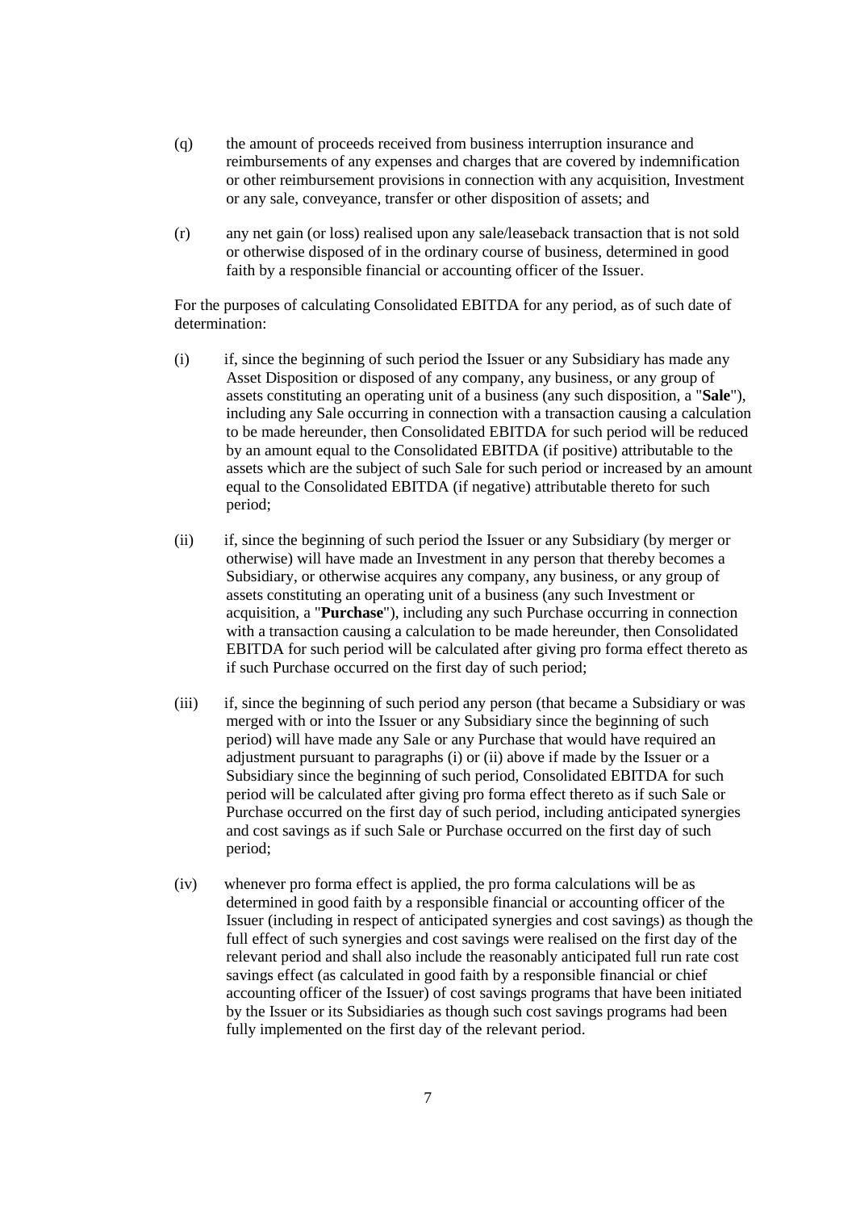(q) the amount of proceeds received from business interruption insurance and reimbursements of any expenses and charges that are covered by indemnification or other reimbursement provisions in connection with any acquisition, Investment or any sale, conveyance, transfer or other disposition of assets; and

(r) any net gain (or loss) realised upon any sale/leaseback transaction that is not sold or otherwise disposed of in the ordinary course of business, determined in good faith by a responsible financial or accounting officer of the Issuer.

For the purposes of calculating Consolidated EBITDA for any period, as of such date of determination:

(i) if, since the beginning of such period the Issuer or any Subsidiary has made any Asset Disposition or disposed of any company, any business, or any group of assets constituting an operating unit of a business (any such disposition, a "**Sale**"), including any Sale occurring in connection with a transaction causing a calculation to be made hereunder, then Consolidated EBITDA for such period will be reduced by an amount equal to the Consolidated EBITDA (if positive) attributable to the assets which are the subject of such Sale for such period or increased by an amount equal to the Consolidated EBITDA (if negative) attributable thereto for such period;

(ii) if, since the beginning of such period the Issuer or any Subsidiary (by merger or otherwise) will have made an Investment in any person that thereby becomes a Subsidiary, or otherwise acquires any company, any business, or any group of assets constituting an operating unit of a business (any such Investment or acquisition, a "**Purchase**"), including any such Purchase occurring in connection with a transaction causing a calculation to be made hereunder, then Consolidated EBITDA for such period will be calculated after giving pro forma effect thereto as if such Purchase occurred on the first day of such period;

(iii) if, since the beginning of such period any person (that became a Subsidiary or was merged with or into the Issuer or any Subsidiary since the beginning of such period) will have made any Sale or any Purchase that would have required an adjustment pursuant to paragraphs (i) or (ii) above if made by the Issuer or a Subsidiary since the beginning of such period, Consolidated EBITDA for such period will be calculated after giving pro forma effect thereto as if such Sale or Purchase occurred on the first day of such period, including anticipated synergies and cost savings as if such Sale or Purchase occurred on the first day of such period;

(iv) whenever pro forma effect is applied, the pro forma calculations will be as determined in good faith by a responsible financial or accounting officer of the Issuer (including in respect of anticipated synergies and cost savings) as though the full effect of such synergies and cost savings were realised on the first day of the relevant period and shall also include the reasonably anticipated full run rate cost savings effect (as calculated in good faith by a responsible financial or chief accounting officer of the Issuer) of cost savings programs that have been initiated by the Issuer or its Subsidiaries as though such cost savings programs had been fully implemented on the first day of the relevant period.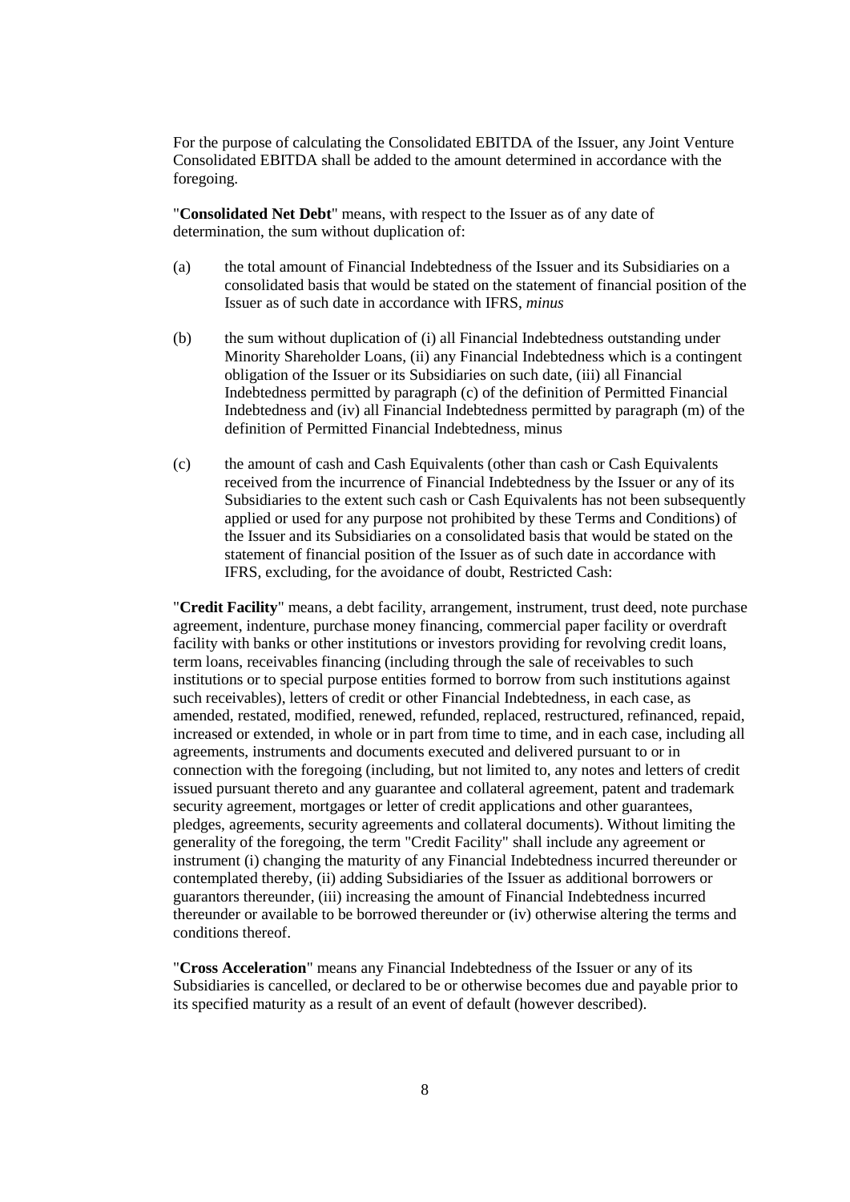For the purpose of calculating the Consolidated EBITDA of the Issuer, any Joint Venture Consolidated EBITDA shall be added to the amount determined in accordance with the foregoing.

"**Consolidated Net Debt**" means, with respect to the Issuer as of any date of determination, the sum without duplication of:

(a) the total amount of Financial Indebtedness of the Issuer and its Subsidiaries on a consolidated basis that would be stated on the statement of financial position of the Issuer as of such date in accordance with IFRS, *minus*

(b) the sum without duplication of (i) all Financial Indebtedness outstanding under Minority Shareholder Loans, (ii) any Financial Indebtedness which is a contingent obligation of the Issuer or its Subsidiaries on such date, (iii) all Financial Indebtedness permitted by paragraph (c) of the definition of Permitted Financial Indebtedness and (iv) all Financial Indebtedness permitted by paragraph (m) of the definition of Permitted Financial Indebtedness, minus

(c) the amount of cash and Cash Equivalents (other than cash or Cash Equivalents received from the incurrence of Financial Indebtedness by the Issuer or any of its Subsidiaries to the extent such cash or Cash Equivalents has not been subsequently applied or used for any purpose not prohibited by these Terms and Conditions) of the Issuer and its Subsidiaries on a consolidated basis that would be stated on the statement of financial position of the Issuer as of such date in accordance with IFRS, excluding, for the avoidance of doubt, Restricted Cash:

"**Credit Facility**" means, a debt facility, arrangement, instrument, trust deed, note purchase agreement, indenture, purchase money financing, commercial paper facility or overdraft facility with banks or other institutions or investors providing for revolving credit loans, term loans, receivables financing (including through the sale of receivables to such institutions or to special purpose entities formed to borrow from such institutions against such receivables), letters of credit or other Financial Indebtedness, in each case, as amended, restated, modified, renewed, refunded, replaced, restructured, refinanced, repaid, increased or extended, in whole or in part from time to time, and in each case, including all agreements, instruments and documents executed and delivered pursuant to or in connection with the foregoing (including, but not limited to, any notes and letters of credit issued pursuant thereto and any guarantee and collateral agreement, patent and trademark security agreement, mortgages or letter of credit applications and other guarantees, pledges, agreements, security agreements and collateral documents). Without limiting the generality of the foregoing, the term "Credit Facility" shall include any agreement or instrument (i) changing the maturity of any Financial Indebtedness incurred thereunder or contemplated thereby, (ii) adding Subsidiaries of the Issuer as additional borrowers or guarantors thereunder, (iii) increasing the amount of Financial Indebtedness incurred thereunder or available to be borrowed thereunder or (iv) otherwise altering the terms and conditions thereof.

"**Cross Acceleration**" means any Financial Indebtedness of the Issuer or any of its Subsidiaries is cancelled, or declared to be or otherwise becomes due and payable prior to its specified maturity as a result of an event of default (however described).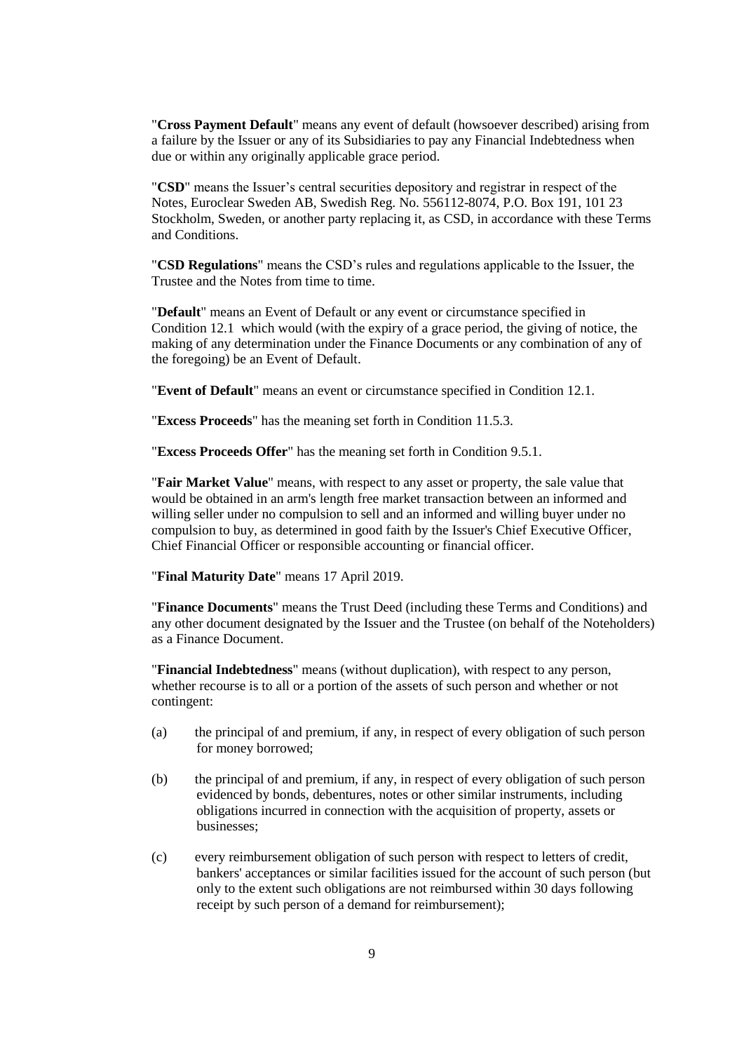"**Cross Payment Default**" means any event of default (howsoever described) arising from a failure by the Issuer or any of its Subsidiaries to pay any Financial Indebtedness when due or within any originally applicable grace period.

"**CSD**" means the Issuer's central securities depository and registrar in respect of the Notes, Euroclear Sweden AB, Swedish Reg. No. 556112-8074, P.O. Box 191, 101 23 Stockholm, Sweden, or another party replacing it, as CSD, in accordance with these Terms and Conditions.

"**CSD Regulations**" means the CSD's rules and regulations applicable to the Issuer, the Trustee and the Notes from time to time.

"**Default**" means an Event of Default or any event or circumstance specified in Condition 12.1 which would (with the expiry of a grace period, the giving of notice, the making of any determination under the Finance Documents or any combination of any of the foregoing) be an Event of Default.

"**Event of Default**" means an event or circumstance specified in Condition 12.1.

"**Excess Proceeds**" has the meaning set forth in Condition 11.5.3.

"**Excess Proceeds Offer**" has the meaning set forth in Condition 9.5.1.

"**Fair Market Value**" means, with respect to any asset or property, the sale value that would be obtained in an arm's length free market transaction between an informed and willing seller under no compulsion to sell and an informed and willing buyer under no compulsion to buy, as determined in good faith by the Issuer's Chief Executive Officer, Chief Financial Officer or responsible accounting or financial officer.

"**Final Maturity Date**" means 17 April 2019.

"**Finance Documents**" means the Trust Deed (including these Terms and Conditions) and any other document designated by the Issuer and the Trustee (on behalf of the Noteholders) as a Finance Document.

"**Financial Indebtedness**" means (without duplication), with respect to any person, whether recourse is to all or a portion of the assets of such person and whether or not contingent:

(a) the principal of and premium, if any, in respect of every obligation of such person for money borrowed;

(b) the principal of and premium, if any, in respect of every obligation of such person evidenced by bonds, debentures, notes or other similar instruments, including obligations incurred in connection with the acquisition of property, assets or businesses;

(c) every reimbursement obligation of such person with respect to letters of credit, bankers' acceptances or similar facilities issued for the account of such person (but only to the extent such obligations are not reimbursed within 30 days following receipt by such person of a demand for reimbursement);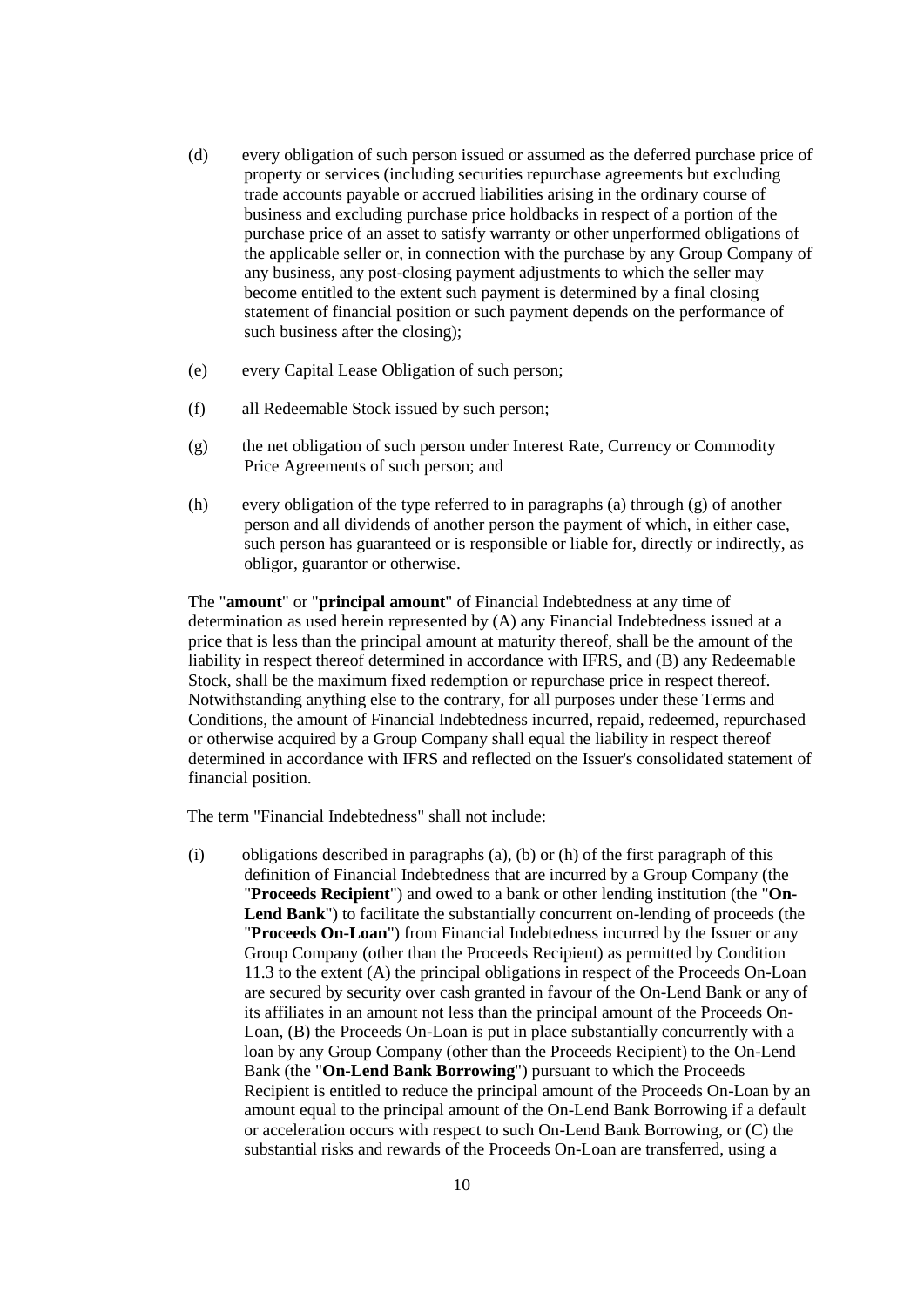(d) every obligation of such person issued or assumed as the deferred purchase price of property or services (including securities repurchase agreements but excluding trade accounts payable or accrued liabilities arising in the ordinary course of business and excluding purchase price holdbacks in respect of a portion of the purchase price of an asset to satisfy warranty or other unperformed obligations of the applicable seller or, in connection with the purchase by any Group Company of any business, any post-closing payment adjustments to which the seller may become entitled to the extent such payment is determined by a final closing statement of financial position or such payment depends on the performance of such business after the closing);

(e) every Capital Lease Obligation of such person;

(f) all Redeemable Stock issued by such person;

(g) the net obligation of such person under Interest Rate, Currency or Commodity Price Agreements of such person; and

(h) every obligation of the type referred to in paragraphs (a) through (g) of another person and all dividends of another person the payment of which, in either case, such person has guaranteed or is responsible or liable for, directly or indirectly, as obligor, guarantor or otherwise.

The "**amount**" or "**principal amount**" of Financial Indebtedness at any time of determination as used herein represented by (A) any Financial Indebtedness issued at a price that is less than the principal amount at maturity thereof, shall be the amount of the liability in respect thereof determined in accordance with IFRS, and (B) any Redeemable Stock, shall be the maximum fixed redemption or repurchase price in respect thereof. Notwithstanding anything else to the contrary, for all purposes under these Terms and Conditions, the amount of Financial Indebtedness incurred, repaid, redeemed, repurchased or otherwise acquired by a Group Company shall equal the liability in respect thereof determined in accordance with IFRS and reflected on the Issuer's consolidated statement of financial position.

The term "Financial Indebtedness" shall not include:

(i) obligations described in paragraphs (a), (b) or (h) of the first paragraph of this definition of Financial Indebtedness that are incurred by a Group Company (the "**Proceeds Recipient**") and owed to a bank or other lending institution (the "**On-Lend Bank**") to facilitate the substantially concurrent on-lending of proceeds (the "**Proceeds On-Loan**") from Financial Indebtedness incurred by the Issuer or any Group Company (other than the Proceeds Recipient) as permitted by Condition 11.3 to the extent (A) the principal obligations in respect of the Proceeds On-Loan are secured by security over cash granted in favour of the On-Lend Bank or any of its affiliates in an amount not less than the principal amount of the Proceeds On-Loan, (B) the Proceeds On-Loan is put in place substantially concurrently with a loan by any Group Company (other than the Proceeds Recipient) to the On-Lend Bank (the "**On-Lend Bank Borrowing**") pursuant to which the Proceeds Recipient is entitled to reduce the principal amount of the Proceeds On-Loan by an amount equal to the principal amount of the On-Lend Bank Borrowing if a default or acceleration occurs with respect to such On-Lend Bank Borrowing, or (C) the substantial risks and rewards of the Proceeds On-Loan are transferred, using a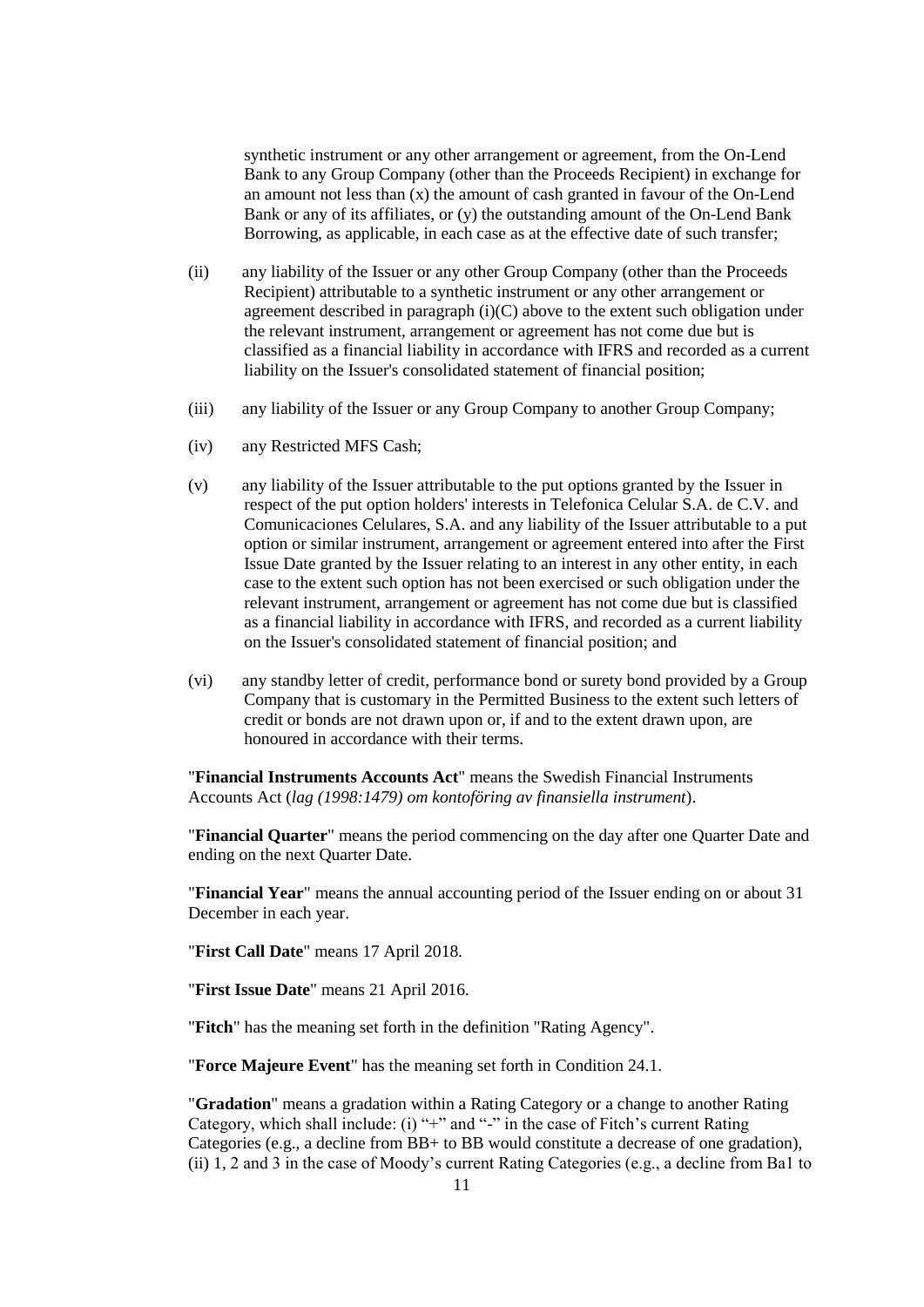synthetic instrument or any other arrangement or agreement, from the On-Lend Bank to any Group Company (other than the Proceeds Recipient) in exchange for an amount not less than (x) the amount of cash granted in favour of the On-Lend Bank or any of its affiliates, or (y) the outstanding amount of the On-Lend Bank Borrowing, as applicable, in each case as at the effective date of such transfer;

(ii) any liability of the Issuer or any other Group Company (other than the Proceeds Recipient) attributable to a synthetic instrument or any other arrangement or agreement described in paragraph (i)(C) above to the extent such obligation under the relevant instrument, arrangement or agreement has not come due but is classified as a financial liability in accordance with IFRS and recorded as a current liability on the Issuer's consolidated statement of financial position;

(iii) any liability of the Issuer or any Group Company to another Group Company;

(iv) any Restricted MFS Cash;

(v) any liability of the Issuer attributable to the put options granted by the Issuer in respect of the put option holders' interests in Telefonica Celular S.A. de C.V. and Comunicaciones Celulares, S.A. and any liability of the Issuer attributable to a put option or similar instrument, arrangement or agreement entered into after the First Issue Date granted by the Issuer relating to an interest in any other entity, in each case to the extent such option has not been exercised or such obligation under the relevant instrument, arrangement or agreement has not come due but is classified as a financial liability in accordance with IFRS, and recorded as a current liability on the Issuer's consolidated statement of financial position; and

(vi) any standby letter of credit, performance bond or surety bond provided by a Group Company that is customary in the Permitted Business to the extent such letters of credit or bonds are not drawn upon or, if and to the extent drawn upon, are honoured in accordance with their terms.

"**Financial Instruments Accounts Act**" means the Swedish Financial Instruments Accounts Act (*lag (1998:1479) om kontoföring av finansiella instrument*).

"**Financial Quarter**" means the period commencing on the day after one Quarter Date and ending on the next Quarter Date.

"**Financial Year**" means the annual accounting period of the Issuer ending on or about 31 December in each year.

"**First Call Date**" means 17 April 2018.

"**First Issue Date**" means 21 April 2016.

"**Fitch**" has the meaning set forth in the definition "Rating Agency".

"**Force Majeure Event**" has the meaning set forth in Condition 24.1.

"**Gradation**" means a gradation within a Rating Category or a change to another Rating Category, which shall include: (i) "+" and "-" in the case of Fitch's current Rating Categories (e.g., a decline from BB+ to BB would constitute a decrease of one gradation), (ii) 1, 2 and 3 in the case of Moody's current Rating Categories (e.g., a decline from Ba1 to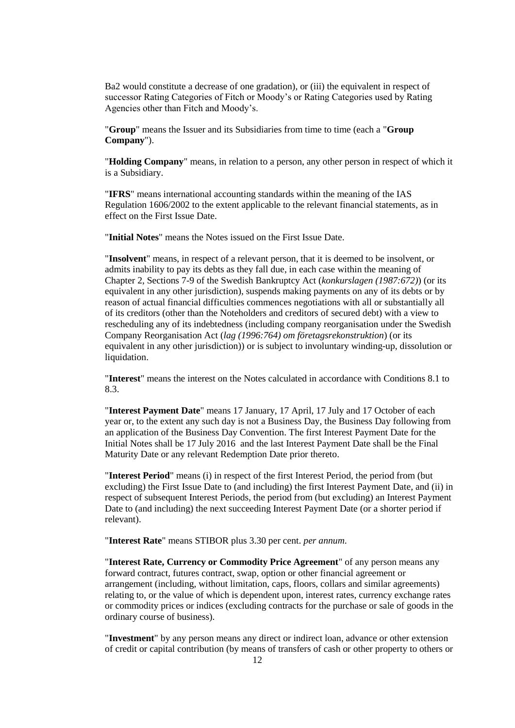Ba2 would constitute a decrease of one gradation), or (iii) the equivalent in respect of successor Rating Categories of Fitch or Moody's or Rating Categories used by Rating Agencies other than Fitch and Moody's.

"**Group**" means the Issuer and its Subsidiaries from time to time (each a "**Group Company**").

"**Holding Company**" means, in relation to a person, any other person in respect of which it is a Subsidiary.

"**IFRS**" means international accounting standards within the meaning of the IAS Regulation 1606/2002 to the extent applicable to the relevant financial statements, as in effect on the First Issue Date.

"**Initial Notes**" means the Notes issued on the First Issue Date.

"**Insolvent**" means, in respect of a relevant person, that it is deemed to be insolvent, or admits inability to pay its debts as they fall due, in each case within the meaning of Chapter 2, Sections 7-9 of the Swedish Bankruptcy Act (*konkurslagen (1987:672)*) (or its equivalent in any other jurisdiction), suspends making payments on any of its debts or by reason of actual financial difficulties commences negotiations with all or substantially all of its creditors (other than the Noteholders and creditors of secured debt) with a view to rescheduling any of its indebtedness (including company reorganisation under the Swedish Company Reorganisation Act (*lag (1996:764) om företagsrekonstruktion*) (or its equivalent in any other jurisdiction)) or is subject to involuntary winding-up, dissolution or liquidation.

"**Interest**" means the interest on the Notes calculated in accordance with Conditions 8.1 to 8.3.

"**Interest Payment Date**" means 17 January, 17 April, 17 July and 17 October of each year or, to the extent any such day is not a Business Day, the Business Day following from an application of the Business Day Convention. The first Interest Payment Date for the Initial Notes shall be 17 July 2016 and the last Interest Payment Date shall be the Final Maturity Date or any relevant Redemption Date prior thereto.

"**Interest Period**" means (i) in respect of the first Interest Period, the period from (but excluding) the First Issue Date to (and including) the first Interest Payment Date, and (ii) in respect of subsequent Interest Periods, the period from (but excluding) an Interest Payment Date to (and including) the next succeeding Interest Payment Date (or a shorter period if relevant).

"**Interest Rate**" means STIBOR plus 3.30 per cent. *per annum*.

"**Interest Rate, Currency or Commodity Price Agreement**" of any person means any forward contract, futures contract, swap, option or other financial agreement or arrangement (including, without limitation, caps, floors, collars and similar agreements) relating to, or the value of which is dependent upon, interest rates, currency exchange rates or commodity prices or indices (excluding contracts for the purchase or sale of goods in the ordinary course of business).

"**Investment**" by any person means any direct or indirect loan, advance or other extension of credit or capital contribution (by means of transfers of cash or other property to others or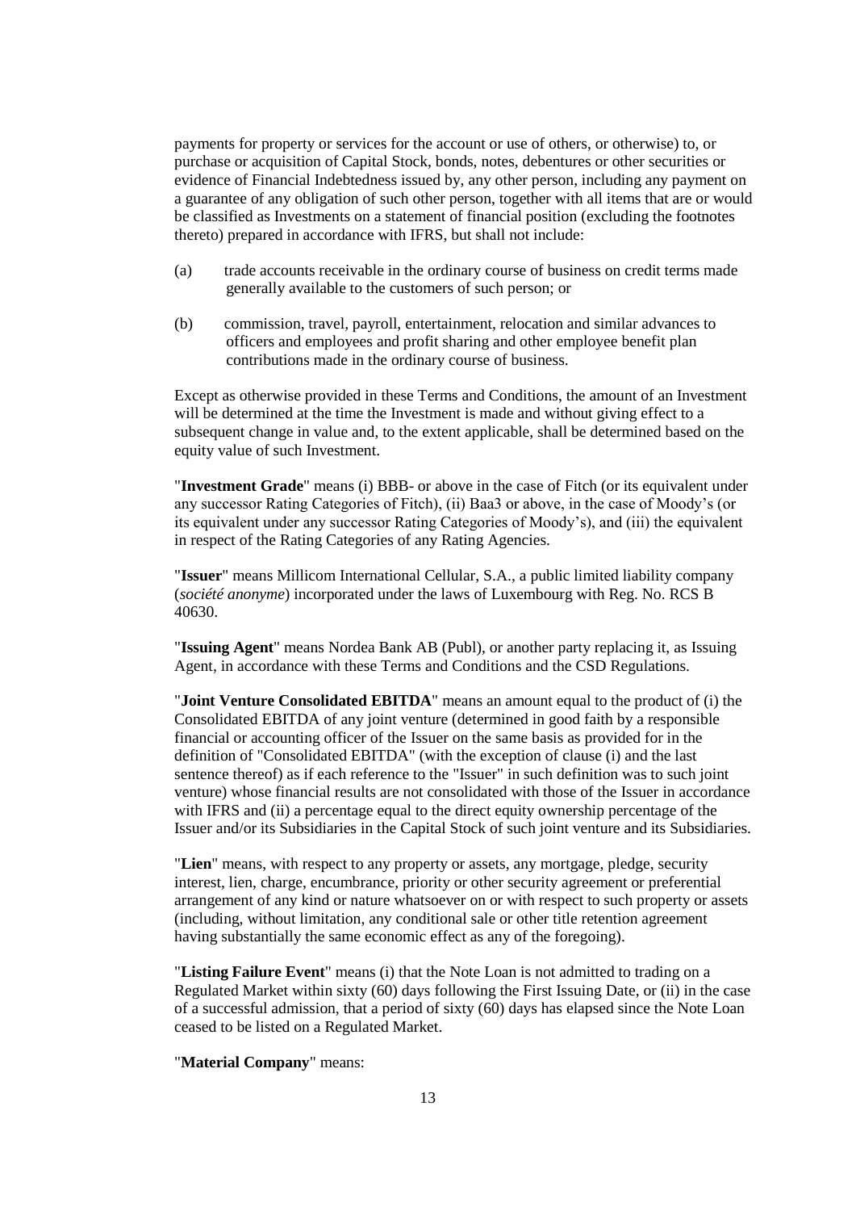payments for property or services for the account or use of others, or otherwise) to, or purchase or acquisition of Capital Stock, bonds, notes, debentures or other securities or evidence of Financial Indebtedness issued by, any other person, including any payment on a guarantee of any obligation of such other person, together with all items that are or would be classified as Investments on a statement of financial position (excluding the footnotes thereto) prepared in accordance with IFRS, but shall not include:

(a) trade accounts receivable in the ordinary course of business on credit terms made generally available to the customers of such person; or

(b) commission, travel, payroll, entertainment, relocation and similar advances to officers and employees and profit sharing and other employee benefit plan contributions made in the ordinary course of business.

Except as otherwise provided in these Terms and Conditions, the amount of an Investment will be determined at the time the Investment is made and without giving effect to a subsequent change in value and, to the extent applicable, shall be determined based on the equity value of such Investment.

"**Investment Grade**" means (i) BBB- or above in the case of Fitch (or its equivalent under any successor Rating Categories of Fitch), (ii) Baa3 or above, in the case of Moody's (or its equivalent under any successor Rating Categories of Moody's), and (iii) the equivalent in respect of the Rating Categories of any Rating Agencies.

"**Issuer**" means Millicom International Cellular, S.A., a public limited liability company (*société anonyme*) incorporated under the laws of Luxembourg with Reg. No. RCS B 40630.

"**Issuing Agent**" means Nordea Bank AB (Publ), or another party replacing it, as Issuing Agent, in accordance with these Terms and Conditions and the CSD Regulations.

"**Joint Venture Consolidated EBITDA**" means an amount equal to the product of (i) the Consolidated EBITDA of any joint venture (determined in good faith by a responsible financial or accounting officer of the Issuer on the same basis as provided for in the definition of "Consolidated EBITDA" (with the exception of clause (i) and the last sentence thereof) as if each reference to the "Issuer" in such definition was to such joint venture) whose financial results are not consolidated with those of the Issuer in accordance with IFRS and (ii) a percentage equal to the direct equity ownership percentage of the Issuer and/or its Subsidiaries in the Capital Stock of such joint venture and its Subsidiaries.

"**Lien**" means, with respect to any property or assets, any mortgage, pledge, security interest, lien, charge, encumbrance, priority or other security agreement or preferential arrangement of any kind or nature whatsoever on or with respect to such property or assets (including, without limitation, any conditional sale or other title retention agreement having substantially the same economic effect as any of the foregoing).

"**Listing Failure Event**" means (i) that the Note Loan is not admitted to trading on a Regulated Market within sixty (60) days following the First Issuing Date, or (ii) in the case of a successful admission, that a period of sixty (60) days has elapsed since the Note Loan ceased to be listed on a Regulated Market.

"**Material Company**" means: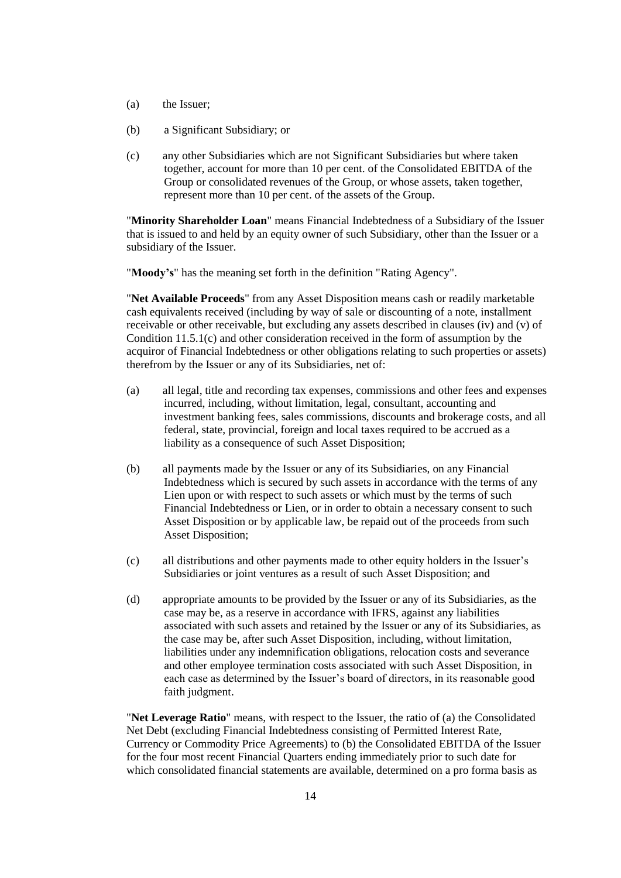(a) the Issuer;

(b) a Significant Subsidiary; or

(c) any other Subsidiaries which are not Significant Subsidiaries but where taken together, account for more than 10 per cent. of the Consolidated EBITDA of the Group or consolidated revenues of the Group, or whose assets, taken together, represent more than 10 per cent. of the assets of the Group.

"**Minority Shareholder Loan**" means Financial Indebtedness of a Subsidiary of the Issuer that is issued to and held by an equity owner of such Subsidiary, other than the Issuer or a subsidiary of the Issuer.

"**Moody's**" has the meaning set forth in the definition "Rating Agency".

"**Net Available Proceeds**" from any Asset Disposition means cash or readily marketable cash equivalents received (including by way of sale or discounting of a note, installment receivable or other receivable, but excluding any assets described in clauses (iv) and (v) of Condition 11.5.1(c) and other consideration received in the form of assumption by the acquiror of Financial Indebtedness or other obligations relating to such properties or assets) therefrom by the Issuer or any of its Subsidiaries, net of:

(a) all legal, title and recording tax expenses, commissions and other fees and expenses incurred, including, without limitation, legal, consultant, accounting and investment banking fees, sales commissions, discounts and brokerage costs, and all federal, state, provincial, foreign and local taxes required to be accrued as a liability as a consequence of such Asset Disposition;

(b) all payments made by the Issuer or any of its Subsidiaries, on any Financial Indebtedness which is secured by such assets in accordance with the terms of any Lien upon or with respect to such assets or which must by the terms of such Financial Indebtedness or Lien, or in order to obtain a necessary consent to such Asset Disposition or by applicable law, be repaid out of the proceeds from such Asset Disposition;

(c) all distributions and other payments made to other equity holders in the Issuer's Subsidiaries or joint ventures as a result of such Asset Disposition; and

(d) appropriate amounts to be provided by the Issuer or any of its Subsidiaries, as the case may be, as a reserve in accordance with IFRS, against any liabilities associated with such assets and retained by the Issuer or any of its Subsidiaries, as the case may be, after such Asset Disposition, including, without limitation, liabilities under any indemnification obligations, relocation costs and severance and other employee termination costs associated with such Asset Disposition, in each case as determined by the Issuer's board of directors, in its reasonable good faith judgment.

"**Net Leverage Ratio**" means, with respect to the Issuer, the ratio of (a) the Consolidated Net Debt (excluding Financial Indebtedness consisting of Permitted Interest Rate, Currency or Commodity Price Agreements) to (b) the Consolidated EBITDA of the Issuer for the four most recent Financial Quarters ending immediately prior to such date for which consolidated financial statements are available, determined on a pro forma basis as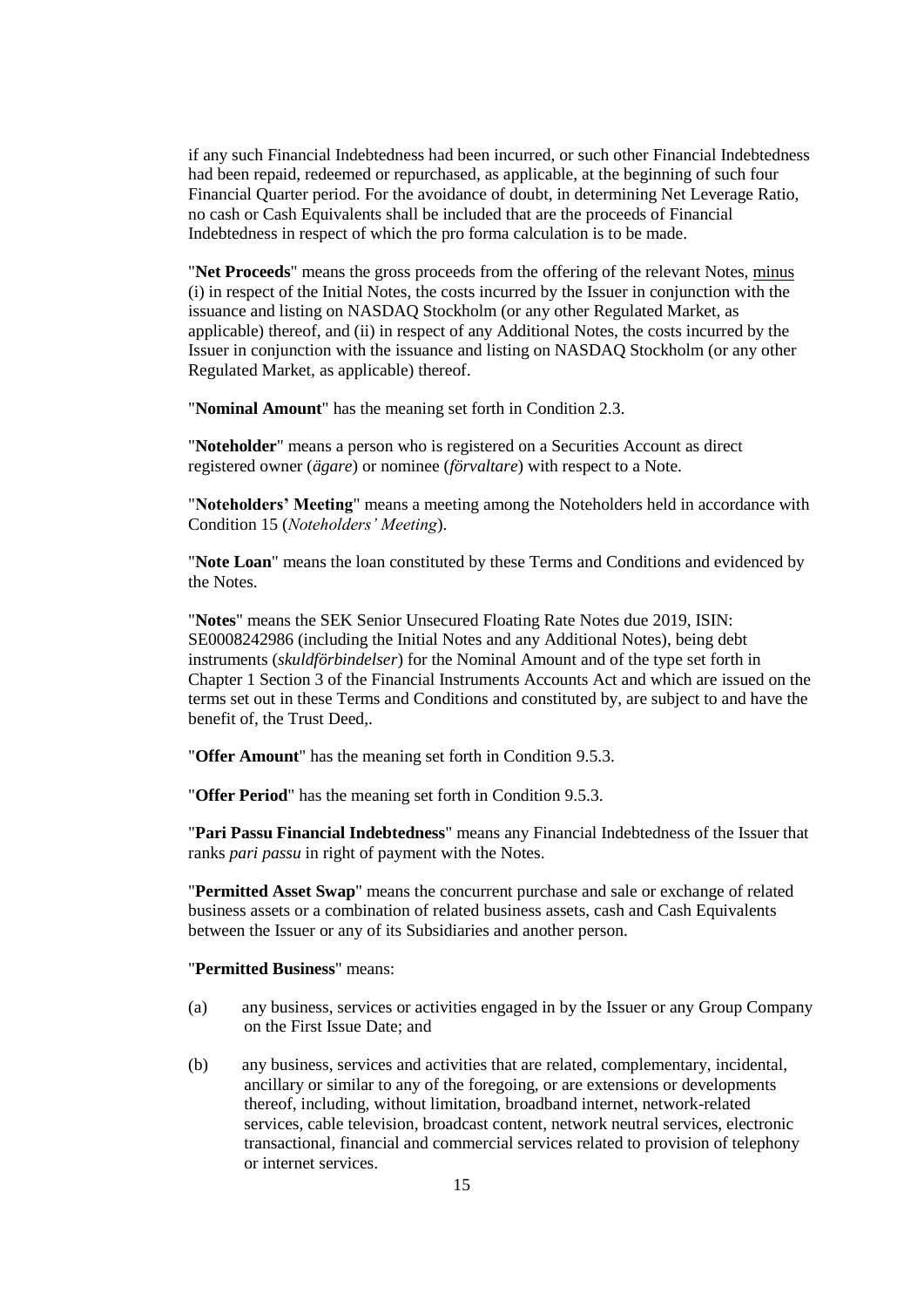if any such Financial Indebtedness had been incurred, or such other Financial Indebtedness had been repaid, redeemed or repurchased, as applicable, at the beginning of such four Financial Quarter period. For the avoidance of doubt, in determining Net Leverage Ratio, no cash or Cash Equivalents shall be included that are the proceeds of Financial Indebtedness in respect of which the pro forma calculation is to be made.

"**Net Proceeds**" means the gross proceeds from the offering of the relevant Notes, minus (i) in respect of the Initial Notes, the costs incurred by the Issuer in conjunction with the issuance and listing on NASDAQ Stockholm (or any other Regulated Market, as applicable) thereof, and (ii) in respect of any Additional Notes, the costs incurred by the Issuer in conjunction with the issuance and listing on NASDAQ Stockholm (or any other Regulated Market, as applicable) thereof.

"**Nominal Amount**" has the meaning set forth in Condition 2.3.

"**Noteholder**" means a person who is registered on a Securities Account as direct registered owner (*ägare*) or nominee (*förvaltare*) with respect to a Note.

"**Noteholders' Meeting**" means a meeting among the Noteholders held in accordance with Condition 15 (*Noteholders' Meeting*).

"**Note Loan**" means the loan constituted by these Terms and Conditions and evidenced by the Notes.

"**Notes**" means the SEK Senior Unsecured Floating Rate Notes due 2019, ISIN: SE0008242986 (including the Initial Notes and any Additional Notes), being debt instruments (*skuldförbindelser*) for the Nominal Amount and of the type set forth in Chapter 1 Section 3 of the Financial Instruments Accounts Act and which are issued on the terms set out in these Terms and Conditions and constituted by, are subject to and have the benefit of, the Trust Deed,.

"**Offer Amount**" has the meaning set forth in Condition 9.5.3.

"**Offer Period**" has the meaning set forth in Condition 9.5.3.

"**Pari Passu Financial Indebtedness**" means any Financial Indebtedness of the Issuer that ranks *pari passu* in right of payment with the Notes.

"**Permitted Asset Swap**" means the concurrent purchase and sale or exchange of related business assets or a combination of related business assets, cash and Cash Equivalents between the Issuer or any of its Subsidiaries and another person.

"**Permitted Business**" means:

(a) any business, services or activities engaged in by the Issuer or any Group Company on the First Issue Date; and

(b) any business, services and activities that are related, complementary, incidental, ancillary or similar to any of the foregoing, or are extensions or developments thereof, including, without limitation, broadband internet, network-related services, cable television, broadcast content, network neutral services, electronic transactional, financial and commercial services related to provision of telephony or internet services.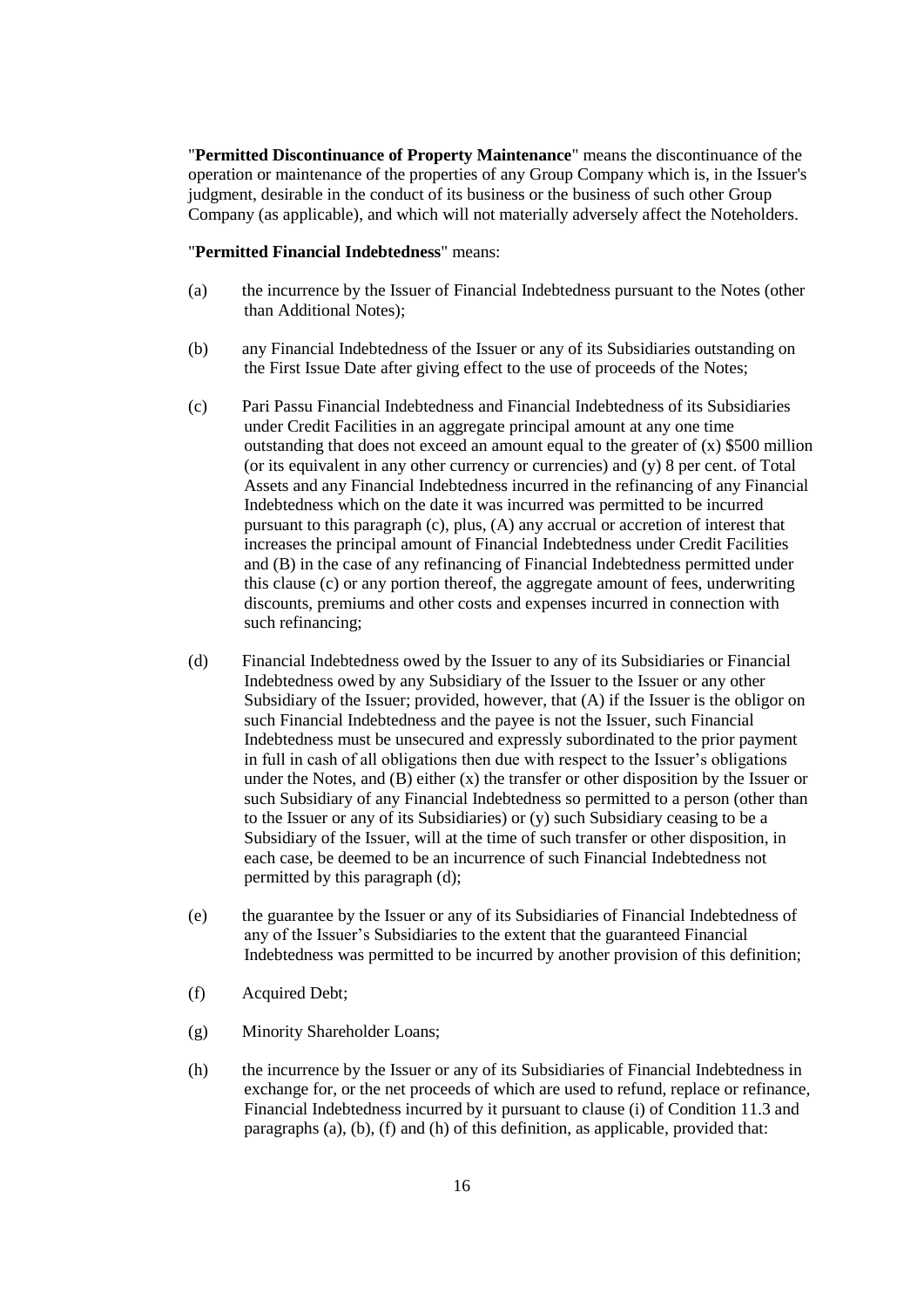"**Permitted Discontinuance of Property Maintenance**" means the discontinuance of the operation or maintenance of the properties of any Group Company which is, in the Issuer's judgment, desirable in the conduct of its business or the business of such other Group Company (as applicable), and which will not materially adversely affect the Noteholders.

"**Permitted Financial Indebtedness**" means:

(a) the incurrence by the Issuer of Financial Indebtedness pursuant to the Notes (other than Additional Notes);

(b) any Financial Indebtedness of the Issuer or any of its Subsidiaries outstanding on the First Issue Date after giving effect to the use of proceeds of the Notes;

(c) Pari Passu Financial Indebtedness and Financial Indebtedness of its Subsidiaries under Credit Facilities in an aggregate principal amount at any one time outstanding that does not exceed an amount equal to the greater of (x) $500 million (or its equivalent in any other currency or currencies) and (y) 8 per cent. of Total Assets and any Financial Indebtedness incurred in the refinancing of any Financial Indebtedness which on the date it was incurred was permitted to be incurred pursuant to this paragraph (c), plus, (A) any accrual or accretion of interest that increases the principal amount of Financial Indebtedness under Credit Facilities and (B) in the case of any refinancing of Financial Indebtedness permitted under this clause (c) or any portion thereof, the aggregate amount of fees, underwriting discounts, premiums and other costs and expenses incurred in connection with such refinancing;

(d) Financial Indebtedness owed by the Issuer to any of its Subsidiaries or Financial Indebtedness owed by any Subsidiary of the Issuer to the Issuer or any other Subsidiary of the Issuer; provided, however, that (A) if the Issuer is the obligor on such Financial Indebtedness and the payee is not the Issuer, such Financial Indebtedness must be unsecured and expressly subordinated to the prior payment in full in cash of all obligations then due with respect to the Issuer's obligations under the Notes, and (B) either (x) the transfer or other disposition by the Issuer or such Subsidiary of any Financial Indebtedness so permitted to a person (other than to the Issuer or any of its Subsidiaries) or (y) such Subsidiary ceasing to be a Subsidiary of the Issuer, will at the time of such transfer or other disposition, in each case, be deemed to be an incurrence of such Financial Indebtedness not permitted by this paragraph (d);

(e) the guarantee by the Issuer or any of its Subsidiaries of Financial Indebtedness of any of the Issuer's Subsidiaries to the extent that the guaranteed Financial Indebtedness was permitted to be incurred by another provision of this definition;

(f) Acquired Debt;

(g) Minority Shareholder Loans;

(h) the incurrence by the Issuer or any of its Subsidiaries of Financial Indebtedness in exchange for, or the net proceeds of which are used to refund, replace or refinance, Financial Indebtedness incurred by it pursuant to clause (i) of Condition 11.3 and paragraphs (a), (b), (f) and (h) of this definition, as applicable, provided that: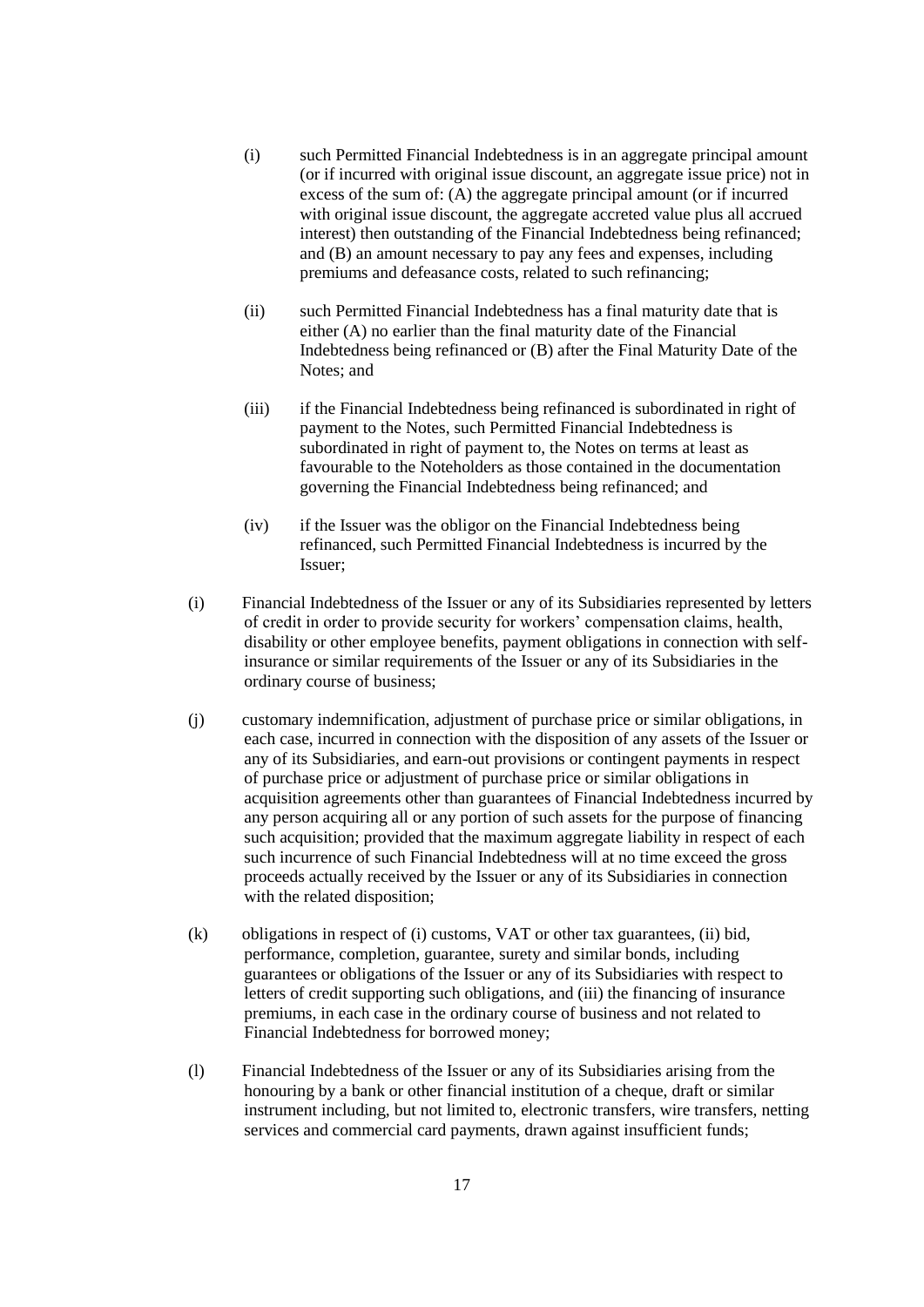(i) such Permitted Financial Indebtedness is in an aggregate principal amount (or if incurred with original issue discount, an aggregate issue price) not in excess of the sum of: (A) the aggregate principal amount (or if incurred with original issue discount, the aggregate accreted value plus all accrued interest) then outstanding of the Financial Indebtedness being refinanced; and (B) an amount necessary to pay any fees and expenses, including premiums and defeasance costs, related to such refinancing;

(ii) such Permitted Financial Indebtedness has a final maturity date that is either (A) no earlier than the final maturity date of the Financial Indebtedness being refinanced or (B) after the Final Maturity Date of the Notes; and

(iii) if the Financial Indebtedness being refinanced is subordinated in right of payment to the Notes, such Permitted Financial Indebtedness is subordinated in right of payment to, the Notes on terms at least as favourable to the Noteholders as those contained in the documentation governing the Financial Indebtedness being refinanced; and

(iv) if the Issuer was the obligor on the Financial Indebtedness being refinanced, such Permitted Financial Indebtedness is incurred by the Issuer;

(i) Financial Indebtedness of the Issuer or any of its Subsidiaries represented by letters of credit in order to provide security for workers' compensation claims, health, disability or other employee benefits, payment obligations in connection with self-insurance or similar requirements of the Issuer or any of its Subsidiaries in the ordinary course of business;

(j) customary indemnification, adjustment of purchase price or similar obligations, in each case, incurred in connection with the disposition of any assets of the Issuer or any of its Subsidiaries, and earn-out provisions or contingent payments in respect of purchase price or adjustment of purchase price or similar obligations in acquisition agreements other than guarantees of Financial Indebtedness incurred by any person acquiring all or any portion of such assets for the purpose of financing such acquisition; provided that the maximum aggregate liability in respect of each such incurrence of such Financial Indebtedness will at no time exceed the gross proceeds actually received by the Issuer or any of its Subsidiaries in connection with the related disposition;

(k) obligations in respect of (i) customs, VAT or other tax guarantees, (ii) bid, performance, completion, guarantee, surety and similar bonds, including guarantees or obligations of the Issuer or any of its Subsidiaries with respect to letters of credit supporting such obligations, and (iii) the financing of insurance premiums, in each case in the ordinary course of business and not related to Financial Indebtedness for borrowed money;

(l) Financial Indebtedness of the Issuer or any of its Subsidiaries arising from the honouring by a bank or other financial institution of a cheque, draft or similar instrument including, but not limited to, electronic transfers, wire transfers, netting services and commercial card payments, drawn against insufficient funds;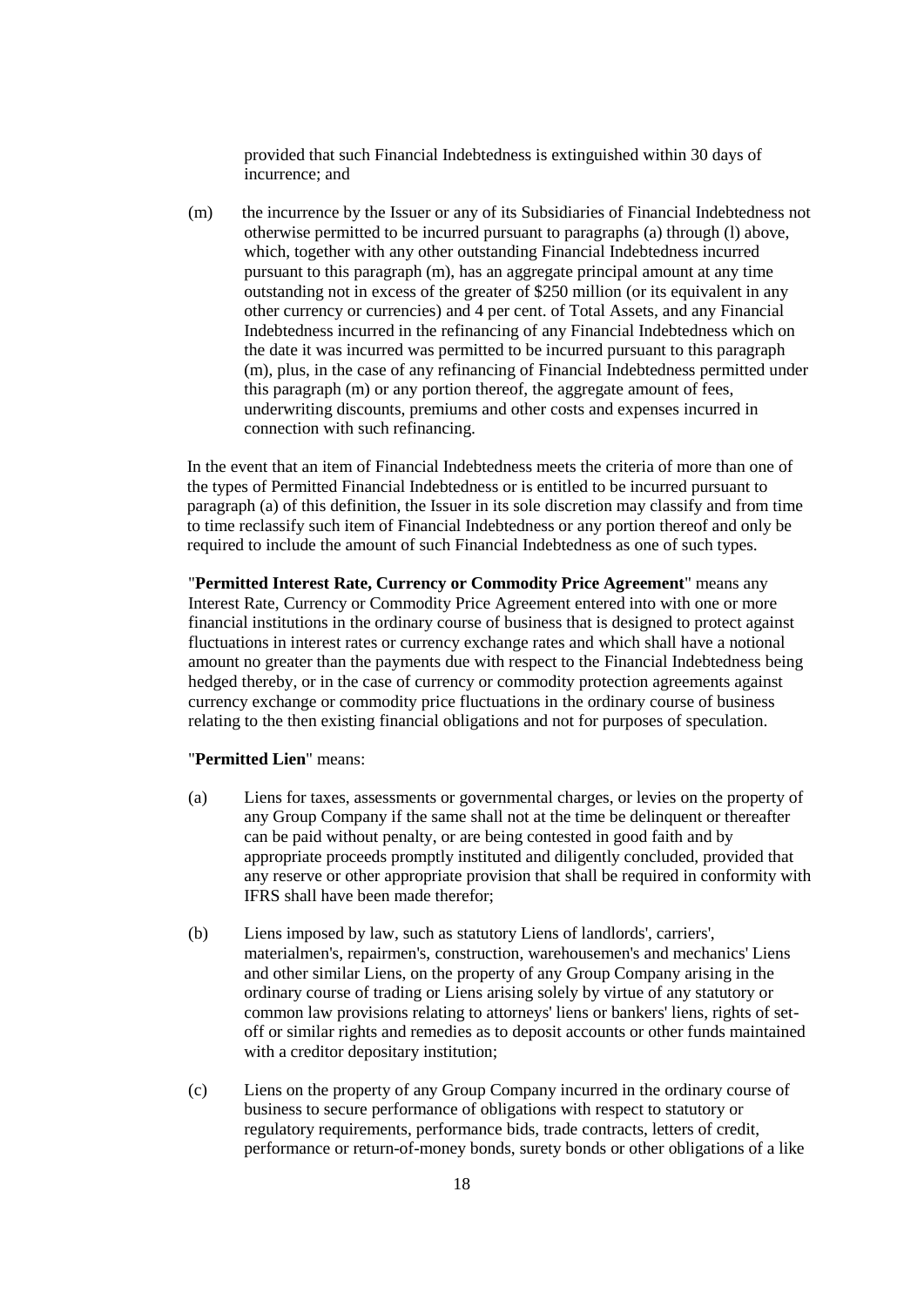provided that such Financial Indebtedness is extinguished within 30 days of incurrence; and

(m) the incurrence by the Issuer or any of its Subsidiaries of Financial Indebtedness not otherwise permitted to be incurred pursuant to paragraphs (a) through (l) above, which, together with any other outstanding Financial Indebtedness incurred pursuant to this paragraph (m), has an aggregate principal amount at any time outstanding not in excess of the greater of $250 million (or its equivalent in any other currency or currencies) and 4 per cent. of Total Assets, and any Financial Indebtedness incurred in the refinancing of any Financial Indebtedness which on the date it was incurred was permitted to be incurred pursuant to this paragraph (m), plus, in the case of any refinancing of Financial Indebtedness permitted under this paragraph (m) or any portion thereof, the aggregate amount of fees, underwriting discounts, premiums and other costs and expenses incurred in connection with such refinancing.

In the event that an item of Financial Indebtedness meets the criteria of more than one of the types of Permitted Financial Indebtedness or is entitled to be incurred pursuant to paragraph (a) of this definition, the Issuer in its sole discretion may classify and from time to time reclassify such item of Financial Indebtedness or any portion thereof and only be required to include the amount of such Financial Indebtedness as one of such types.

"**Permitted Interest Rate, Currency or Commodity Price Agreement**" means any Interest Rate, Currency or Commodity Price Agreement entered into with one or more financial institutions in the ordinary course of business that is designed to protect against fluctuations in interest rates or currency exchange rates and which shall have a notional amount no greater than the payments due with respect to the Financial Indebtedness being hedged thereby, or in the case of currency or commodity protection agreements against currency exchange or commodity price fluctuations in the ordinary course of business relating to the then existing financial obligations and not for purposes of speculation.

"**Permitted Lien**" means:

(a) Liens for taxes, assessments or governmental charges, or levies on the property of any Group Company if the same shall not at the time be delinquent or thereafter can be paid without penalty, or are being contested in good faith and by appropriate proceeds promptly instituted and diligently concluded, provided that any reserve or other appropriate provision that shall be required in conformity with IFRS shall have been made therefor;

(b) Liens imposed by law, such as statutory Liens of landlords', carriers', materialmen's, repairmen's, construction, warehousemen's and mechanics' Liens and other similar Liens, on the property of any Group Company arising in the ordinary course of trading or Liens arising solely by virtue of any statutory or common law provisions relating to attorneys' liens or bankers' liens, rights of set-off or similar rights and remedies as to deposit accounts or other funds maintained with a creditor depositary institution;

(c) Liens on the property of any Group Company incurred in the ordinary course of business to secure performance of obligations with respect to statutory or regulatory requirements, performance bids, trade contracts, letters of credit, performance or return-of-money bonds, surety bonds or other obligations of a like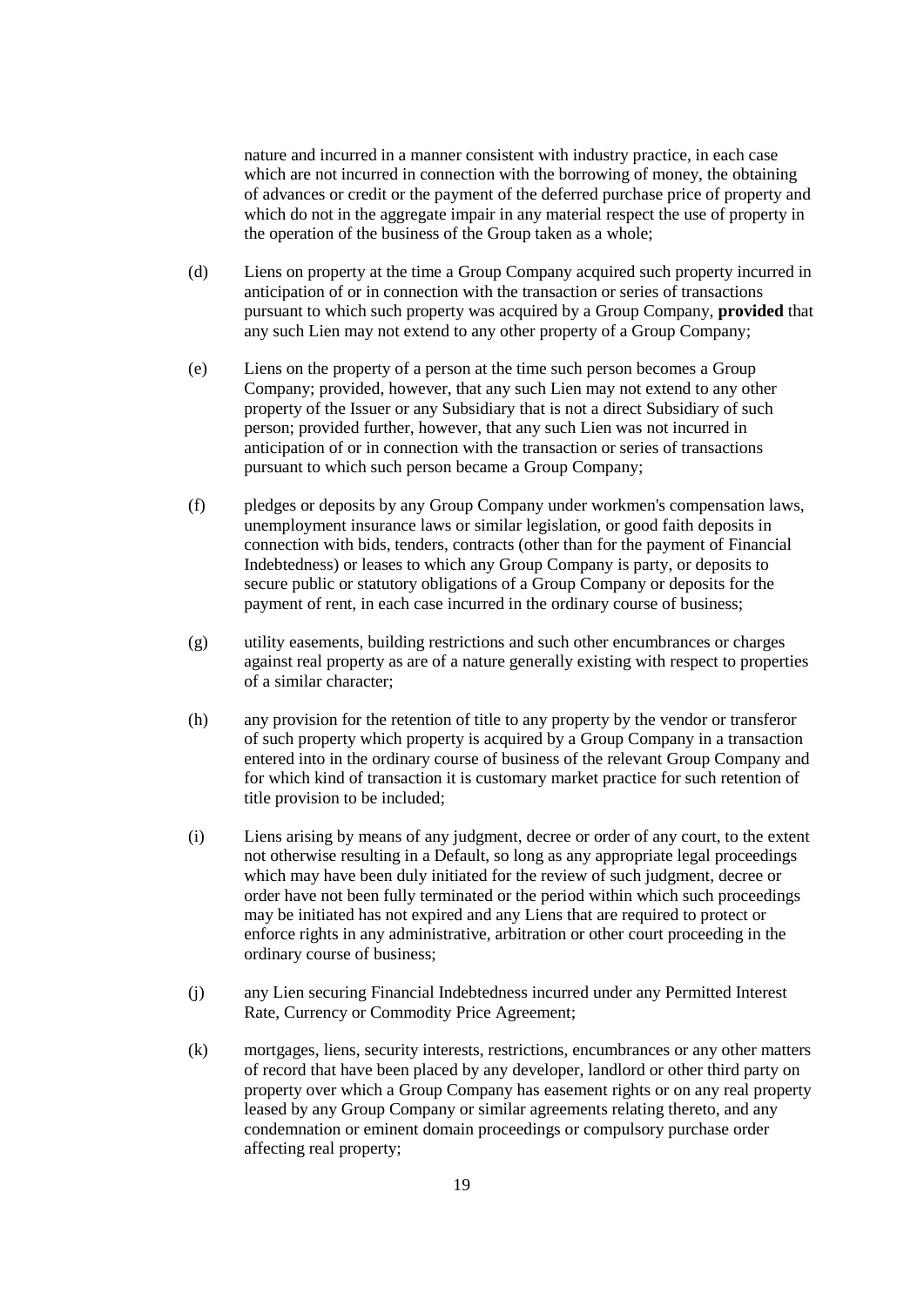nature and incurred in a manner consistent with industry practice, in each case which are not incurred in connection with the borrowing of money, the obtaining of advances or credit or the payment of the deferred purchase price of property and which do not in the aggregate impair in any material respect the use of property in the operation of the business of the Group taken as a whole;

(d) Liens on property at the time a Group Company acquired such property incurred in anticipation of or in connection with the transaction or series of transactions pursuant to which such property was acquired by a Group Company, **provided** that any such Lien may not extend to any other property of a Group Company;

(e) Liens on the property of a person at the time such person becomes a Group Company; provided, however, that any such Lien may not extend to any other property of the Issuer or any Subsidiary that is not a direct Subsidiary of such person; provided further, however, that any such Lien was not incurred in anticipation of or in connection with the transaction or series of transactions pursuant to which such person became a Group Company;

(f) pledges or deposits by any Group Company under workmen's compensation laws, unemployment insurance laws or similar legislation, or good faith deposits in connection with bids, tenders, contracts (other than for the payment of Financial Indebtedness) or leases to which any Group Company is party, or deposits to secure public or statutory obligations of a Group Company or deposits for the payment of rent, in each case incurred in the ordinary course of business;

(g) utility easements, building restrictions and such other encumbrances or charges against real property as are of a nature generally existing with respect to properties of a similar character;

(h) any provision for the retention of title to any property by the vendor or transferor of such property which property is acquired by a Group Company in a transaction entered into in the ordinary course of business of the relevant Group Company and for which kind of transaction it is customary market practice for such retention of title provision to be included;

(i) Liens arising by means of any judgment, decree or order of any court, to the extent not otherwise resulting in a Default, so long as any appropriate legal proceedings which may have been duly initiated for the review of such judgment, decree or order have not been fully terminated or the period within which such proceedings may be initiated has not expired and any Liens that are required to protect or enforce rights in any administrative, arbitration or other court proceeding in the ordinary course of business;

(j) any Lien securing Financial Indebtedness incurred under any Permitted Interest Rate, Currency or Commodity Price Agreement;

(k) mortgages, liens, security interests, restrictions, encumbrances or any other matters of record that have been placed by any developer, landlord or other third party on property over which a Group Company has easement rights or on any real property leased by any Group Company or similar agreements relating thereto, and any condemnation or eminent domain proceedings or compulsory purchase order affecting real property;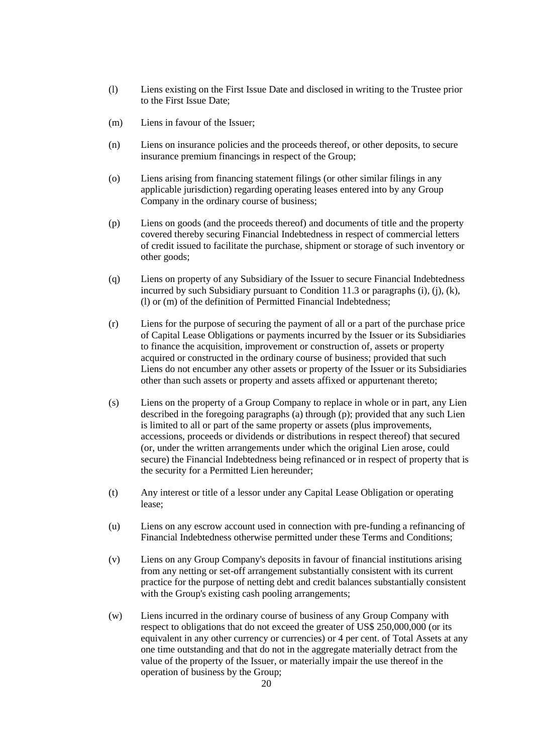(l) Liens existing on the First Issue Date and disclosed in writing to the Trustee prior to the First Issue Date;

(m) Liens in favour of the Issuer;

(n) Liens on insurance policies and the proceeds thereof, or other deposits, to secure insurance premium financings in respect of the Group;

(o) Liens arising from financing statement filings (or other similar filings in any applicable jurisdiction) regarding operating leases entered into by any Group Company in the ordinary course of business;

(p) Liens on goods (and the proceeds thereof) and documents of title and the property covered thereby securing Financial Indebtedness in respect of commercial letters of credit issued to facilitate the purchase, shipment or storage of such inventory or other goods;

(q) Liens on property of any Subsidiary of the Issuer to secure Financial Indebtedness incurred by such Subsidiary pursuant to Condition 11.3 or paragraphs (i), (j), (k), (l) or (m) of the definition of Permitted Financial Indebtedness;

(r) Liens for the purpose of securing the payment of all or a part of the purchase price of Capital Lease Obligations or payments incurred by the Issuer or its Subsidiaries to finance the acquisition, improvement or construction of, assets or property acquired or constructed in the ordinary course of business; provided that such Liens do not encumber any other assets or property of the Issuer or its Subsidiaries other than such assets or property and assets affixed or appurtenant thereto;

(s) Liens on the property of a Group Company to replace in whole or in part, any Lien described in the foregoing paragraphs (a) through (p); provided that any such Lien is limited to all or part of the same property or assets (plus improvements, accessions, proceeds or dividends or distributions in respect thereof) that secured (or, under the written arrangements under which the original Lien arose, could secure) the Financial Indebtedness being refinanced or in respect of property that is the security for a Permitted Lien hereunder;

(t) Any interest or title of a lessor under any Capital Lease Obligation or operating lease;

(u) Liens on any escrow account used in connection with pre-funding a refinancing of Financial Indebtedness otherwise permitted under these Terms and Conditions;

(v) Liens on any Group Company's deposits in favour of financial institutions arising from any netting or set-off arrangement substantially consistent with its current practice for the purpose of netting debt and credit balances substantially consistent with the Group's existing cash pooling arrangements;

(w) Liens incurred in the ordinary course of business of any Group Company with respect to obligations that do not exceed the greater of US$ 250,000,000 (or its equivalent in any other currency or currencies) or 4 per cent. of Total Assets at any one time outstanding and that do not in the aggregate materially detract from the value of the property of the Issuer, or materially impair the use thereof in the operation of business by the Group;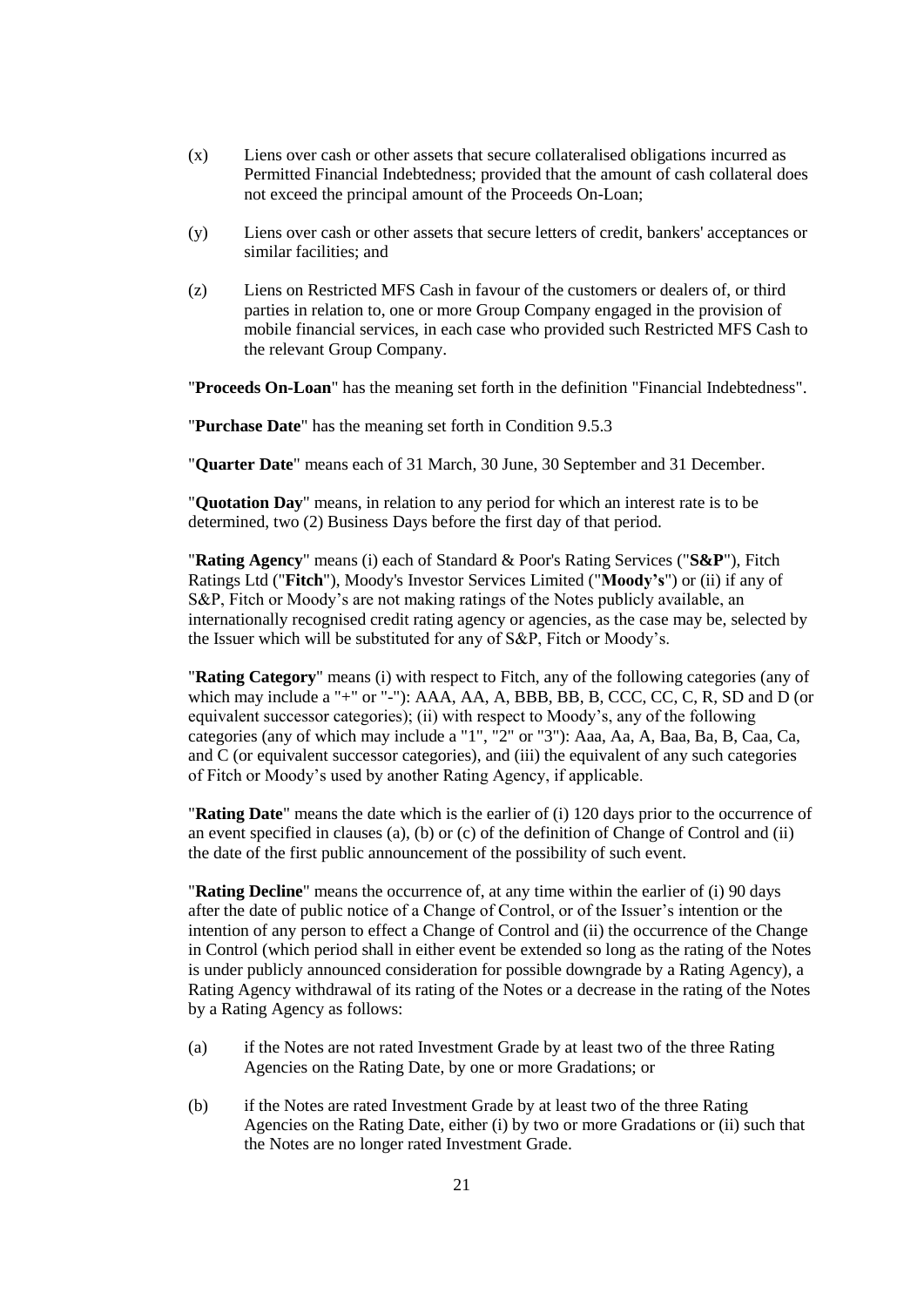(x) Liens over cash or other assets that secure collateralised obligations incurred as Permitted Financial Indebtedness; provided that the amount of cash collateral does not exceed the principal amount of the Proceeds On-Loan;

(y) Liens over cash or other assets that secure letters of credit, bankers' acceptances or similar facilities; and

(z) Liens on Restricted MFS Cash in favour of the customers or dealers of, or third parties in relation to, one or more Group Company engaged in the provision of mobile financial services, in each case who provided such Restricted MFS Cash to the relevant Group Company.

"**Proceeds On-Loan**" has the meaning set forth in the definition "Financial Indebtedness".

"**Purchase Date**" has the meaning set forth in Condition 9.5.3

"**Quarter Date**" means each of 31 March, 30 June, 30 September and 31 December.

"**Quotation Day**" means, in relation to any period for which an interest rate is to be determined, two (2) Business Days before the first day of that period.

"**Rating Agency**" means (i) each of Standard & Poor's Rating Services ("**S&P**"), Fitch Ratings Ltd ("**Fitch**"), Moody's Investor Services Limited ("**Moody's**") or (ii) if any of S&P, Fitch or Moody's are not making ratings of the Notes publicly available, an internationally recognised credit rating agency or agencies, as the case may be, selected by the Issuer which will be substituted for any of S&P, Fitch or Moody's.

"**Rating Category**" means (i) with respect to Fitch, any of the following categories (any of which may include a "+" or "-"): AAA, AA, A, BBB, BB, B, CCC, CC, C, R, SD and D (or equivalent successor categories); (ii) with respect to Moody's, any of the following categories (any of which may include a "1", "2" or "3"): Aaa, Aa, A, Baa, Ba, B, Caa, Ca, and C (or equivalent successor categories), and (iii) the equivalent of any such categories of Fitch or Moody's used by another Rating Agency, if applicable.

"**Rating Date**" means the date which is the earlier of (i) 120 days prior to the occurrence of an event specified in clauses (a), (b) or (c) of the definition of Change of Control and (ii) the date of the first public announcement of the possibility of such event.

"**Rating Decline**" means the occurrence of, at any time within the earlier of (i) 90 days after the date of public notice of a Change of Control, or of the Issuer's intention or the intention of any person to effect a Change of Control and (ii) the occurrence of the Change in Control (which period shall in either event be extended so long as the rating of the Notes is under publicly announced consideration for possible downgrade by a Rating Agency), a Rating Agency withdrawal of its rating of the Notes or a decrease in the rating of the Notes by a Rating Agency as follows:

(a) if the Notes are not rated Investment Grade by at least two of the three Rating Agencies on the Rating Date, by one or more Gradations; or

(b) if the Notes are rated Investment Grade by at least two of the three Rating Agencies on the Rating Date, either (i) by two or more Gradations or (ii) such that the Notes are no longer rated Investment Grade.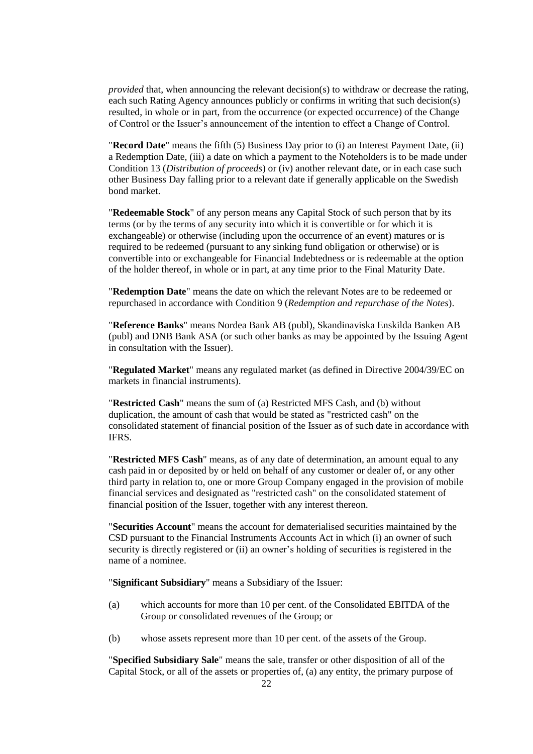*provided* that, when announcing the relevant decision(s) to withdraw or decrease the rating, each such Rating Agency announces publicly or confirms in writing that such decision(s) resulted, in whole or in part, from the occurrence (or expected occurrence) of the Change of Control or the Issuer's announcement of the intention to effect a Change of Control.

"**Record Date**" means the fifth (5) Business Day prior to (i) an Interest Payment Date, (ii) a Redemption Date, (iii) a date on which a payment to the Noteholders is to be made under Condition 13 (*Distribution of proceeds*) or (iv) another relevant date, or in each case such other Business Day falling prior to a relevant date if generally applicable on the Swedish bond market.

"**Redeemable Stock**" of any person means any Capital Stock of such person that by its terms (or by the terms of any security into which it is convertible or for which it is exchangeable) or otherwise (including upon the occurrence of an event) matures or is required to be redeemed (pursuant to any sinking fund obligation or otherwise) or is convertible into or exchangeable for Financial Indebtedness or is redeemable at the option of the holder thereof, in whole or in part, at any time prior to the Final Maturity Date.

"**Redemption Date**" means the date on which the relevant Notes are to be redeemed or repurchased in accordance with Condition 9 (*Redemption and repurchase of the Notes*).

"**Reference Banks**" means Nordea Bank AB (publ), Skandinaviska Enskilda Banken AB (publ) and DNB Bank ASA (or such other banks as may be appointed by the Issuing Agent in consultation with the Issuer).

"**Regulated Market**" means any regulated market (as defined in Directive 2004/39/EC on markets in financial instruments).

"**Restricted Cash**" means the sum of (a) Restricted MFS Cash, and (b) without duplication, the amount of cash that would be stated as "restricted cash" on the consolidated statement of financial position of the Issuer as of such date in accordance with IFRS.

"**Restricted MFS Cash**" means, as of any date of determination, an amount equal to any cash paid in or deposited by or held on behalf of any customer or dealer of, or any other third party in relation to, one or more Group Company engaged in the provision of mobile financial services and designated as "restricted cash" on the consolidated statement of financial position of the Issuer, together with any interest thereon.

"**Securities Account**" means the account for dematerialised securities maintained by the CSD pursuant to the Financial Instruments Accounts Act in which (i) an owner of such security is directly registered or (ii) an owner's holding of securities is registered in the name of a nominee.

"**Significant Subsidiary**" means a Subsidiary of the Issuer:

(a) which accounts for more than 10 per cent. of the Consolidated EBITDA of the Group or consolidated revenues of the Group; or

(b) whose assets represent more than 10 per cent. of the assets of the Group.

"**Specified Subsidiary Sale**" means the sale, transfer or other disposition of all of the Capital Stock, or all of the assets or properties of, (a) any entity, the primary purpose of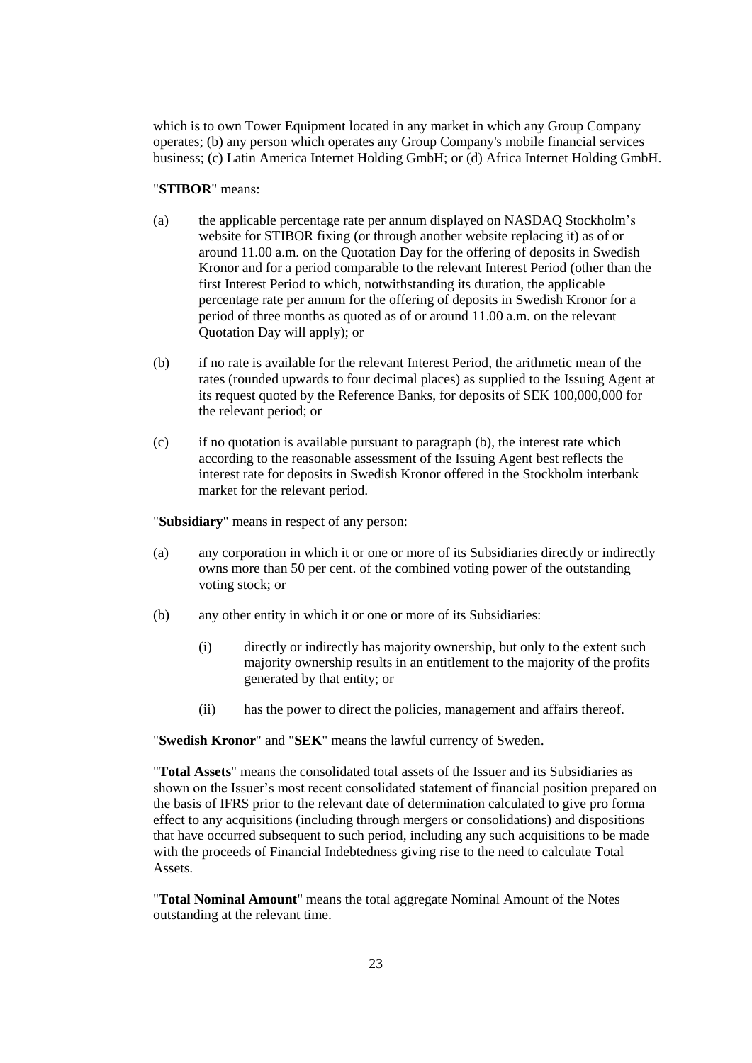which is to own Tower Equipment located in any market in which any Group Company operates; (b) any person which operates any Group Company's mobile financial services business; (c) Latin America Internet Holding GmbH; or (d) Africa Internet Holding GmbH.

"**STIBOR**" means:

(a) the applicable percentage rate per annum displayed on NASDAQ Stockholm's website for STIBOR fixing (or through another website replacing it) as of or around 11.00 a.m. on the Quotation Day for the offering of deposits in Swedish Kronor and for a period comparable to the relevant Interest Period (other than the first Interest Period to which, notwithstanding its duration, the applicable percentage rate per annum for the offering of deposits in Swedish Kronor for a period of three months as quoted as of or around 11.00 a.m. on the relevant Quotation Day will apply); or

(b) if no rate is available for the relevant Interest Period, the arithmetic mean of the rates (rounded upwards to four decimal places) as supplied to the Issuing Agent at its request quoted by the Reference Banks, for deposits of SEK 100,000,000 for the relevant period; or

(c) if no quotation is available pursuant to paragraph (b), the interest rate which according to the reasonable assessment of the Issuing Agent best reflects the interest rate for deposits in Swedish Kronor offered in the Stockholm interbank market for the relevant period.

"**Subsidiary**" means in respect of any person:

(a) any corporation in which it or one or more of its Subsidiaries directly or indirectly owns more than 50 per cent. of the combined voting power of the outstanding voting stock; or

(b) any other entity in which it or one or more of its Subsidiaries:

    (i) directly or indirectly has majority ownership, but only to the extent such majority ownership results in an entitlement to the majority of the profits generated by that entity; or

    (ii) has the power to direct the policies, management and affairs thereof.

"**Swedish Kronor**" and "**SEK**" means the lawful currency of Sweden.

"**Total Assets**" means the consolidated total assets of the Issuer and its Subsidiaries as shown on the Issuer's most recent consolidated statement of financial position prepared on the basis of IFRS prior to the relevant date of determination calculated to give pro forma effect to any acquisitions (including through mergers or consolidations) and dispositions that have occurred subsequent to such period, including any such acquisitions to be made with the proceeds of Financial Indebtedness giving rise to the need to calculate Total Assets.

"**Total Nominal Amount**" means the total aggregate Nominal Amount of the Notes outstanding at the relevant time.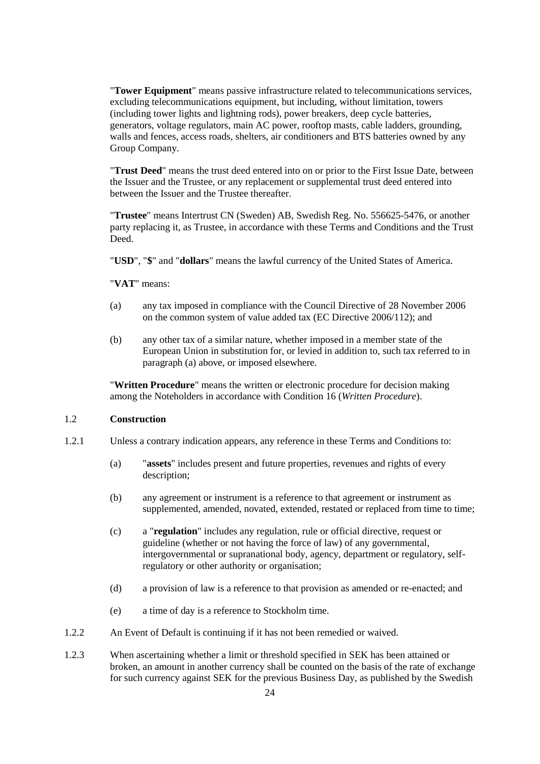"**Tower Equipment**" means passive infrastructure related to telecommunications services, excluding telecommunications equipment, but including, without limitation, towers (including tower lights and lightning rods), power breakers, deep cycle batteries, generators, voltage regulators, main AC power, rooftop masts, cable ladders, grounding, walls and fences, access roads, shelters, air conditioners and BTS batteries owned by any Group Company.

"**Trust Deed**" means the trust deed entered into on or prior to the First Issue Date, between the Issuer and the Trustee, or any replacement or supplemental trust deed entered into between the Issuer and the Trustee thereafter.

"**Trustee**" means Intertrust CN (Sweden) AB, Swedish Reg. No. 556625-5476, or another party replacing it, as Trustee, in accordance with these Terms and Conditions and the Trust Deed.

"**USD**", "**$**" and "**dollars**" means the lawful currency of the United States of America.

"**VAT**" means:

(a) any tax imposed in compliance with the Council Directive of 28 November 2006 on the common system of value added tax (EC Directive 2006/112); and

(b) any other tax of a similar nature, whether imposed in a member state of the European Union in substitution for, or levied in addition to, such tax referred to in paragraph (a) above, or imposed elsewhere.

"**Written Procedure**" means the written or electronic procedure for decision making among the Noteholders in accordance with Condition 16 (*Written Procedure*).

## 1.2 Construction

1.2.1 Unless a contrary indication appears, any reference in these Terms and Conditions to:

(a) "**assets**" includes present and future properties, revenues and rights of every description;

(b) any agreement or instrument is a reference to that agreement or instrument as supplemented, amended, novated, extended, restated or replaced from time to time;

(c) a "**regulation**" includes any regulation, rule or official directive, request or guideline (whether or not having the force of law) of any governmental, intergovernmental or supranational body, agency, department or regulatory, self-regulatory or other authority or organisation;

(d) a provision of law is a reference to that provision as amended or re-enacted; and

(e) a time of day is a reference to Stockholm time.

1.2.2 An Event of Default is continuing if it has not been remedied or waived.

1.2.3 When ascertaining whether a limit or threshold specified in SEK has been attained or broken, an amount in another currency shall be counted on the basis of the rate of exchange for such currency against SEK for the previous Business Day, as published by the Swedish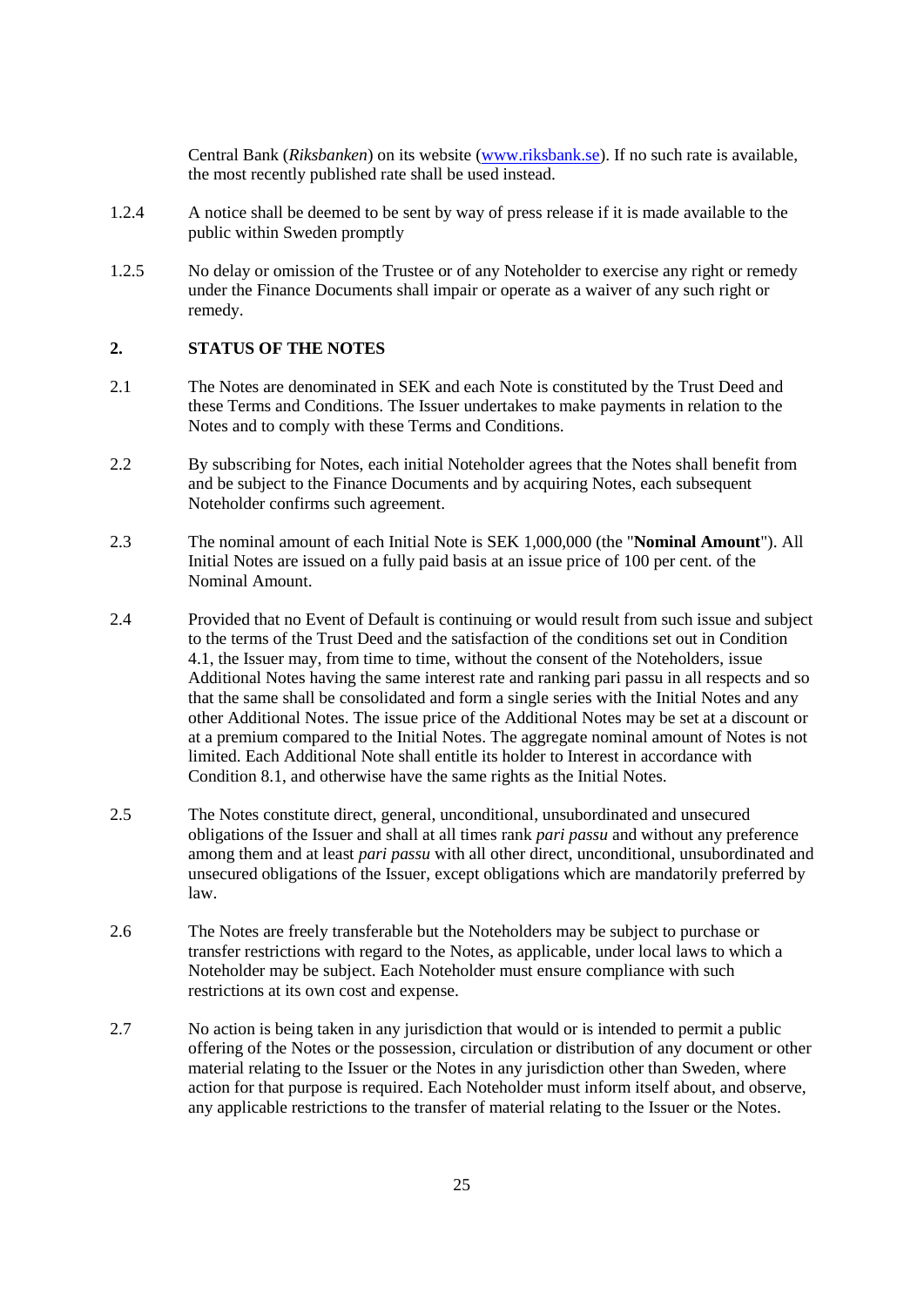Central Bank (*Riksbanken*) on its website (www.riksbank.se). If no such rate is available, the most recently published rate shall be used instead.

1.2.4 A notice shall be deemed to be sent by way of press release if it is made available to the public within Sweden promptly

1.2.5 No delay or omission of the Trustee or of any Noteholder to exercise any right or remedy under the Finance Documents shall impair or operate as a waiver of any such right or remedy.

## 2. STATUS OF THE NOTES

2.1 The Notes are denominated in SEK and each Note is constituted by the Trust Deed and these Terms and Conditions. The Issuer undertakes to make payments in relation to the Notes and to comply with these Terms and Conditions.

2.2 By subscribing for Notes, each initial Noteholder agrees that the Notes shall benefit from and be subject to the Finance Documents and by acquiring Notes, each subsequent Noteholder confirms such agreement.

2.3 The nominal amount of each Initial Note is SEK 1,000,000 (the "**Nominal Amount**"). All Initial Notes are issued on a fully paid basis at an issue price of 100 per cent. of the Nominal Amount.

2.4 Provided that no Event of Default is continuing or would result from such issue and subject to the terms of the Trust Deed and the satisfaction of the conditions set out in Condition 4.1, the Issuer may, from time to time, without the consent of the Noteholders, issue Additional Notes having the same interest rate and ranking pari passu in all respects and so that the same shall be consolidated and form a single series with the Initial Notes and any other Additional Notes. The issue price of the Additional Notes may be set at a discount or at a premium compared to the Initial Notes. The aggregate nominal amount of Notes is not limited. Each Additional Note shall entitle its holder to Interest in accordance with Condition 8.1, and otherwise have the same rights as the Initial Notes.

2.5 The Notes constitute direct, general, unconditional, unsubordinated and unsecured obligations of the Issuer and shall at all times rank *pari passu* and without any preference among them and at least *pari passu* with all other direct, unconditional, unsubordinated and unsecured obligations of the Issuer, except obligations which are mandatorily preferred by law.

2.6 The Notes are freely transferable but the Noteholders may be subject to purchase or transfer restrictions with regard to the Notes, as applicable, under local laws to which a Noteholder may be subject. Each Noteholder must ensure compliance with such restrictions at its own cost and expense.

2.7 No action is being taken in any jurisdiction that would or is intended to permit a public offering of the Notes or the possession, circulation or distribution of any document or other material relating to the Issuer or the Notes in any jurisdiction other than Sweden, where action for that purpose is required. Each Noteholder must inform itself about, and observe, any applicable restrictions to the transfer of material relating to the Issuer or the Notes.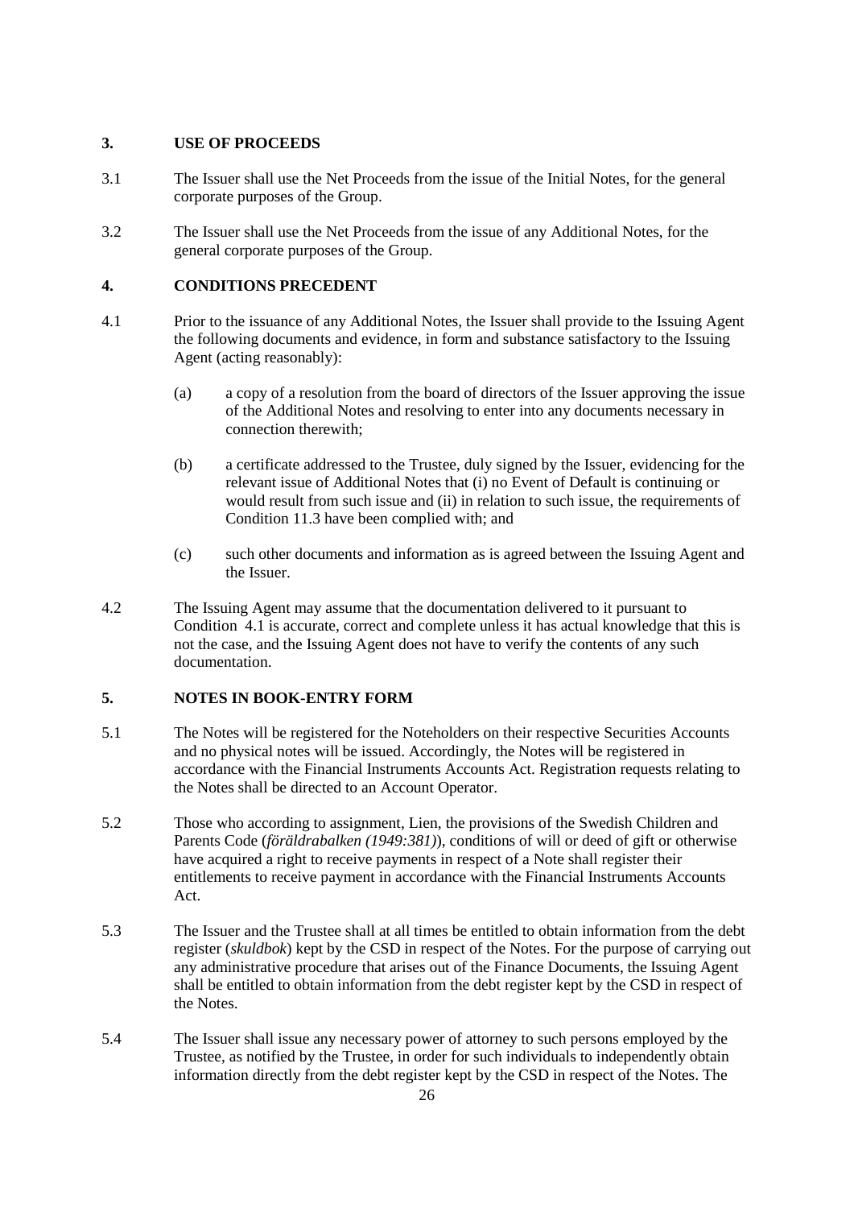## 3. USE OF PROCEEDS

3.1 The Issuer shall use the Net Proceeds from the issue of the Initial Notes, for the general corporate purposes of the Group.

3.2 The Issuer shall use the Net Proceeds from the issue of any Additional Notes, for the general corporate purposes of the Group.

## 4. CONDITIONS PRECEDENT

4.1 Prior to the issuance of any Additional Notes, the Issuer shall provide to the Issuing Agent the following documents and evidence, in form and substance satisfactory to the Issuing Agent (acting reasonably):

(a) a copy of a resolution from the board of directors of the Issuer approving the issue of the Additional Notes and resolving to enter into any documents necessary in connection therewith;

(b) a certificate addressed to the Trustee, duly signed by the Issuer, evidencing for the relevant issue of Additional Notes that (i) no Event of Default is continuing or would result from such issue and (ii) in relation to such issue, the requirements of Condition 11.3 have been complied with; and

(c) such other documents and information as is agreed between the Issuing Agent and the Issuer.

4.2 The Issuing Agent may assume that the documentation delivered to it pursuant to Condition 4.1 is accurate, correct and complete unless it has actual knowledge that this is not the case, and the Issuing Agent does not have to verify the contents of any such documentation.

## 5. NOTES IN BOOK-ENTRY FORM

5.1 The Notes will be registered for the Noteholders on their respective Securities Accounts and no physical notes will be issued. Accordingly, the Notes will be registered in accordance with the Financial Instruments Accounts Act. Registration requests relating to the Notes shall be directed to an Account Operator.

5.2 Those who according to assignment, Lien, the provisions of the Swedish Children and Parents Code (*föräldrabalken (1949:381)*), conditions of will or deed of gift or otherwise have acquired a right to receive payments in respect of a Note shall register their entitlements to receive payment in accordance with the Financial Instruments Accounts Act.

5.3 The Issuer and the Trustee shall at all times be entitled to obtain information from the debt register (*skuldbok*) kept by the CSD in respect of the Notes. For the purpose of carrying out any administrative procedure that arises out of the Finance Documents, the Issuing Agent shall be entitled to obtain information from the debt register kept by the CSD in respect of the Notes.

5.4 The Issuer shall issue any necessary power of attorney to such persons employed by the Trustee, as notified by the Trustee, in order for such individuals to independently obtain information directly from the debt register kept by the CSD in respect of the Notes. The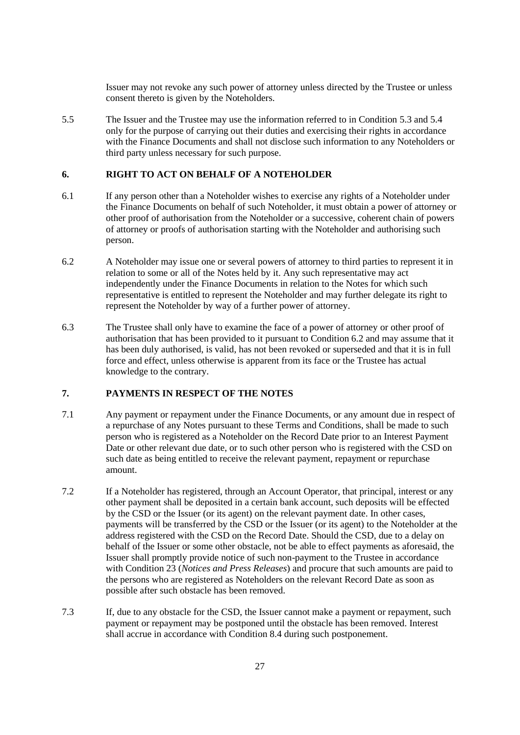Issuer may not revoke any such power of attorney unless directed by the Trustee or unless consent thereto is given by the Noteholders.

5.5 The Issuer and the Trustee may use the information referred to in Condition 5.3 and 5.4 only for the purpose of carrying out their duties and exercising their rights in accordance with the Finance Documents and shall not disclose such information to any Noteholders or third party unless necessary for such purpose.

## 6. RIGHT TO ACT ON BEHALF OF A NOTEHOLDER

6.1 If any person other than a Noteholder wishes to exercise any rights of a Noteholder under the Finance Documents on behalf of such Noteholder, it must obtain a power of attorney or other proof of authorisation from the Noteholder or a successive, coherent chain of powers of attorney or proofs of authorisation starting with the Noteholder and authorising such person.

6.2 A Noteholder may issue one or several powers of attorney to third parties to represent it in relation to some or all of the Notes held by it. Any such representative may act independently under the Finance Documents in relation to the Notes for which such representative is entitled to represent the Noteholder and may further delegate its right to represent the Noteholder by way of a further power of attorney.

6.3 The Trustee shall only have to examine the face of a power of attorney or other proof of authorisation that has been provided to it pursuant to Condition 6.2 and may assume that it has been duly authorised, is valid, has not been revoked or superseded and that it is in full force and effect, unless otherwise is apparent from its face or the Trustee has actual knowledge to the contrary.

## 7. PAYMENTS IN RESPECT OF THE NOTES

7.1 Any payment or repayment under the Finance Documents, or any amount due in respect of a repurchase of any Notes pursuant to these Terms and Conditions, shall be made to such person who is registered as a Noteholder on the Record Date prior to an Interest Payment Date or other relevant due date, or to such other person who is registered with the CSD on such date as being entitled to receive the relevant payment, repayment or repurchase amount.

7.2 If a Noteholder has registered, through an Account Operator, that principal, interest or any other payment shall be deposited in a certain bank account, such deposits will be effected by the CSD or the Issuer (or its agent) on the relevant payment date. In other cases, payments will be transferred by the CSD or the Issuer (or its agent) to the Noteholder at the address registered with the CSD on the Record Date. Should the CSD, due to a delay on behalf of the Issuer or some other obstacle, not be able to effect payments as aforesaid, the Issuer shall promptly provide notice of such non-payment to the Trustee in accordance with Condition 23 (*Notices and Press Releases*) and procure that such amounts are paid to the persons who are registered as Noteholders on the relevant Record Date as soon as possible after such obstacle has been removed.

7.3 If, due to any obstacle for the CSD, the Issuer cannot make a payment or repayment, such payment or repayment may be postponed until the obstacle has been removed. Interest shall accrue in accordance with Condition 8.4 during such postponement.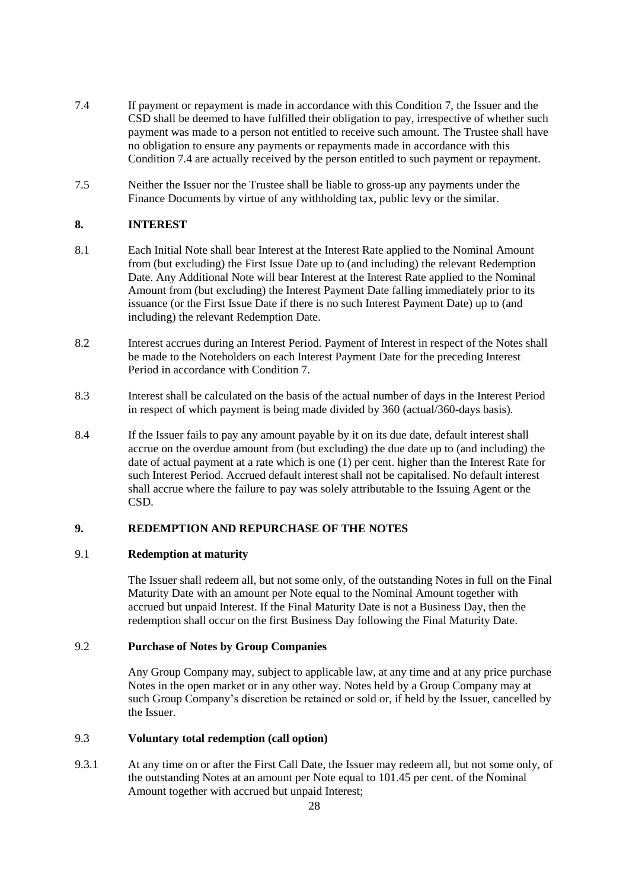7.4 If payment or repayment is made in accordance with this Condition 7, the Issuer and the CSD shall be deemed to have fulfilled their obligation to pay, irrespective of whether such payment was made to a person not entitled to receive such amount. The Trustee shall have no obligation to ensure any payments or repayments made in accordance with this Condition 7.4 are actually received by the person entitled to such payment or repayment.

7.5 Neither the Issuer nor the Trustee shall be liable to gross-up any payments under the Finance Documents by virtue of any withholding tax, public levy or the similar.

## 8. INTEREST

8.1 Each Initial Note shall bear Interest at the Interest Rate applied to the Nominal Amount from (but excluding) the First Issue Date up to (and including) the relevant Redemption Date. Any Additional Note will bear Interest at the Interest Rate applied to the Nominal Amount from (but excluding) the Interest Payment Date falling immediately prior to its issuance (or the First Issue Date if there is no such Interest Payment Date) up to (and including) the relevant Redemption Date.

8.2 Interest accrues during an Interest Period. Payment of Interest in respect of the Notes shall be made to the Noteholders on each Interest Payment Date for the preceding Interest Period in accordance with Condition 7.

8.3 Interest shall be calculated on the basis of the actual number of days in the Interest Period in respect of which payment is being made divided by 360 (actual/360-days basis).

8.4 If the Issuer fails to pay any amount payable by it on its due date, default interest shall accrue on the overdue amount from (but excluding) the due date up to (and including) the date of actual payment at a rate which is one (1) per cent. higher than the Interest Rate for such Interest Period. Accrued default interest shall not be capitalised. No default interest shall accrue where the failure to pay was solely attributable to the Issuing Agent or the CSD.

## 9. REDEMPTION AND REPURCHASE OF THE NOTES

### 9.1 Redemption at maturity

The Issuer shall redeem all, but not some only, of the outstanding Notes in full on the Final Maturity Date with an amount per Note equal to the Nominal Amount together with accrued but unpaid Interest. If the Final Maturity Date is not a Business Day, then the redemption shall occur on the first Business Day following the Final Maturity Date.

### 9.2 Purchase of Notes by Group Companies

Any Group Company may, subject to applicable law, at any time and at any price purchase Notes in the open market or in any other way. Notes held by a Group Company may at such Group Company's discretion be retained or sold or, if held by the Issuer, cancelled by the Issuer.

### 9.3 Voluntary total redemption (call option)

9.3.1 At any time on or after the First Call Date, the Issuer may redeem all, but not some only, of the outstanding Notes at an amount per Note equal to 101.45 per cent. of the Nominal Amount together with accrued but unpaid Interest;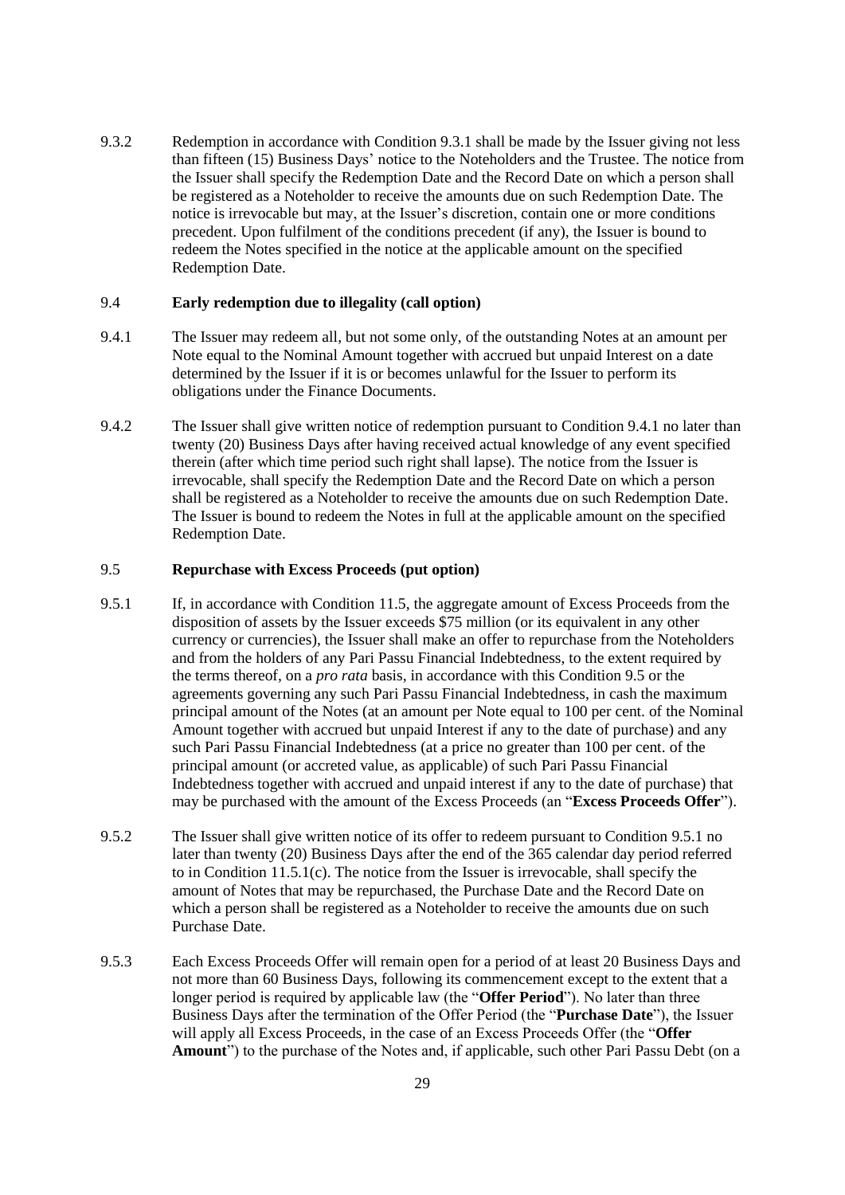9.3.2 Redemption in accordance with Condition 9.3.1 shall be made by the Issuer giving not less than fifteen (15) Business Days' notice to the Noteholders and the Trustee. The notice from the Issuer shall specify the Redemption Date and the Record Date on which a person shall be registered as a Noteholder to receive the amounts due on such Redemption Date. The notice is irrevocable but may, at the Issuer's discretion, contain one or more conditions precedent. Upon fulfilment of the conditions precedent (if any), the Issuer is bound to redeem the Notes specified in the notice at the applicable amount on the specified Redemption Date.

### 9.4 Early redemption due to illegality (call option)

9.4.1 The Issuer may redeem all, but not some only, of the outstanding Notes at an amount per Note equal to the Nominal Amount together with accrued but unpaid Interest on a date determined by the Issuer if it is or becomes unlawful for the Issuer to perform its obligations under the Finance Documents.

9.4.2 The Issuer shall give written notice of redemption pursuant to Condition 9.4.1 no later than twenty (20) Business Days after having received actual knowledge of any event specified therein (after which time period such right shall lapse). The notice from the Issuer is irrevocable, shall specify the Redemption Date and the Record Date on which a person shall be registered as a Noteholder to receive the amounts due on such Redemption Date. The Issuer is bound to redeem the Notes in full at the applicable amount on the specified Redemption Date.

### 9.5 Repurchase with Excess Proceeds (put option)

9.5.1 If, in accordance with Condition 11.5, the aggregate amount of Excess Proceeds from the disposition of assets by the Issuer exceeds $75 million (or its equivalent in any other currency or currencies), the Issuer shall make an offer to repurchase from the Noteholders and from the holders of any Pari Passu Financial Indebtedness, to the extent required by the terms thereof, on a *pro rata* basis, in accordance with this Condition 9.5 or the agreements governing any such Pari Passu Financial Indebtedness, in cash the maximum principal amount of the Notes (at an amount per Note equal to 100 per cent. of the Nominal Amount together with accrued but unpaid Interest if any to the date of purchase) and any such Pari Passu Financial Indebtedness (at a price no greater than 100 per cent. of the principal amount (or accreted value, as applicable) of such Pari Passu Financial Indebtedness together with accrued and unpaid interest if any to the date of purchase) that may be purchased with the amount of the Excess Proceeds (an "**Excess Proceeds Offer**").

9.5.2 The Issuer shall give written notice of its offer to redeem pursuant to Condition 9.5.1 no later than twenty (20) Business Days after the end of the 365 calendar day period referred to in Condition 11.5.1(c). The notice from the Issuer is irrevocable, shall specify the amount of Notes that may be repurchased, the Purchase Date and the Record Date on which a person shall be registered as a Noteholder to receive the amounts due on such Purchase Date.

9.5.3 Each Excess Proceeds Offer will remain open for a period of at least 20 Business Days and not more than 60 Business Days, following its commencement except to the extent that a longer period is required by applicable law (the "**Offer Period**"). No later than three Business Days after the termination of the Offer Period (the "**Purchase Date**"), the Issuer will apply all Excess Proceeds, in the case of an Excess Proceeds Offer (the "**Offer Amount**") to the purchase of the Notes and, if applicable, such other Pari Passu Debt (on a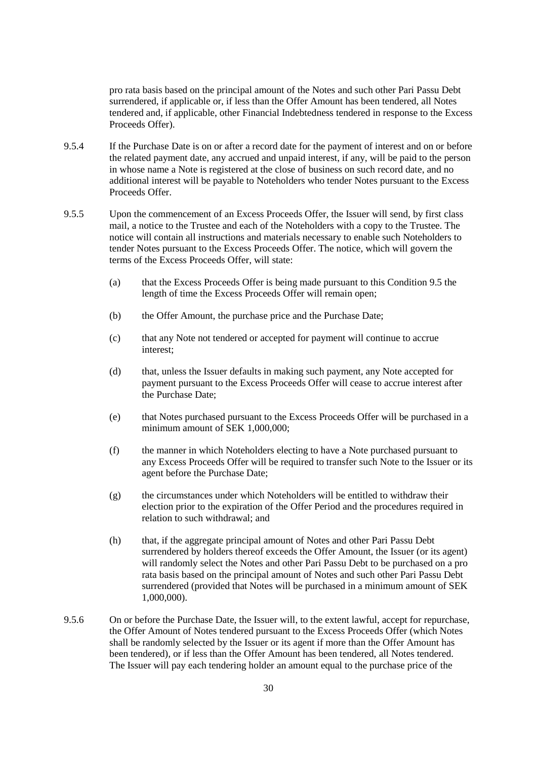pro rata basis based on the principal amount of the Notes and such other Pari Passu Debt surrendered, if applicable or, if less than the Offer Amount has been tendered, all Notes tendered and, if applicable, other Financial Indebtedness tendered in response to the Excess Proceeds Offer).

9.5.4 If the Purchase Date is on or after a record date for the payment of interest and on or before the related payment date, any accrued and unpaid interest, if any, will be paid to the person in whose name a Note is registered at the close of business on such record date, and no additional interest will be payable to Noteholders who tender Notes pursuant to the Excess Proceeds Offer.

9.5.5 Upon the commencement of an Excess Proceeds Offer, the Issuer will send, by first class mail, a notice to the Trustee and each of the Noteholders with a copy to the Trustee. The notice will contain all instructions and materials necessary to enable such Noteholders to tender Notes pursuant to the Excess Proceeds Offer. The notice, which will govern the terms of the Excess Proceeds Offer, will state:

(a) that the Excess Proceeds Offer is being made pursuant to this Condition 9.5 the length of time the Excess Proceeds Offer will remain open;

(b) the Offer Amount, the purchase price and the Purchase Date;

(c) that any Note not tendered or accepted for payment will continue to accrue interest;

(d) that, unless the Issuer defaults in making such payment, any Note accepted for payment pursuant to the Excess Proceeds Offer will cease to accrue interest after the Purchase Date;

(e) that Notes purchased pursuant to the Excess Proceeds Offer will be purchased in a minimum amount of SEK 1,000,000;

(f) the manner in which Noteholders electing to have a Note purchased pursuant to any Excess Proceeds Offer will be required to transfer such Note to the Issuer or its agent before the Purchase Date;

(g) the circumstances under which Noteholders will be entitled to withdraw their election prior to the expiration of the Offer Period and the procedures required in relation to such withdrawal; and

(h) that, if the aggregate principal amount of Notes and other Pari Passu Debt surrendered by holders thereof exceeds the Offer Amount, the Issuer (or its agent) will randomly select the Notes and other Pari Passu Debt to be purchased on a pro rata basis based on the principal amount of Notes and such other Pari Passu Debt surrendered (provided that Notes will be purchased in a minimum amount of SEK 1,000,000).

9.5.6 On or before the Purchase Date, the Issuer will, to the extent lawful, accept for repurchase, the Offer Amount of Notes tendered pursuant to the Excess Proceeds Offer (which Notes shall be randomly selected by the Issuer or its agent if more than the Offer Amount has been tendered), or if less than the Offer Amount has been tendered, all Notes tendered. The Issuer will pay each tendering holder an amount equal to the purchase price of the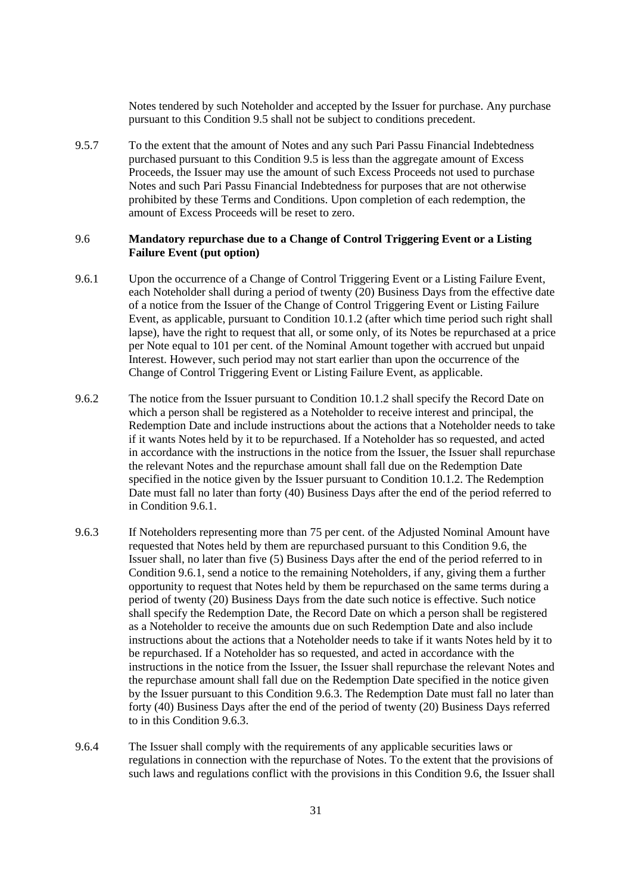Notes tendered by such Noteholder and accepted by the Issuer for purchase. Any purchase pursuant to this Condition 9.5 shall not be subject to conditions precedent.

9.5.7 To the extent that the amount of Notes and any such Pari Passu Financial Indebtedness purchased pursuant to this Condition 9.5 is less than the aggregate amount of Excess Proceeds, the Issuer may use the amount of such Excess Proceeds not used to purchase Notes and such Pari Passu Financial Indebtedness for purposes that are not otherwise prohibited by these Terms and Conditions. Upon completion of each redemption, the amount of Excess Proceeds will be reset to zero.

### 9.6 Mandatory repurchase due to a Change of Control Triggering Event or a Listing Failure Event (put option)

9.6.1 Upon the occurrence of a Change of Control Triggering Event or a Listing Failure Event, each Noteholder shall during a period of twenty (20) Business Days from the effective date of a notice from the Issuer of the Change of Control Triggering Event or Listing Failure Event, as applicable, pursuant to Condition 10.1.2 (after which time period such right shall lapse), have the right to request that all, or some only, of its Notes be repurchased at a price per Note equal to 101 per cent. of the Nominal Amount together with accrued but unpaid Interest. However, such period may not start earlier than upon the occurrence of the Change of Control Triggering Event or Listing Failure Event, as applicable.

9.6.2 The notice from the Issuer pursuant to Condition 10.1.2 shall specify the Record Date on which a person shall be registered as a Noteholder to receive interest and principal, the Redemption Date and include instructions about the actions that a Noteholder needs to take if it wants Notes held by it to be repurchased. If a Noteholder has so requested, and acted in accordance with the instructions in the notice from the Issuer, the Issuer shall repurchase the relevant Notes and the repurchase amount shall fall due on the Redemption Date specified in the notice given by the Issuer pursuant to Condition 10.1.2. The Redemption Date must fall no later than forty (40) Business Days after the end of the period referred to in Condition 9.6.1.

9.6.3 If Noteholders representing more than 75 per cent. of the Adjusted Nominal Amount have requested that Notes held by them are repurchased pursuant to this Condition 9.6, the Issuer shall, no later than five (5) Business Days after the end of the period referred to in Condition 9.6.1, send a notice to the remaining Noteholders, if any, giving them a further opportunity to request that Notes held by them be repurchased on the same terms during a period of twenty (20) Business Days from the date such notice is effective. Such notice shall specify the Redemption Date, the Record Date on which a person shall be registered as a Noteholder to receive the amounts due on such Redemption Date and also include instructions about the actions that a Noteholder needs to take if it wants Notes held by it to be repurchased. If a Noteholder has so requested, and acted in accordance with the instructions in the notice from the Issuer, the Issuer shall repurchase the relevant Notes and the repurchase amount shall fall due on the Redemption Date specified in the notice given by the Issuer pursuant to this Condition 9.6.3. The Redemption Date must fall no later than forty (40) Business Days after the end of the period of twenty (20) Business Days referred to in this Condition 9.6.3.

9.6.4 The Issuer shall comply with the requirements of any applicable securities laws or regulations in connection with the repurchase of Notes. To the extent that the provisions of such laws and regulations conflict with the provisions in this Condition 9.6, the Issuer shall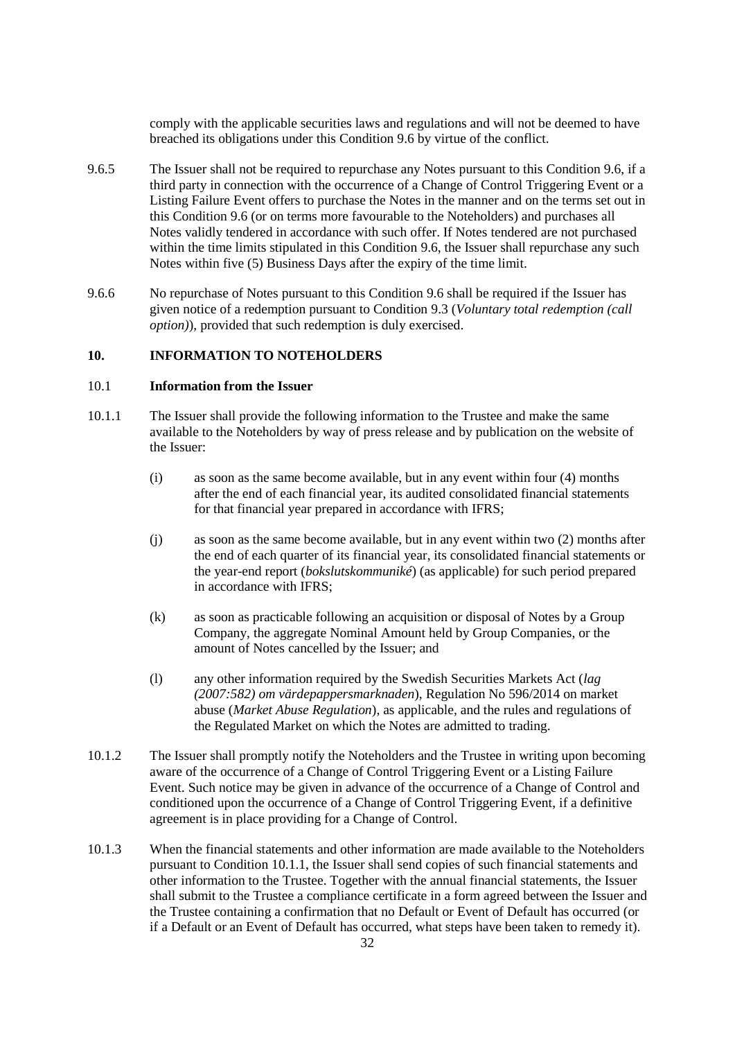comply with the applicable securities laws and regulations and will not be deemed to have breached its obligations under this Condition 9.6 by virtue of the conflict.

9.6.5 The Issuer shall not be required to repurchase any Notes pursuant to this Condition 9.6, if a third party in connection with the occurrence of a Change of Control Triggering Event or a Listing Failure Event offers to purchase the Notes in the manner and on the terms set out in this Condition 9.6 (or on terms more favourable to the Noteholders) and purchases all Notes validly tendered in accordance with such offer. If Notes tendered are not purchased within the time limits stipulated in this Condition 9.6, the Issuer shall repurchase any such Notes within five (5) Business Days after the expiry of the time limit.

9.6.6 No repurchase of Notes pursuant to this Condition 9.6 shall be required if the Issuer has given notice of a redemption pursuant to Condition 9.3 (*Voluntary total redemption (call option)*), provided that such redemption is duly exercised.

## 10. INFORMATION TO NOTEHOLDERS

### 10.1 Information from the Issuer

10.1.1 The Issuer shall provide the following information to the Trustee and make the same available to the Noteholders by way of press release and by publication on the website of the Issuer:

(i) as soon as the same become available, but in any event within four (4) months after the end of each financial year, its audited consolidated financial statements for that financial year prepared in accordance with IFRS;

(j) as soon as the same become available, but in any event within two (2) months after the end of each quarter of its financial year, its consolidated financial statements or the year-end report (*bokslutskommuniké*) (as applicable) for such period prepared in accordance with IFRS;

(k) as soon as practicable following an acquisition or disposal of Notes by a Group Company, the aggregate Nominal Amount held by Group Companies, or the amount of Notes cancelled by the Issuer; and

(l) any other information required by the Swedish Securities Markets Act (*lag (2007:582) om värdepappersmarknaden*), Regulation No 596/2014 on market abuse (*Market Abuse Regulation*), as applicable, and the rules and regulations of the Regulated Market on which the Notes are admitted to trading.

10.1.2 The Issuer shall promptly notify the Noteholders and the Trustee in writing upon becoming aware of the occurrence of a Change of Control Triggering Event or a Listing Failure Event. Such notice may be given in advance of the occurrence of a Change of Control and conditioned upon the occurrence of a Change of Control Triggering Event, if a definitive agreement is in place providing for a Change of Control.

10.1.3 When the financial statements and other information are made available to the Noteholders pursuant to Condition 10.1.1, the Issuer shall send copies of such financial statements and other information to the Trustee. Together with the annual financial statements, the Issuer shall submit to the Trustee a compliance certificate in a form agreed between the Issuer and the Trustee containing a confirmation that no Default or Event of Default has occurred (or if a Default or an Event of Default has occurred, what steps have been taken to remedy it).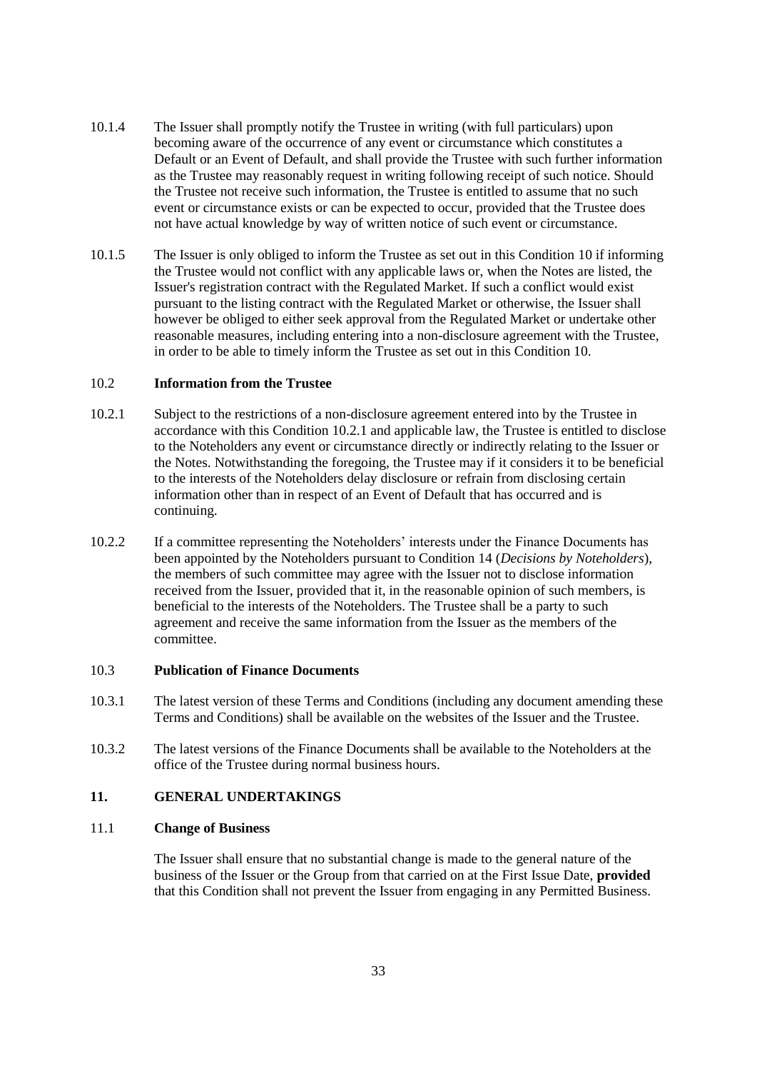10.1.4 The Issuer shall promptly notify the Trustee in writing (with full particulars) upon becoming aware of the occurrence of any event or circumstance which constitutes a Default or an Event of Default, and shall provide the Trustee with such further information as the Trustee may reasonably request in writing following receipt of such notice. Should the Trustee not receive such information, the Trustee is entitled to assume that no such event or circumstance exists or can be expected to occur, provided that the Trustee does not have actual knowledge by way of written notice of such event or circumstance.

10.1.5 The Issuer is only obliged to inform the Trustee as set out in this Condition 10 if informing the Trustee would not conflict with any applicable laws or, when the Notes are listed, the Issuer's registration contract with the Regulated Market. If such a conflict would exist pursuant to the listing contract with the Regulated Market or otherwise, the Issuer shall however be obliged to either seek approval from the Regulated Market or undertake other reasonable measures, including entering into a non-disclosure agreement with the Trustee, in order to be able to timely inform the Trustee as set out in this Condition 10.

### 10.2 Information from the Trustee

10.2.1 Subject to the restrictions of a non-disclosure agreement entered into by the Trustee in accordance with this Condition 10.2.1 and applicable law, the Trustee is entitled to disclose to the Noteholders any event or circumstance directly or indirectly relating to the Issuer or the Notes. Notwithstanding the foregoing, the Trustee may if it considers it to be beneficial to the interests of the Noteholders delay disclosure or refrain from disclosing certain information other than in respect of an Event of Default that has occurred and is continuing.

10.2.2 If a committee representing the Noteholders' interests under the Finance Documents has been appointed by the Noteholders pursuant to Condition 14 (*Decisions by Noteholders*), the members of such committee may agree with the Issuer not to disclose information received from the Issuer, provided that it, in the reasonable opinion of such members, is beneficial to the interests of the Noteholders. The Trustee shall be a party to such agreement and receive the same information from the Issuer as the members of the committee.

### 10.3 Publication of Finance Documents

10.3.1 The latest version of these Terms and Conditions (including any document amending these Terms and Conditions) shall be available on the websites of the Issuer and the Trustee.

10.3.2 The latest versions of the Finance Documents shall be available to the Noteholders at the office of the Trustee during normal business hours.

## 11. GENERAL UNDERTAKINGS

### 11.1 Change of Business

The Issuer shall ensure that no substantial change is made to the general nature of the business of the Issuer or the Group from that carried on at the First Issue Date, **provided** that this Condition shall not prevent the Issuer from engaging in any Permitted Business.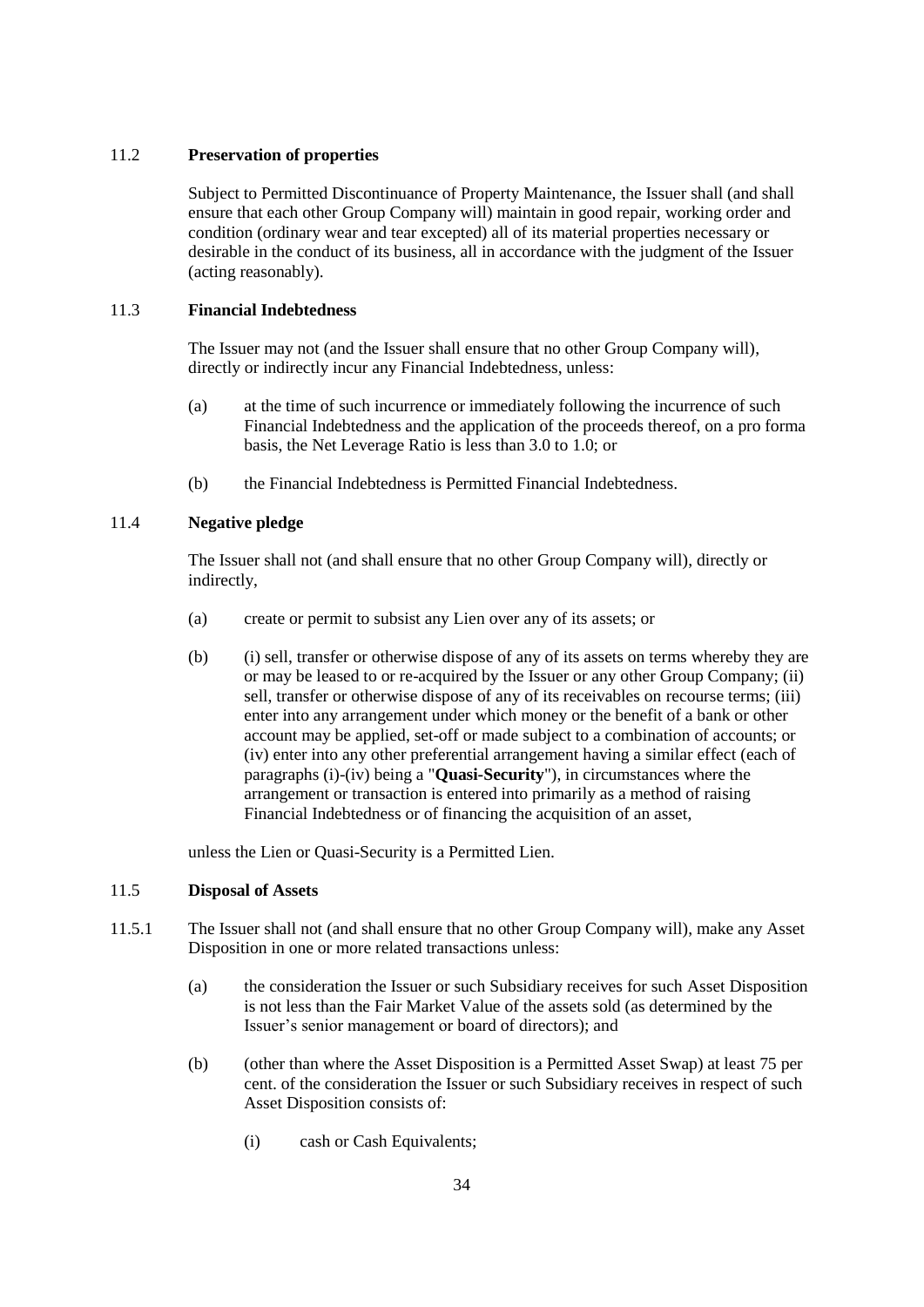### 11.2 **Preservation of properties**

Subject to Permitted Discontinuance of Property Maintenance, the Issuer shall (and shall ensure that each other Group Company will) maintain in good repair, working order and condition (ordinary wear and tear excepted) all of its material properties necessary or desirable in the conduct of its business, all in accordance with the judgment of the Issuer (acting reasonably).

### 11.3 **Financial Indebtedness**

The Issuer may not (and the Issuer shall ensure that no other Group Company will), directly or indirectly incur any Financial Indebtedness, unless:

(a) at the time of such incurrence or immediately following the incurrence of such Financial Indebtedness and the application of the proceeds thereof, on a pro forma basis, the Net Leverage Ratio is less than 3.0 to 1.0; or

(b) the Financial Indebtedness is Permitted Financial Indebtedness.

### 11.4 **Negative pledge**

The Issuer shall not (and shall ensure that no other Group Company will), directly or indirectly,

(a) create or permit to subsist any Lien over any of its assets; or

(b) (i) sell, transfer or otherwise dispose of any of its assets on terms whereby they are or may be leased to or re-acquired by the Issuer or any other Group Company; (ii) sell, transfer or otherwise dispose of any of its receivables on recourse terms; (iii) enter into any arrangement under which money or the benefit of a bank or other account may be applied, set-off or made subject to a combination of accounts; or (iv) enter into any other preferential arrangement having a similar effect (each of paragraphs (i)-(iv) being a "**Quasi-Security**"), in circumstances where the arrangement or transaction is entered into primarily as a method of raising Financial Indebtedness or of financing the acquisition of an asset,

unless the Lien or Quasi-Security is a Permitted Lien.

### 11.5 **Disposal of Assets**

11.5.1 The Issuer shall not (and shall ensure that no other Group Company will), make any Asset Disposition in one or more related transactions unless:

(a) the consideration the Issuer or such Subsidiary receives for such Asset Disposition is not less than the Fair Market Value of the assets sold (as determined by the Issuer's senior management or board of directors); and

(b) (other than where the Asset Disposition is a Permitted Asset Swap) at least 75 per cent. of the consideration the Issuer or such Subsidiary receives in respect of such Asset Disposition consists of:

(i) cash or Cash Equivalents;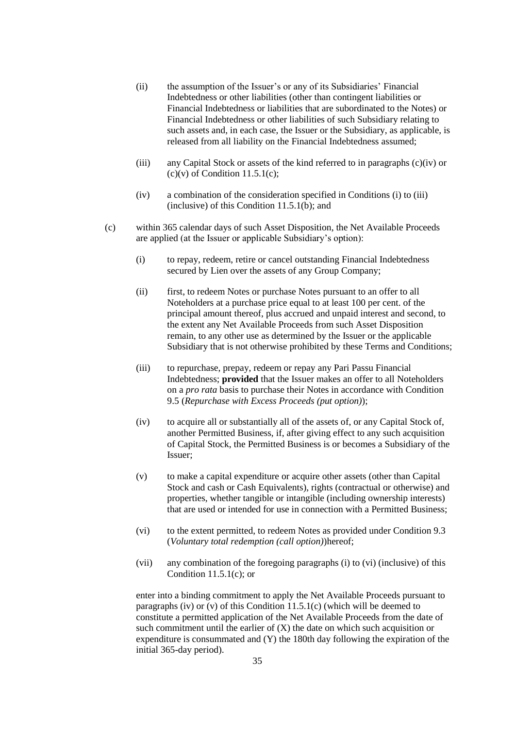(ii) the assumption of the Issuer's or any of its Subsidiaries' Financial Indebtedness or other liabilities (other than contingent liabilities or Financial Indebtedness or liabilities that are subordinated to the Notes) or Financial Indebtedness or other liabilities of such Subsidiary relating to such assets and, in each case, the Issuer or the Subsidiary, as applicable, is released from all liability on the Financial Indebtedness assumed;

(iii) any Capital Stock or assets of the kind referred to in paragraphs (c)(iv) or (c)(v) of Condition 11.5.1(c);

(iv) a combination of the consideration specified in Conditions (i) to (iii) (inclusive) of this Condition 11.5.1(b); and

(c) within 365 calendar days of such Asset Disposition, the Net Available Proceeds are applied (at the Issuer or applicable Subsidiary's option):

(i) to repay, redeem, retire or cancel outstanding Financial Indebtedness secured by Lien over the assets of any Group Company;

(ii) first, to redeem Notes or purchase Notes pursuant to an offer to all Noteholders at a purchase price equal to at least 100 per cent. of the principal amount thereof, plus accrued and unpaid interest and second, to the extent any Net Available Proceeds from such Asset Disposition remain, to any other use as determined by the Issuer or the applicable Subsidiary that is not otherwise prohibited by these Terms and Conditions;

(iii) to repurchase, prepay, redeem or repay any Pari Passu Financial Indebtedness; **provided** that the Issuer makes an offer to all Noteholders on a *pro rata* basis to purchase their Notes in accordance with Condition 9.5 (*Repurchase with Excess Proceeds (put option)*);

(iv) to acquire all or substantially all of the assets of, or any Capital Stock of, another Permitted Business, if, after giving effect to any such acquisition of Capital Stock, the Permitted Business is or becomes a Subsidiary of the Issuer;

(v) to make a capital expenditure or acquire other assets (other than Capital Stock and cash or Cash Equivalents), rights (contractual or otherwise) and properties, whether tangible or intangible (including ownership interests) that are used or intended for use in connection with a Permitted Business;

(vi) to the extent permitted, to redeem Notes as provided under Condition 9.3 (*Voluntary total redemption (call option)*)hereof;

(vii) any combination of the foregoing paragraphs (i) to (vi) (inclusive) of this Condition 11.5.1(c); or

enter into a binding commitment to apply the Net Available Proceeds pursuant to paragraphs (iv) or (v) of this Condition 11.5.1(c) (which will be deemed to constitute a permitted application of the Net Available Proceeds from the date of such commitment until the earlier of (X) the date on which such acquisition or expenditure is consummated and (Y) the 180th day following the expiration of the initial 365-day period).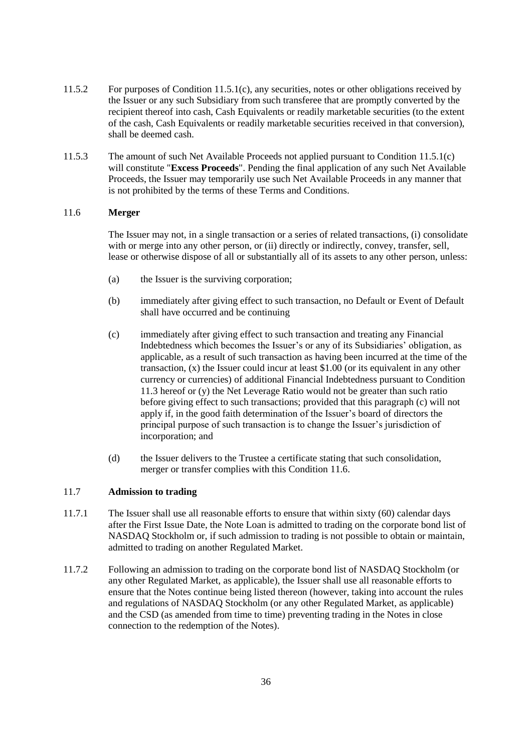11.5.2 For purposes of Condition 11.5.1(c), any securities, notes or other obligations received by the Issuer or any such Subsidiary from such transferee that are promptly converted by the recipient thereof into cash, Cash Equivalents or readily marketable securities (to the extent of the cash, Cash Equivalents or readily marketable securities received in that conversion), shall be deemed cash.

11.5.3 The amount of such Net Available Proceeds not applied pursuant to Condition 11.5.1(c) will constitute "**Excess Proceeds**". Pending the final application of any such Net Available Proceeds, the Issuer may temporarily use such Net Available Proceeds in any manner that is not prohibited by the terms of these Terms and Conditions.

### 11.6 Merger

The Issuer may not, in a single transaction or a series of related transactions, (i) consolidate with or merge into any other person, or (ii) directly or indirectly, convey, transfer, sell, lease or otherwise dispose of all or substantially all of its assets to any other person, unless:

(a) the Issuer is the surviving corporation;

(b) immediately after giving effect to such transaction, no Default or Event of Default shall have occurred and be continuing

(c) immediately after giving effect to such transaction and treating any Financial Indebtedness which becomes the Issuer's or any of its Subsidiaries' obligation, as applicable, as a result of such transaction as having been incurred at the time of the transaction, (x) the Issuer could incur at least $1.00 (or its equivalent in any other currency or currencies) of additional Financial Indebtedness pursuant to Condition 11.3 hereof or (y) the Net Leverage Ratio would not be greater than such ratio before giving effect to such transactions; provided that this paragraph (c) will not apply if, in the good faith determination of the Issuer's board of directors the principal purpose of such transaction is to change the Issuer's jurisdiction of incorporation; and

(d) the Issuer delivers to the Trustee a certificate stating that such consolidation, merger or transfer complies with this Condition 11.6.

### 11.7 Admission to trading

11.7.1 The Issuer shall use all reasonable efforts to ensure that within sixty (60) calendar days after the First Issue Date, the Note Loan is admitted to trading on the corporate bond list of NASDAQ Stockholm or, if such admission to trading is not possible to obtain or maintain, admitted to trading on another Regulated Market.

11.7.2 Following an admission to trading on the corporate bond list of NASDAQ Stockholm (or any other Regulated Market, as applicable), the Issuer shall use all reasonable efforts to ensure that the Notes continue being listed thereon (however, taking into account the rules and regulations of NASDAQ Stockholm (or any other Regulated Market, as applicable) and the CSD (as amended from time to time) preventing trading in the Notes in close connection to the redemption of the Notes).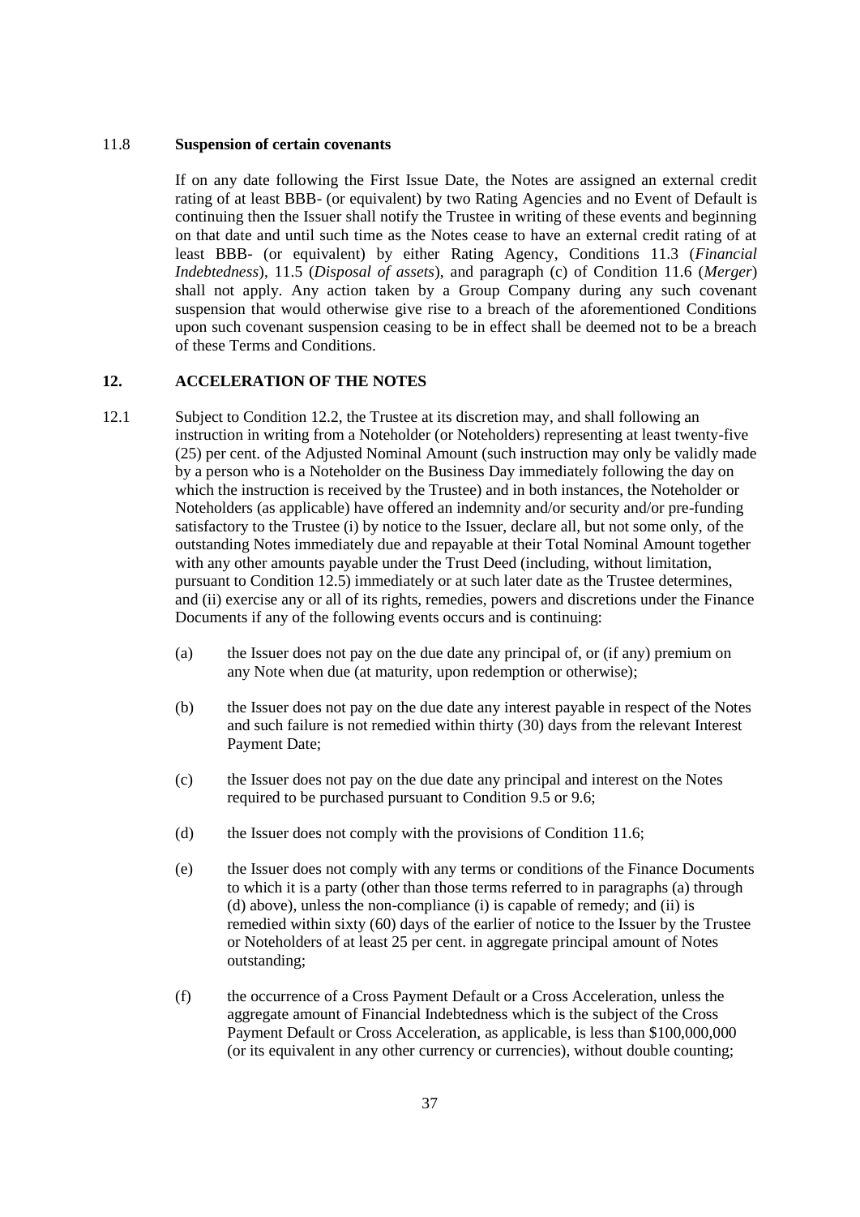11.8 **Suspension of certain covenants**

If on any date following the First Issue Date, the Notes are assigned an external credit rating of at least BBB- (or equivalent) by two Rating Agencies and no Event of Default is continuing then the Issuer shall notify the Trustee in writing of these events and beginning on that date and until such time as the Notes cease to have an external credit rating of at least BBB- (or equivalent) by either Rating Agency, Conditions 11.3 (*Financial Indebtedness*), 11.5 (*Disposal of assets*), and paragraph (c) of Condition 11.6 (*Merger*) shall not apply. Any action taken by a Group Company during any such covenant suspension that would otherwise give rise to a breach of the aforementioned Conditions upon such covenant suspension ceasing to be in effect shall be deemed not to be a breach of these Terms and Conditions.

## 12. ACCELERATION OF THE NOTES

12.1 Subject to Condition 12.2, the Trustee at its discretion may, and shall following an instruction in writing from a Noteholder (or Noteholders) representing at least twenty-five (25) per cent. of the Adjusted Nominal Amount (such instruction may only be validly made by a person who is a Noteholder on the Business Day immediately following the day on which the instruction is received by the Trustee) and in both instances, the Noteholder or Noteholders (as applicable) have offered an indemnity and/or security and/or pre-funding satisfactory to the Trustee (i) by notice to the Issuer, declare all, but not some only, of the outstanding Notes immediately due and repayable at their Total Nominal Amount together with any other amounts payable under the Trust Deed (including, without limitation, pursuant to Condition 12.5) immediately or at such later date as the Trustee determines, and (ii) exercise any or all of its rights, remedies, powers and discretions under the Finance Documents if any of the following events occurs and is continuing:

(a) the Issuer does not pay on the due date any principal of, or (if any) premium on any Note when due (at maturity, upon redemption or otherwise);

(b) the Issuer does not pay on the due date any interest payable in respect of the Notes and such failure is not remedied within thirty (30) days from the relevant Interest Payment Date;

(c) the Issuer does not pay on the due date any principal and interest on the Notes required to be purchased pursuant to Condition 9.5 or 9.6;

(d) the Issuer does not comply with the provisions of Condition 11.6;

(e) the Issuer does not comply with any terms or conditions of the Finance Documents to which it is a party (other than those terms referred to in paragraphs (a) through (d) above), unless the non-compliance (i) is capable of remedy; and (ii) is remedied within sixty (60) days of the earlier of notice to the Issuer by the Trustee or Noteholders of at least 25 per cent. in aggregate principal amount of Notes outstanding;

(f) the occurrence of a Cross Payment Default or a Cross Acceleration, unless the aggregate amount of Financial Indebtedness which is the subject of the Cross Payment Default or Cross Acceleration, as applicable, is less than $100,000,000 (or its equivalent in any other currency or currencies), without double counting;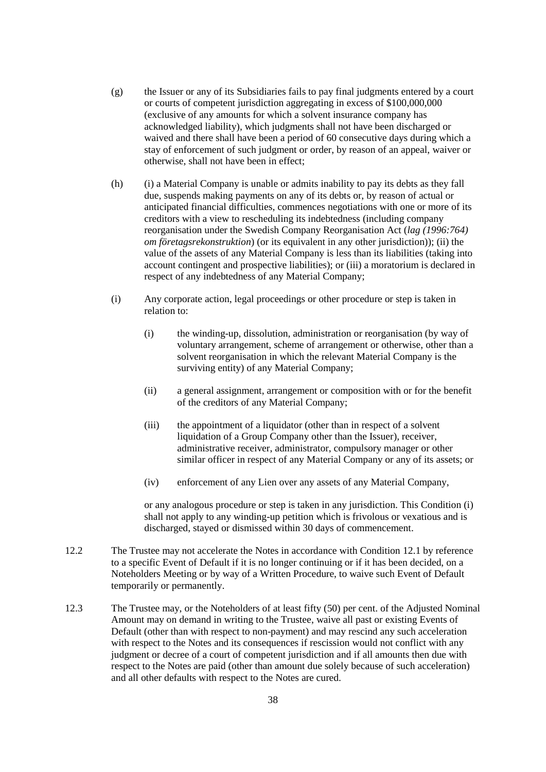(g) the Issuer or any of its Subsidiaries fails to pay final judgments entered by a court or courts of competent jurisdiction aggregating in excess of $100,000,000 (exclusive of any amounts for which a solvent insurance company has acknowledged liability), which judgments shall not have been discharged or waived and there shall have been a period of 60 consecutive days during which a stay of enforcement of such judgment or order, by reason of an appeal, waiver or otherwise, shall not have been in effect;

(h) (i) a Material Company is unable or admits inability to pay its debts as they fall due, suspends making payments on any of its debts or, by reason of actual or anticipated financial difficulties, commences negotiations with one or more of its creditors with a view to rescheduling its indebtedness (including company reorganisation under the Swedish Company Reorganisation Act (*lag (1996:764) om företagsrekonstruktion*) (or its equivalent in any other jurisdiction)); (ii) the value of the assets of any Material Company is less than its liabilities (taking into account contingent and prospective liabilities); or (iii) a moratorium is declared in respect of any indebtedness of any Material Company;

(i) Any corporate action, legal proceedings or other procedure or step is taken in relation to:

   (i) the winding-up, dissolution, administration or reorganisation (by way of voluntary arrangement, scheme of arrangement or otherwise, other than a solvent reorganisation in which the relevant Material Company is the surviving entity) of any Material Company;

   (ii) a general assignment, arrangement or composition with or for the benefit of the creditors of any Material Company;

   (iii) the appointment of a liquidator (other than in respect of a solvent liquidation of a Group Company other than the Issuer), receiver, administrative receiver, administrator, compulsory manager or other similar officer in respect of any Material Company or any of its assets; or

   (iv) enforcement of any Lien over any assets of any Material Company,

   or any analogous procedure or step is taken in any jurisdiction. This Condition (i) shall not apply to any winding-up petition which is frivolous or vexatious and is discharged, stayed or dismissed within 30 days of commencement.

12.2 The Trustee may not accelerate the Notes in accordance with Condition 12.1 by reference to a specific Event of Default if it is no longer continuing or if it has been decided, on a Noteholders Meeting or by way of a Written Procedure, to waive such Event of Default temporarily or permanently.

12.3 The Trustee may, or the Noteholders of at least fifty (50) per cent. of the Adjusted Nominal Amount may on demand in writing to the Trustee, waive all past or existing Events of Default (other than with respect to non-payment) and may rescind any such acceleration with respect to the Notes and its consequences if rescission would not conflict with any judgment or decree of a court of competent jurisdiction and if all amounts then due with respect to the Notes are paid (other than amount due solely because of such acceleration) and all other defaults with respect to the Notes are cured.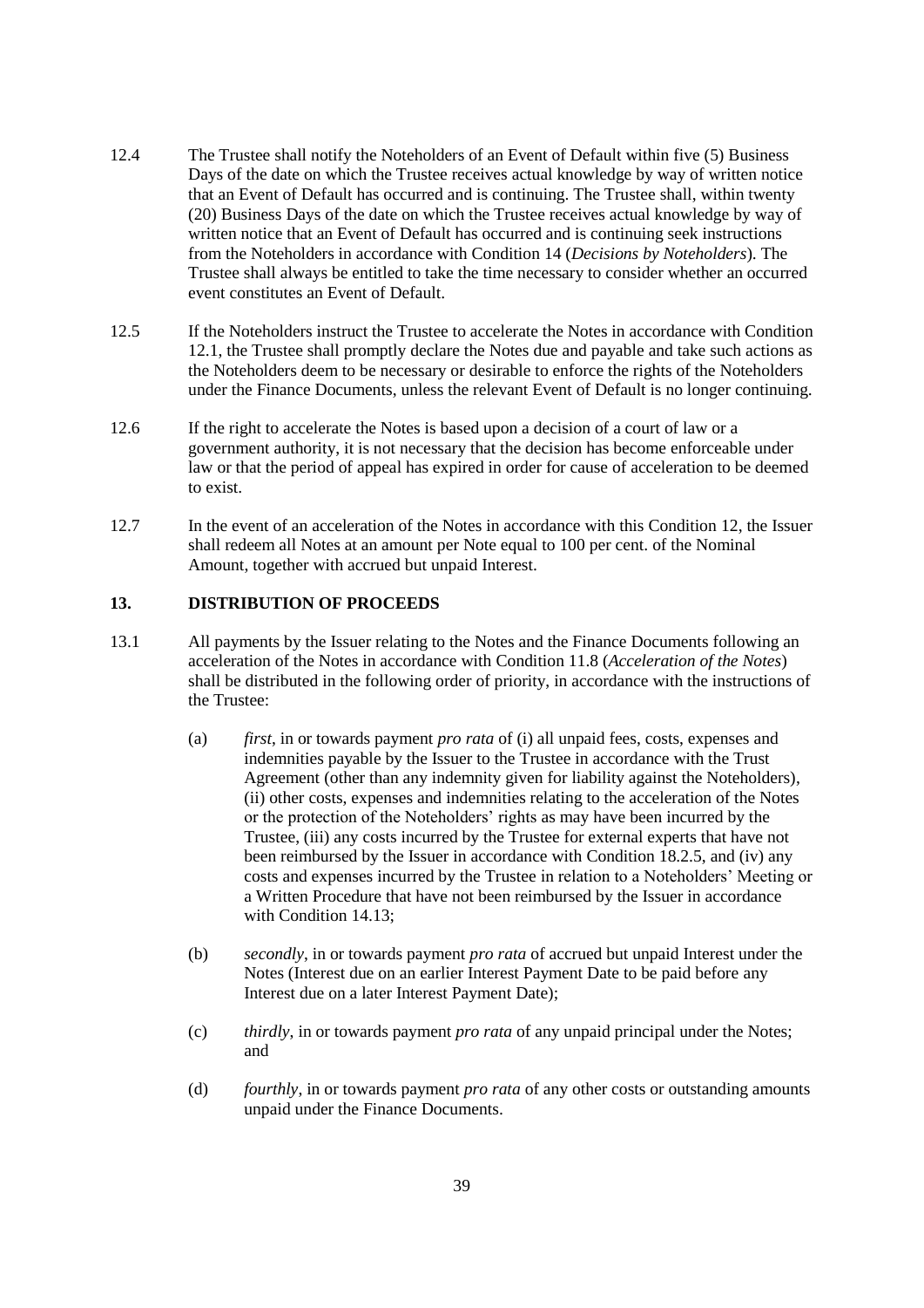12.4 The Trustee shall notify the Noteholders of an Event of Default within five (5) Business Days of the date on which the Trustee receives actual knowledge by way of written notice that an Event of Default has occurred and is continuing. The Trustee shall, within twenty (20) Business Days of the date on which the Trustee receives actual knowledge by way of written notice that an Event of Default has occurred and is continuing seek instructions from the Noteholders in accordance with Condition 14 (*Decisions by Noteholders*). The Trustee shall always be entitled to take the time necessary to consider whether an occurred event constitutes an Event of Default.

12.5 If the Noteholders instruct the Trustee to accelerate the Notes in accordance with Condition 12.1, the Trustee shall promptly declare the Notes due and payable and take such actions as the Noteholders deem to be necessary or desirable to enforce the rights of the Noteholders under the Finance Documents, unless the relevant Event of Default is no longer continuing.

12.6 If the right to accelerate the Notes is based upon a decision of a court of law or a government authority, it is not necessary that the decision has become enforceable under law or that the period of appeal has expired in order for cause of acceleration to be deemed to exist.

12.7 In the event of an acceleration of the Notes in accordance with this Condition 12, the Issuer shall redeem all Notes at an amount per Note equal to 100 per cent. of the Nominal Amount, together with accrued but unpaid Interest.

## 13. DISTRIBUTION OF PROCEEDS

13.1 All payments by the Issuer relating to the Notes and the Finance Documents following an acceleration of the Notes in accordance with Condition 11.8 (*Acceleration of the Notes*) shall be distributed in the following order of priority, in accordance with the instructions of the Trustee:

(a) *first*, in or towards payment *pro rata* of (i) all unpaid fees, costs, expenses and indemnities payable by the Issuer to the Trustee in accordance with the Trust Agreement (other than any indemnity given for liability against the Noteholders), (ii) other costs, expenses and indemnities relating to the acceleration of the Notes or the protection of the Noteholders' rights as may have been incurred by the Trustee, (iii) any costs incurred by the Trustee for external experts that have not been reimbursed by the Issuer in accordance with Condition 18.2.5, and (iv) any costs and expenses incurred by the Trustee in relation to a Noteholders' Meeting or a Written Procedure that have not been reimbursed by the Issuer in accordance with Condition 14.13;

(b) *secondly*, in or towards payment *pro rata* of accrued but unpaid Interest under the Notes (Interest due on an earlier Interest Payment Date to be paid before any Interest due on a later Interest Payment Date);

(c) *thirdly*, in or towards payment *pro rata* of any unpaid principal under the Notes; and

(d) *fourthly*, in or towards payment *pro rata* of any other costs or outstanding amounts unpaid under the Finance Documents.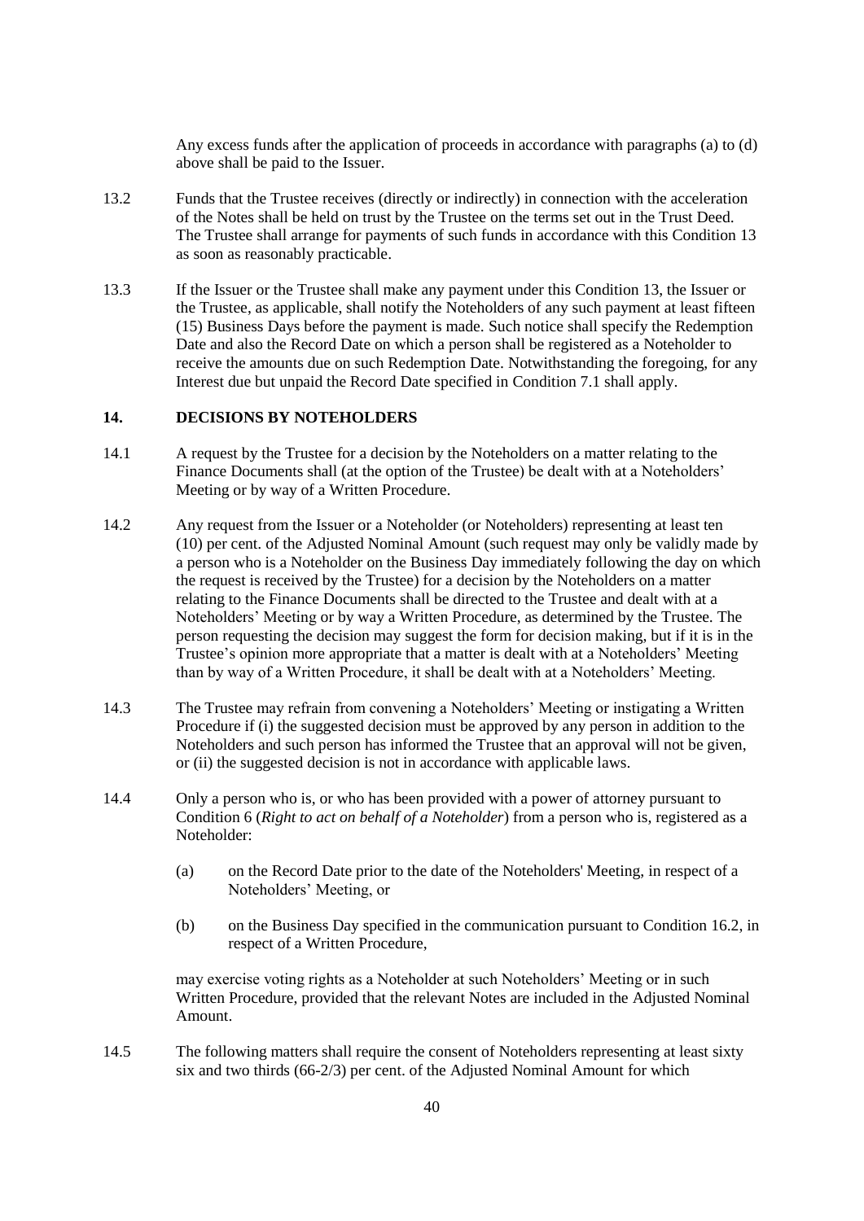Any excess funds after the application of proceeds in accordance with paragraphs (a) to (d) above shall be paid to the Issuer.

13.2 Funds that the Trustee receives (directly or indirectly) in connection with the acceleration of the Notes shall be held on trust by the Trustee on the terms set out in the Trust Deed. The Trustee shall arrange for payments of such funds in accordance with this Condition 13 as soon as reasonably practicable.

13.3 If the Issuer or the Trustee shall make any payment under this Condition 13, the Issuer or the Trustee, as applicable, shall notify the Noteholders of any such payment at least fifteen (15) Business Days before the payment is made. Such notice shall specify the Redemption Date and also the Record Date on which a person shall be registered as a Noteholder to receive the amounts due on such Redemption Date. Notwithstanding the foregoing, for any Interest due but unpaid the Record Date specified in Condition 7.1 shall apply.

## 14. DECISIONS BY NOTEHOLDERS

14.1 A request by the Trustee for a decision by the Noteholders on a matter relating to the Finance Documents shall (at the option of the Trustee) be dealt with at a Noteholders' Meeting or by way of a Written Procedure.

14.2 Any request from the Issuer or a Noteholder (or Noteholders) representing at least ten (10) per cent. of the Adjusted Nominal Amount (such request may only be validly made by a person who is a Noteholder on the Business Day immediately following the day on which the request is received by the Trustee) for a decision by the Noteholders on a matter relating to the Finance Documents shall be directed to the Trustee and dealt with at a Noteholders' Meeting or by way a Written Procedure, as determined by the Trustee. The person requesting the decision may suggest the form for decision making, but if it is in the Trustee's opinion more appropriate that a matter is dealt with at a Noteholders' Meeting than by way of a Written Procedure, it shall be dealt with at a Noteholders' Meeting.

14.3 The Trustee may refrain from convening a Noteholders' Meeting or instigating a Written Procedure if (i) the suggested decision must be approved by any person in addition to the Noteholders and such person has informed the Trustee that an approval will not be given, or (ii) the suggested decision is not in accordance with applicable laws.

14.4 Only a person who is, or who has been provided with a power of attorney pursuant to Condition 6 (*Right to act on behalf of a Noteholder*) from a person who is, registered as a Noteholder:

(a) on the Record Date prior to the date of the Noteholders' Meeting, in respect of a Noteholders' Meeting, or

(b) on the Business Day specified in the communication pursuant to Condition 16.2, in respect of a Written Procedure,

may exercise voting rights as a Noteholder at such Noteholders' Meeting or in such Written Procedure, provided that the relevant Notes are included in the Adjusted Nominal Amount.

14.5 The following matters shall require the consent of Noteholders representing at least sixty six and two thirds (66-2/3) per cent. of the Adjusted Nominal Amount for which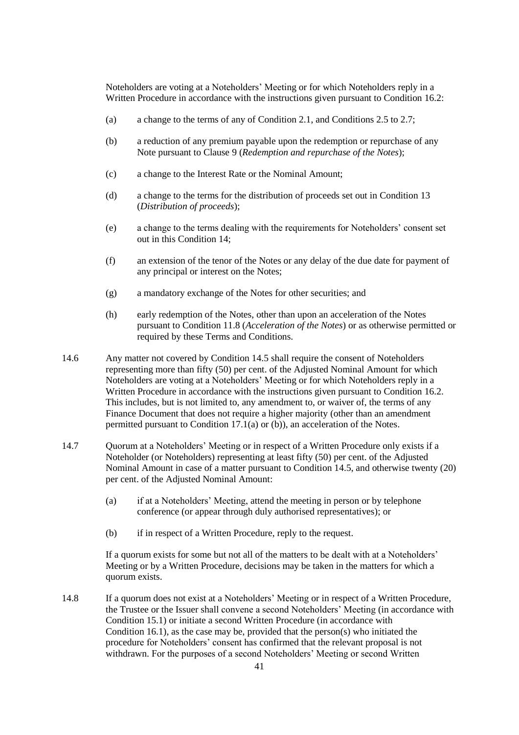Noteholders are voting at a Noteholders' Meeting or for which Noteholders reply in a Written Procedure in accordance with the instructions given pursuant to Condition 16.2:

(a) a change to the terms of any of Condition 2.1, and Conditions 2.5 to 2.7;

(b) a reduction of any premium payable upon the redemption or repurchase of any Note pursuant to Clause 9 (*Redemption and repurchase of the Notes*);

(c) a change to the Interest Rate or the Nominal Amount;

(d) a change to the terms for the distribution of proceeds set out in Condition 13 (*Distribution of proceeds*);

(e) a change to the terms dealing with the requirements for Noteholders' consent set out in this Condition 14;

(f) an extension of the tenor of the Notes or any delay of the due date for payment of any principal or interest on the Notes;

(g) a mandatory exchange of the Notes for other securities; and

(h) early redemption of the Notes, other than upon an acceleration of the Notes pursuant to Condition 11.8 (*Acceleration of the Notes*) or as otherwise permitted or required by these Terms and Conditions.

14.6 Any matter not covered by Condition 14.5 shall require the consent of Noteholders representing more than fifty (50) per cent. of the Adjusted Nominal Amount for which Noteholders are voting at a Noteholders' Meeting or for which Noteholders reply in a Written Procedure in accordance with the instructions given pursuant to Condition 16.2. This includes, but is not limited to, any amendment to, or waiver of, the terms of any Finance Document that does not require a higher majority (other than an amendment permitted pursuant to Condition 17.1(a) or (b)), an acceleration of the Notes.

14.7 Quorum at a Noteholders' Meeting or in respect of a Written Procedure only exists if a Noteholder (or Noteholders) representing at least fifty (50) per cent. of the Adjusted Nominal Amount in case of a matter pursuant to Condition 14.5, and otherwise twenty (20) per cent. of the Adjusted Nominal Amount:

(a) if at a Noteholders' Meeting, attend the meeting in person or by telephone conference (or appear through duly authorised representatives); or

(b) if in respect of a Written Procedure, reply to the request.

If a quorum exists for some but not all of the matters to be dealt with at a Noteholders' Meeting or by a Written Procedure, decisions may be taken in the matters for which a quorum exists.

14.8 If a quorum does not exist at a Noteholders' Meeting or in respect of a Written Procedure, the Trustee or the Issuer shall convene a second Noteholders' Meeting (in accordance with Condition 15.1) or initiate a second Written Procedure (in accordance with Condition 16.1), as the case may be, provided that the person(s) who initiated the procedure for Noteholders' consent has confirmed that the relevant proposal is not withdrawn. For the purposes of a second Noteholders' Meeting or second Written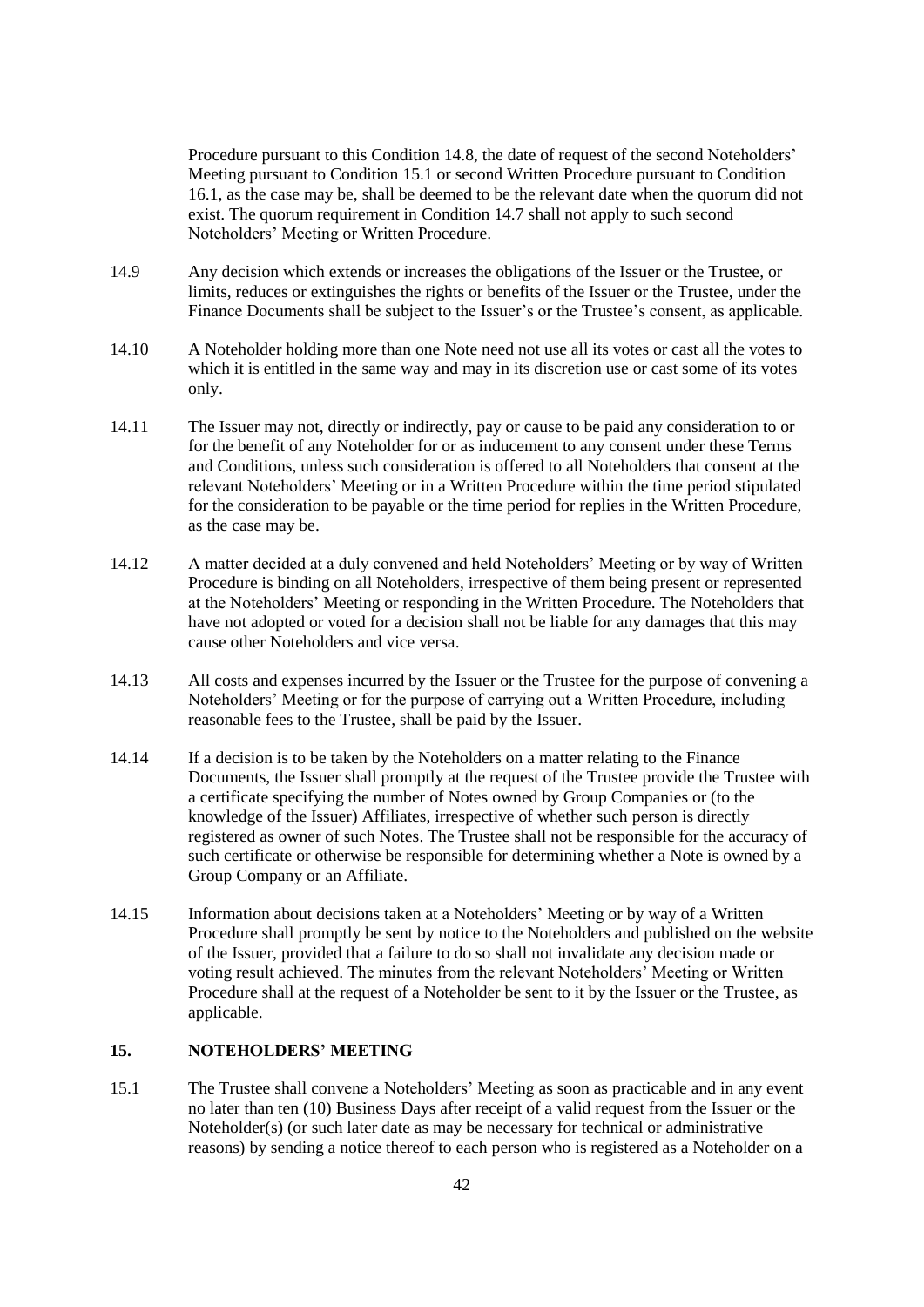Procedure pursuant to this Condition 14.8, the date of request of the second Noteholders' Meeting pursuant to Condition 15.1 or second Written Procedure pursuant to Condition 16.1, as the case may be, shall be deemed to be the relevant date when the quorum did not exist. The quorum requirement in Condition 14.7 shall not apply to such second Noteholders' Meeting or Written Procedure.

14.9 Any decision which extends or increases the obligations of the Issuer or the Trustee, or limits, reduces or extinguishes the rights or benefits of the Issuer or the Trustee, under the Finance Documents shall be subject to the Issuer's or the Trustee's consent, as applicable.

14.10 A Noteholder holding more than one Note need not use all its votes or cast all the votes to which it is entitled in the same way and may in its discretion use or cast some of its votes only.

14.11 The Issuer may not, directly or indirectly, pay or cause to be paid any consideration to or for the benefit of any Noteholder for or as inducement to any consent under these Terms and Conditions, unless such consideration is offered to all Noteholders that consent at the relevant Noteholders' Meeting or in a Written Procedure within the time period stipulated for the consideration to be payable or the time period for replies in the Written Procedure, as the case may be.

14.12 A matter decided at a duly convened and held Noteholders' Meeting or by way of Written Procedure is binding on all Noteholders, irrespective of them being present or represented at the Noteholders' Meeting or responding in the Written Procedure. The Noteholders that have not adopted or voted for a decision shall not be liable for any damages that this may cause other Noteholders and vice versa.

14.13 All costs and expenses incurred by the Issuer or the Trustee for the purpose of convening a Noteholders' Meeting or for the purpose of carrying out a Written Procedure, including reasonable fees to the Trustee, shall be paid by the Issuer.

14.14 If a decision is to be taken by the Noteholders on a matter relating to the Finance Documents, the Issuer shall promptly at the request of the Trustee provide the Trustee with a certificate specifying the number of Notes owned by Group Companies or (to the knowledge of the Issuer) Affiliates, irrespective of whether such person is directly registered as owner of such Notes. The Trustee shall not be responsible for the accuracy of such certificate or otherwise be responsible for determining whether a Note is owned by a Group Company or an Affiliate.

14.15 Information about decisions taken at a Noteholders' Meeting or by way of a Written Procedure shall promptly be sent by notice to the Noteholders and published on the website of the Issuer, provided that a failure to do so shall not invalidate any decision made or voting result achieved. The minutes from the relevant Noteholders' Meeting or Written Procedure shall at the request of a Noteholder be sent to it by the Issuer or the Trustee, as applicable.

## 15. NOTEHOLDERS' MEETING

15.1 The Trustee shall convene a Noteholders' Meeting as soon as practicable and in any event no later than ten (10) Business Days after receipt of a valid request from the Issuer or the Noteholder(s) (or such later date as may be necessary for technical or administrative reasons) by sending a notice thereof to each person who is registered as a Noteholder on a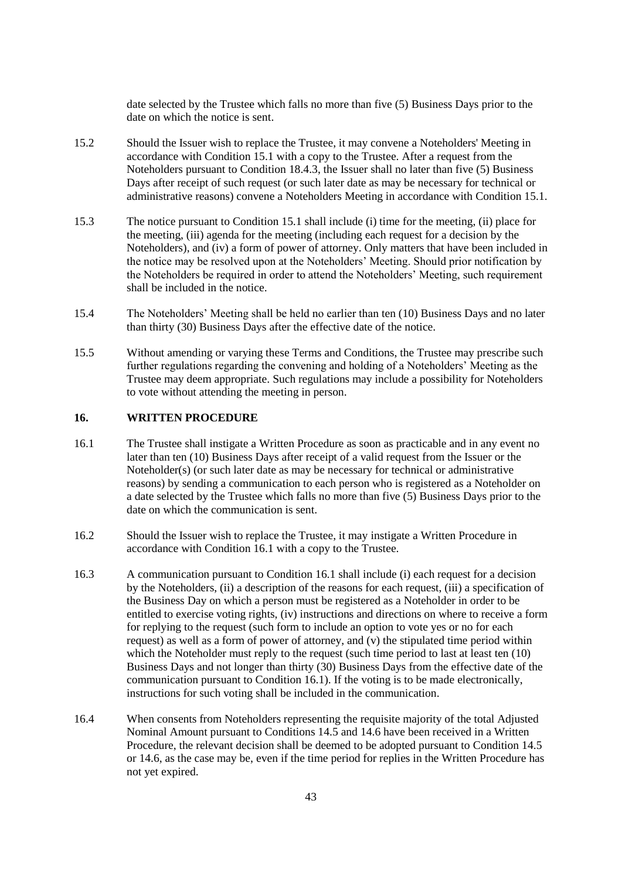date selected by the Trustee which falls no more than five (5) Business Days prior to the date on which the notice is sent.

15.2 Should the Issuer wish to replace the Trustee, it may convene a Noteholders' Meeting in accordance with Condition 15.1 with a copy to the Trustee. After a request from the Noteholders pursuant to Condition 18.4.3, the Issuer shall no later than five (5) Business Days after receipt of such request (or such later date as may be necessary for technical or administrative reasons) convene a Noteholders Meeting in accordance with Condition 15.1.

15.3 The notice pursuant to Condition 15.1 shall include (i) time for the meeting, (ii) place for the meeting, (iii) agenda for the meeting (including each request for a decision by the Noteholders), and (iv) a form of power of attorney. Only matters that have been included in the notice may be resolved upon at the Noteholders' Meeting. Should prior notification by the Noteholders be required in order to attend the Noteholders' Meeting, such requirement shall be included in the notice.

15.4 The Noteholders' Meeting shall be held no earlier than ten (10) Business Days and no later than thirty (30) Business Days after the effective date of the notice.

15.5 Without amending or varying these Terms and Conditions, the Trustee may prescribe such further regulations regarding the convening and holding of a Noteholders' Meeting as the Trustee may deem appropriate. Such regulations may include a possibility for Noteholders to vote without attending the meeting in person.

## 16. WRITTEN PROCEDURE

16.1 The Trustee shall instigate a Written Procedure as soon as practicable and in any event no later than ten (10) Business Days after receipt of a valid request from the Issuer or the Noteholder(s) (or such later date as may be necessary for technical or administrative reasons) by sending a communication to each person who is registered as a Noteholder on a date selected by the Trustee which falls no more than five (5) Business Days prior to the date on which the communication is sent.

16.2 Should the Issuer wish to replace the Trustee, it may instigate a Written Procedure in accordance with Condition 16.1 with a copy to the Trustee.

16.3 A communication pursuant to Condition 16.1 shall include (i) each request for a decision by the Noteholders, (ii) a description of the reasons for each request, (iii) a specification of the Business Day on which a person must be registered as a Noteholder in order to be entitled to exercise voting rights, (iv) instructions and directions on where to receive a form for replying to the request (such form to include an option to vote yes or no for each request) as well as a form of power of attorney, and (v) the stipulated time period within which the Noteholder must reply to the request (such time period to last at least ten (10) Business Days and not longer than thirty (30) Business Days from the effective date of the communication pursuant to Condition 16.1). If the voting is to be made electronically, instructions for such voting shall be included in the communication.

16.4 When consents from Noteholders representing the requisite majority of the total Adjusted Nominal Amount pursuant to Conditions 14.5 and 14.6 have been received in a Written Procedure, the relevant decision shall be deemed to be adopted pursuant to Condition 14.5 or 14.6, as the case may be, even if the time period for replies in the Written Procedure has not yet expired.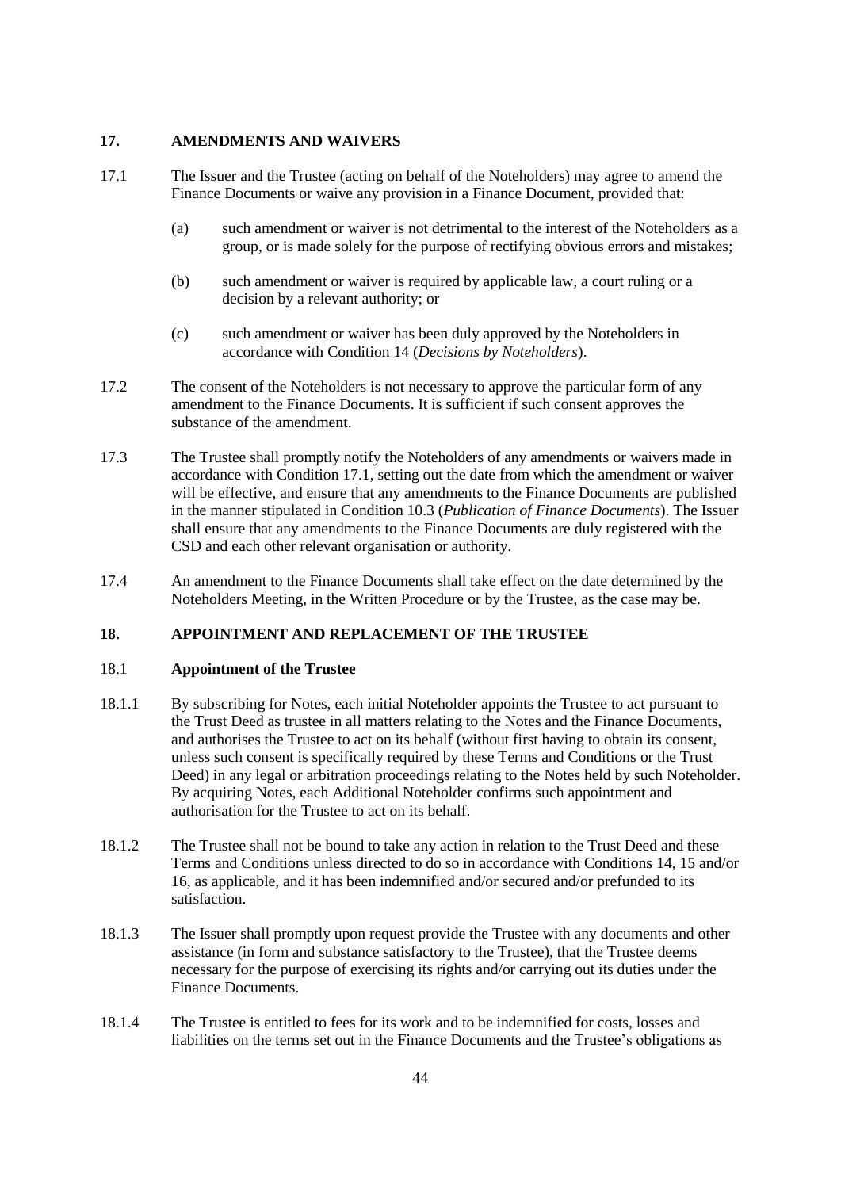## 17. AMENDMENTS AND WAIVERS

17.1 The Issuer and the Trustee (acting on behalf of the Noteholders) may agree to amend the Finance Documents or waive any provision in a Finance Document, provided that:

(a) such amendment or waiver is not detrimental to the interest of the Noteholders as a group, or is made solely for the purpose of rectifying obvious errors and mistakes;

(b) such amendment or waiver is required by applicable law, a court ruling or a decision by a relevant authority; or

(c) such amendment or waiver has been duly approved by the Noteholders in accordance with Condition 14 (*Decisions by Noteholders*).

17.2 The consent of the Noteholders is not necessary to approve the particular form of any amendment to the Finance Documents. It is sufficient if such consent approves the substance of the amendment.

17.3 The Trustee shall promptly notify the Noteholders of any amendments or waivers made in accordance with Condition 17.1, setting out the date from which the amendment or waiver will be effective, and ensure that any amendments to the Finance Documents are published in the manner stipulated in Condition 10.3 (*Publication of Finance Documents*). The Issuer shall ensure that any amendments to the Finance Documents are duly registered with the CSD and each other relevant organisation or authority.

17.4 An amendment to the Finance Documents shall take effect on the date determined by the Noteholders Meeting, in the Written Procedure or by the Trustee, as the case may be.

## 18. APPOINTMENT AND REPLACEMENT OF THE TRUSTEE

### 18.1 Appointment of the Trustee

18.1.1 By subscribing for Notes, each initial Noteholder appoints the Trustee to act pursuant to the Trust Deed as trustee in all matters relating to the Notes and the Finance Documents, and authorises the Trustee to act on its behalf (without first having to obtain its consent, unless such consent is specifically required by these Terms and Conditions or the Trust Deed) in any legal or arbitration proceedings relating to the Notes held by such Noteholder. By acquiring Notes, each Additional Noteholder confirms such appointment and authorisation for the Trustee to act on its behalf.

18.1.2 The Trustee shall not be bound to take any action in relation to the Trust Deed and these Terms and Conditions unless directed to do so in accordance with Conditions 14, 15 and/or 16, as applicable, and it has been indemnified and/or secured and/or prefunded to its satisfaction.

18.1.3 The Issuer shall promptly upon request provide the Trustee with any documents and other assistance (in form and substance satisfactory to the Trustee), that the Trustee deems necessary for the purpose of exercising its rights and/or carrying out its duties under the Finance Documents.

18.1.4 The Trustee is entitled to fees for its work and to be indemnified for costs, losses and liabilities on the terms set out in the Finance Documents and the Trustee's obligations as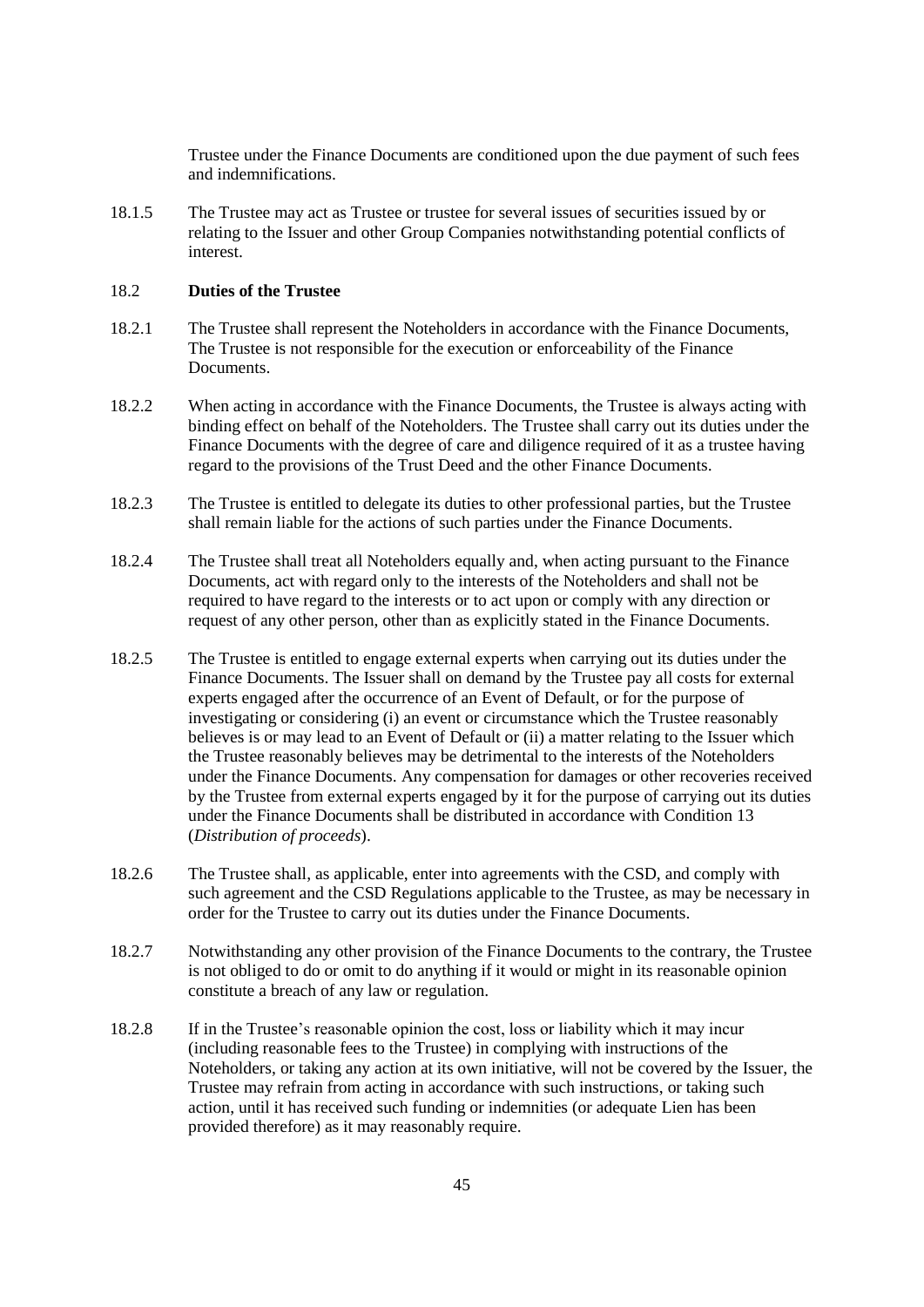Trustee under the Finance Documents are conditioned upon the due payment of such fees and indemnifications.

18.1.5 The Trustee may act as Trustee or trustee for several issues of securities issued by or relating to the Issuer and other Group Companies notwithstanding potential conflicts of interest.

### 18.2 **Duties of the Trustee**

18.2.1 The Trustee shall represent the Noteholders in accordance with the Finance Documents, The Trustee is not responsible for the execution or enforceability of the Finance Documents.

18.2.2 When acting in accordance with the Finance Documents, the Trustee is always acting with binding effect on behalf of the Noteholders. The Trustee shall carry out its duties under the Finance Documents with the degree of care and diligence required of it as a trustee having regard to the provisions of the Trust Deed and the other Finance Documents.

18.2.3 The Trustee is entitled to delegate its duties to other professional parties, but the Trustee shall remain liable for the actions of such parties under the Finance Documents.

18.2.4 The Trustee shall treat all Noteholders equally and, when acting pursuant to the Finance Documents, act with regard only to the interests of the Noteholders and shall not be required to have regard to the interests or to act upon or comply with any direction or request of any other person, other than as explicitly stated in the Finance Documents.

18.2.5 The Trustee is entitled to engage external experts when carrying out its duties under the Finance Documents. The Issuer shall on demand by the Trustee pay all costs for external experts engaged after the occurrence of an Event of Default, or for the purpose of investigating or considering (i) an event or circumstance which the Trustee reasonably believes is or may lead to an Event of Default or (ii) a matter relating to the Issuer which the Trustee reasonably believes may be detrimental to the interests of the Noteholders under the Finance Documents. Any compensation for damages or other recoveries received by the Trustee from external experts engaged by it for the purpose of carrying out its duties under the Finance Documents shall be distributed in accordance with Condition 13 (*Distribution of proceeds*).

18.2.6 The Trustee shall, as applicable, enter into agreements with the CSD, and comply with such agreement and the CSD Regulations applicable to the Trustee, as may be necessary in order for the Trustee to carry out its duties under the Finance Documents.

18.2.7 Notwithstanding any other provision of the Finance Documents to the contrary, the Trustee is not obliged to do or omit to do anything if it would or might in its reasonable opinion constitute a breach of any law or regulation.

18.2.8 If in the Trustee's reasonable opinion the cost, loss or liability which it may incur (including reasonable fees to the Trustee) in complying with instructions of the Noteholders, or taking any action at its own initiative, will not be covered by the Issuer, the Trustee may refrain from acting in accordance with such instructions, or taking such action, until it has received such funding or indemnities (or adequate Lien has been provided therefore) as it may reasonably require.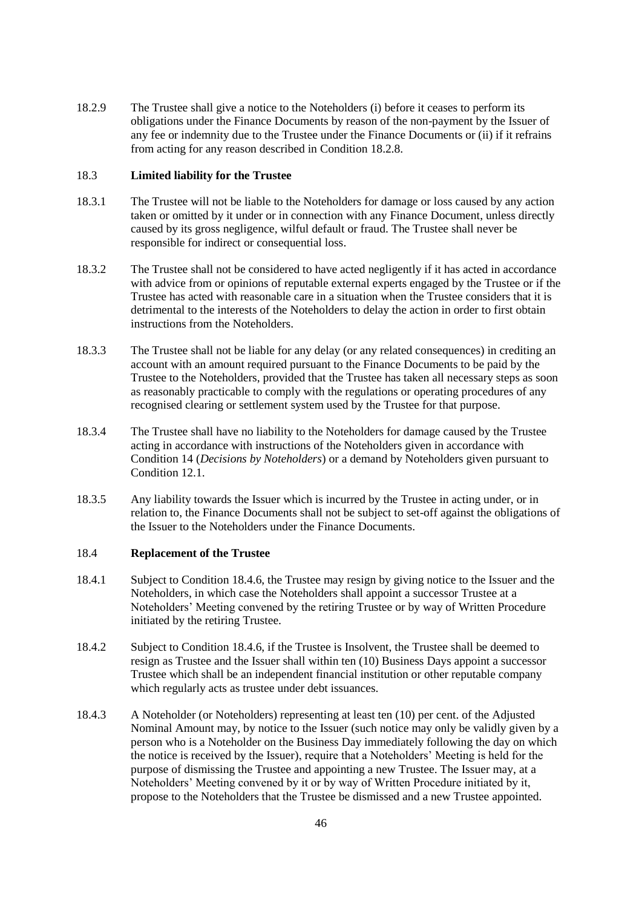18.2.9 The Trustee shall give a notice to the Noteholders (i) before it ceases to perform its obligations under the Finance Documents by reason of the non-payment by the Issuer of any fee or indemnity due to the Trustee under the Finance Documents or (ii) if it refrains from acting for any reason described in Condition 18.2.8.

### 18.3 Limited liability for the Trustee

18.3.1 The Trustee will not be liable to the Noteholders for damage or loss caused by any action taken or omitted by it under or in connection with any Finance Document, unless directly caused by its gross negligence, wilful default or fraud. The Trustee shall never be responsible for indirect or consequential loss.

18.3.2 The Trustee shall not be considered to have acted negligently if it has acted in accordance with advice from or opinions of reputable external experts engaged by the Trustee or if the Trustee has acted with reasonable care in a situation when the Trustee considers that it is detrimental to the interests of the Noteholders to delay the action in order to first obtain instructions from the Noteholders.

18.3.3 The Trustee shall not be liable for any delay (or any related consequences) in crediting an account with an amount required pursuant to the Finance Documents to be paid by the Trustee to the Noteholders, provided that the Trustee has taken all necessary steps as soon as reasonably practicable to comply with the regulations or operating procedures of any recognised clearing or settlement system used by the Trustee for that purpose.

18.3.4 The Trustee shall have no liability to the Noteholders for damage caused by the Trustee acting in accordance with instructions of the Noteholders given in accordance with Condition 14 (*Decisions by Noteholders*) or a demand by Noteholders given pursuant to Condition 12.1.

18.3.5 Any liability towards the Issuer which is incurred by the Trustee in acting under, or in relation to, the Finance Documents shall not be subject to set-off against the obligations of the Issuer to the Noteholders under the Finance Documents.

### 18.4 Replacement of the Trustee

18.4.1 Subject to Condition 18.4.6, the Trustee may resign by giving notice to the Issuer and the Noteholders, in which case the Noteholders shall appoint a successor Trustee at a Noteholders' Meeting convened by the retiring Trustee or by way of Written Procedure initiated by the retiring Trustee.

18.4.2 Subject to Condition 18.4.6, if the Trustee is Insolvent, the Trustee shall be deemed to resign as Trustee and the Issuer shall within ten (10) Business Days appoint a successor Trustee which shall be an independent financial institution or other reputable company which regularly acts as trustee under debt issuances.

18.4.3 A Noteholder (or Noteholders) representing at least ten (10) per cent. of the Adjusted Nominal Amount may, by notice to the Issuer (such notice may only be validly given by a person who is a Noteholder on the Business Day immediately following the day on which the notice is received by the Issuer), require that a Noteholders' Meeting is held for the purpose of dismissing the Trustee and appointing a new Trustee. The Issuer may, at a Noteholders' Meeting convened by it or by way of Written Procedure initiated by it, propose to the Noteholders that the Trustee be dismissed and a new Trustee appointed.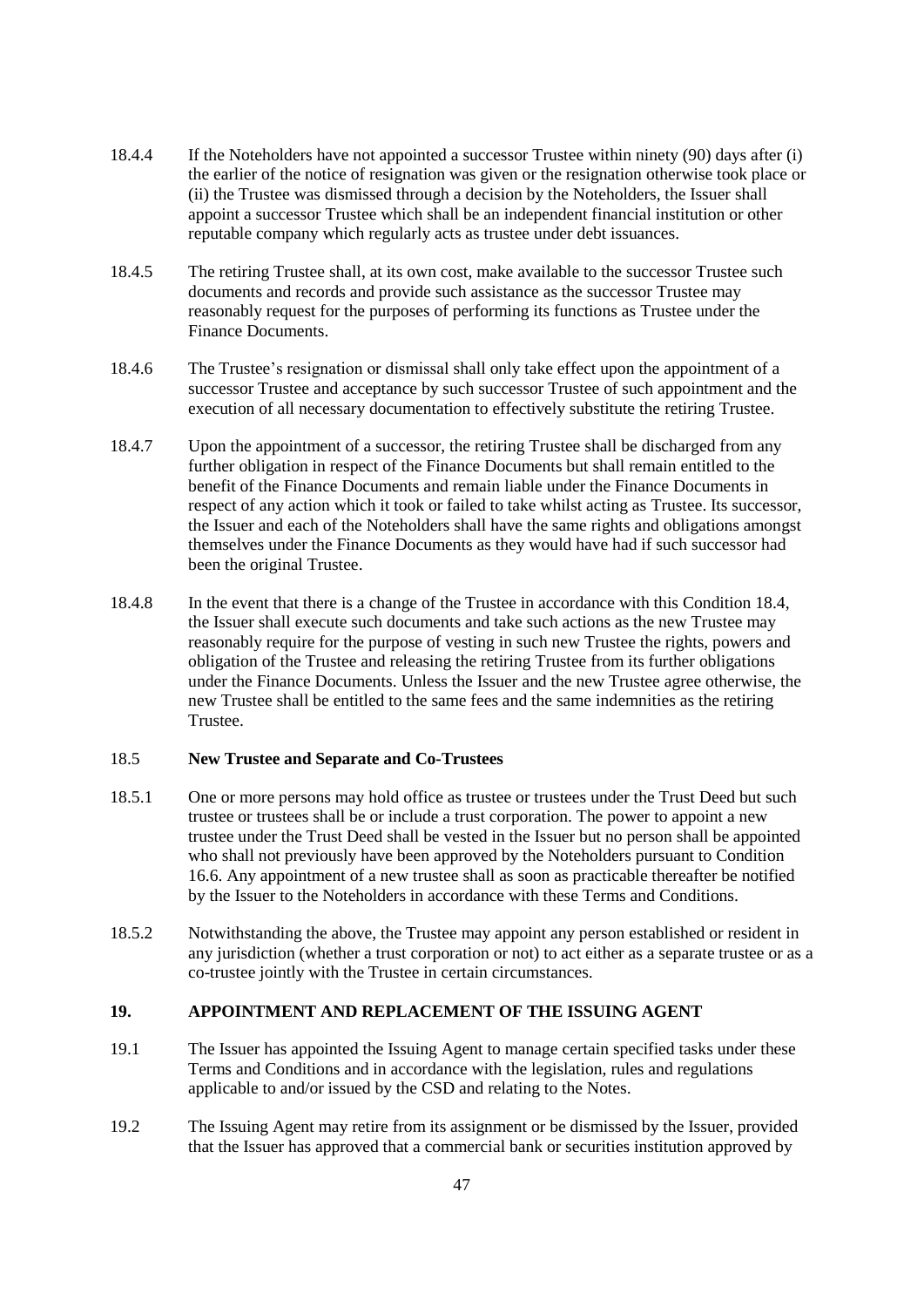18.4.4 If the Noteholders have not appointed a successor Trustee within ninety (90) days after (i) the earlier of the notice of resignation was given or the resignation otherwise took place or (ii) the Trustee was dismissed through a decision by the Noteholders, the Issuer shall appoint a successor Trustee which shall be an independent financial institution or other reputable company which regularly acts as trustee under debt issuances.

18.4.5 The retiring Trustee shall, at its own cost, make available to the successor Trustee such documents and records and provide such assistance as the successor Trustee may reasonably request for the purposes of performing its functions as Trustee under the Finance Documents.

18.4.6 The Trustee's resignation or dismissal shall only take effect upon the appointment of a successor Trustee and acceptance by such successor Trustee of such appointment and the execution of all necessary documentation to effectively substitute the retiring Trustee.

18.4.7 Upon the appointment of a successor, the retiring Trustee shall be discharged from any further obligation in respect of the Finance Documents but shall remain entitled to the benefit of the Finance Documents and remain liable under the Finance Documents in respect of any action which it took or failed to take whilst acting as Trustee. Its successor, the Issuer and each of the Noteholders shall have the same rights and obligations amongst themselves under the Finance Documents as they would have had if such successor had been the original Trustee.

18.4.8 In the event that there is a change of the Trustee in accordance with this Condition 18.4, the Issuer shall execute such documents and take such actions as the new Trustee may reasonably require for the purpose of vesting in such new Trustee the rights, powers and obligation of the Trustee and releasing the retiring Trustee from its further obligations under the Finance Documents. Unless the Issuer and the new Trustee agree otherwise, the new Trustee shall be entitled to the same fees and the same indemnities as the retiring Trustee.

18.5 **New Trustee and Separate and Co-Trustees**

18.5.1 One or more persons may hold office as trustee or trustees under the Trust Deed but such trustee or trustees shall be or include a trust corporation. The power to appoint a new trustee under the Trust Deed shall be vested in the Issuer but no person shall be appointed who shall not previously have been approved by the Noteholders pursuant to Condition 16.6. Any appointment of a new trustee shall as soon as practicable thereafter be notified by the Issuer to the Noteholders in accordance with these Terms and Conditions.

18.5.2 Notwithstanding the above, the Trustee may appoint any person established or resident in any jurisdiction (whether a trust corporation or not) to act either as a separate trustee or as a co-trustee jointly with the Trustee in certain circumstances.

## 19. APPOINTMENT AND REPLACEMENT OF THE ISSUING AGENT

19.1 The Issuer has appointed the Issuing Agent to manage certain specified tasks under these Terms and Conditions and in accordance with the legislation, rules and regulations applicable to and/or issued by the CSD and relating to the Notes.

19.2 The Issuing Agent may retire from its assignment or be dismissed by the Issuer, provided that the Issuer has approved that a commercial bank or securities institution approved by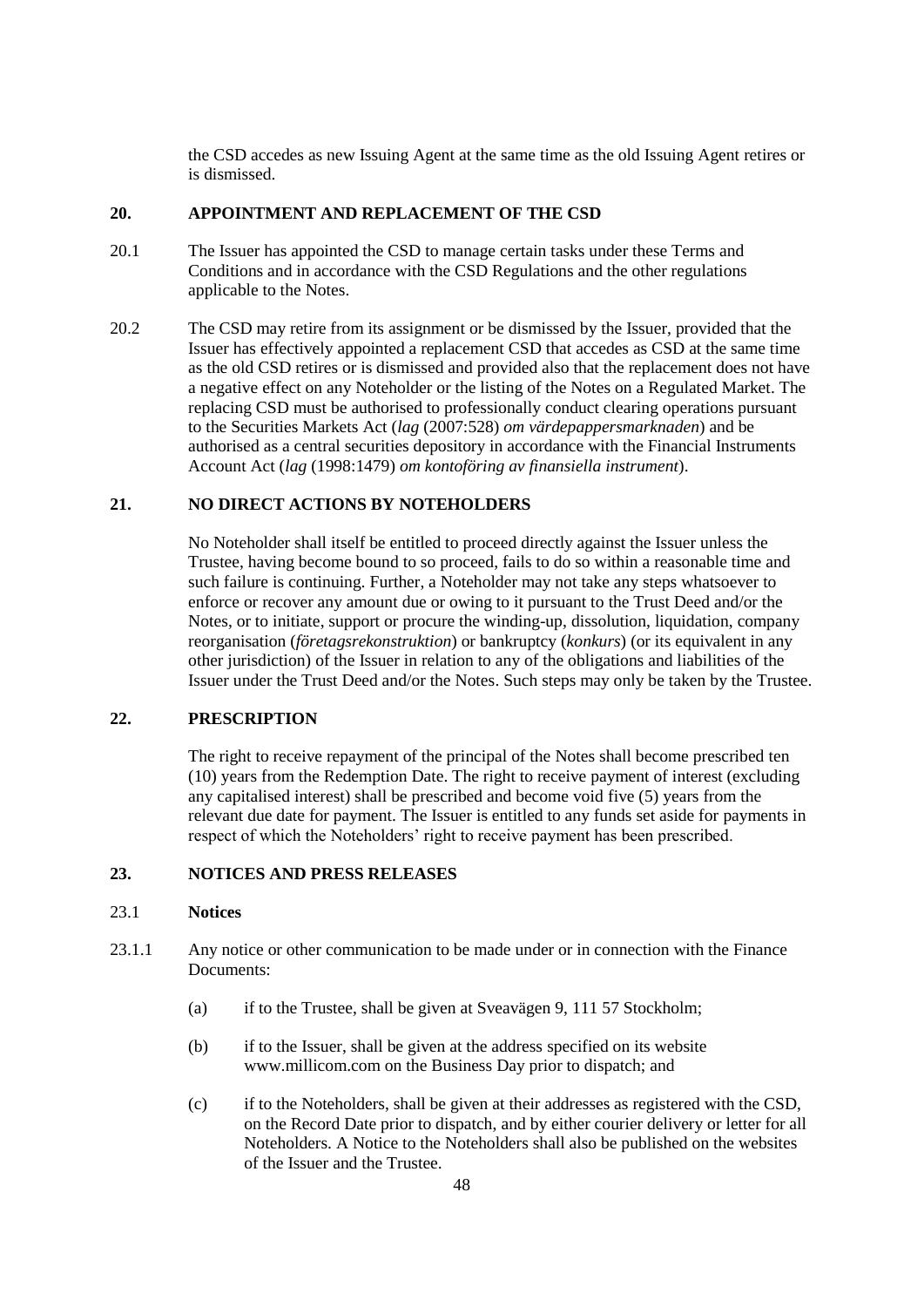the CSD accedes as new Issuing Agent at the same time as the old Issuing Agent retires or is dismissed.

## 20. APPOINTMENT AND REPLACEMENT OF THE CSD

20.1 The Issuer has appointed the CSD to manage certain tasks under these Terms and Conditions and in accordance with the CSD Regulations and the other regulations applicable to the Notes.

20.2 The CSD may retire from its assignment or be dismissed by the Issuer, provided that the Issuer has effectively appointed a replacement CSD that accedes as CSD at the same time as the old CSD retires or is dismissed and provided also that the replacement does not have a negative effect on any Noteholder or the listing of the Notes on a Regulated Market. The replacing CSD must be authorised to professionally conduct clearing operations pursuant to the Securities Markets Act (*lag* (2007:528) *om värdepappersmarknaden*) and be authorised as a central securities depository in accordance with the Financial Instruments Account Act (*lag* (1998:1479) *om kontoföring av finansiella instrument*).

## 21. NO DIRECT ACTIONS BY NOTEHOLDERS

No Noteholder shall itself be entitled to proceed directly against the Issuer unless the Trustee, having become bound to so proceed, fails to do so within a reasonable time and such failure is continuing. Further, a Noteholder may not take any steps whatsoever to enforce or recover any amount due or owing to it pursuant to the Trust Deed and/or the Notes, or to initiate, support or procure the winding-up, dissolution, liquidation, company reorganisation (*företagsrekonstruktion*) or bankruptcy (*konkurs*) (or its equivalent in any other jurisdiction) of the Issuer in relation to any of the obligations and liabilities of the Issuer under the Trust Deed and/or the Notes. Such steps may only be taken by the Trustee.

## 22. PRESCRIPTION

The right to receive repayment of the principal of the Notes shall become prescribed ten (10) years from the Redemption Date. The right to receive payment of interest (excluding any capitalised interest) shall be prescribed and become void five (5) years from the relevant due date for payment. The Issuer is entitled to any funds set aside for payments in respect of which the Noteholders' right to receive payment has been prescribed.

## 23. NOTICES AND PRESS RELEASES

### 23.1 Notices

23.1.1 Any notice or other communication to be made under or in connection with the Finance Documents:

(a) if to the Trustee, shall be given at Sveavägen 9, 111 57 Stockholm;

(b) if to the Issuer, shall be given at the address specified on its website www.millicom.com on the Business Day prior to dispatch; and

(c) if to the Noteholders, shall be given at their addresses as registered with the CSD, on the Record Date prior to dispatch, and by either courier delivery or letter for all Noteholders. A Notice to the Noteholders shall also be published on the websites of the Issuer and the Trustee.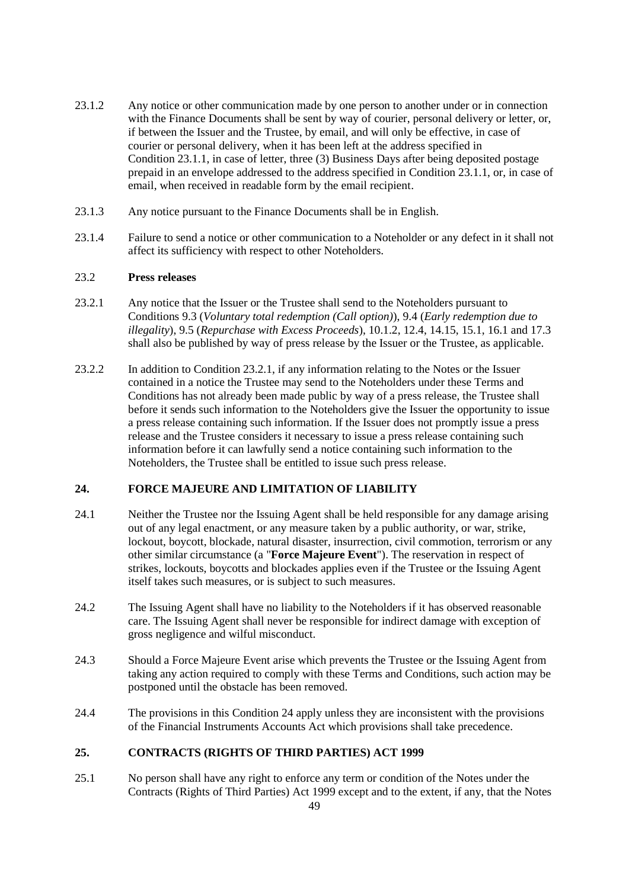23.1.2 Any notice or other communication made by one person to another under or in connection with the Finance Documents shall be sent by way of courier, personal delivery or letter, or, if between the Issuer and the Trustee, by email, and will only be effective, in case of courier or personal delivery, when it has been left at the address specified in Condition 23.1.1, in case of letter, three (3) Business Days after being deposited postage prepaid in an envelope addressed to the address specified in Condition 23.1.1, or, in case of email, when received in readable form by the email recipient.

23.1.3 Any notice pursuant to the Finance Documents shall be in English.

23.1.4 Failure to send a notice or other communication to a Noteholder or any defect in it shall not affect its sufficiency with respect to other Noteholders.

23.2 **Press releases**

23.2.1 Any notice that the Issuer or the Trustee shall send to the Noteholders pursuant to Conditions 9.3 (*Voluntary total redemption (Call option)*), 9.4 (*Early redemption due to illegality*), 9.5 (*Repurchase with Excess Proceeds*), 10.1.2, 12.4, 14.15, 15.1, 16.1 and 17.3 shall also be published by way of press release by the Issuer or the Trustee, as applicable.

23.2.2 In addition to Condition 23.2.1, if any information relating to the Notes or the Issuer contained in a notice the Trustee may send to the Noteholders under these Terms and Conditions has not already been made public by way of a press release, the Trustee shall before it sends such information to the Noteholders give the Issuer the opportunity to issue a press release containing such information. If the Issuer does not promptly issue a press release and the Trustee considers it necessary to issue a press release containing such information before it can lawfully send a notice containing such information to the Noteholders, the Trustee shall be entitled to issue such press release.

## 24. FORCE MAJEURE AND LIMITATION OF LIABILITY

24.1 Neither the Trustee nor the Issuing Agent shall be held responsible for any damage arising out of any legal enactment, or any measure taken by a public authority, or war, strike, lockout, boycott, blockade, natural disaster, insurrection, civil commotion, terrorism or any other similar circumstance (a "**Force Majeure Event**"). The reservation in respect of strikes, lockouts, boycotts and blockades applies even if the Trustee or the Issuing Agent itself takes such measures, or is subject to such measures.

24.2 The Issuing Agent shall have no liability to the Noteholders if it has observed reasonable care. The Issuing Agent shall never be responsible for indirect damage with exception of gross negligence and wilful misconduct.

24.3 Should a Force Majeure Event arise which prevents the Trustee or the Issuing Agent from taking any action required to comply with these Terms and Conditions, such action may be postponed until the obstacle has been removed.

24.4 The provisions in this Condition 24 apply unless they are inconsistent with the provisions of the Financial Instruments Accounts Act which provisions shall take precedence.

## 25. CONTRACTS (RIGHTS OF THIRD PARTIES) ACT 1999

25.1 No person shall have any right to enforce any term or condition of the Notes under the Contracts (Rights of Third Parties) Act 1999 except and to the extent, if any, that the Notes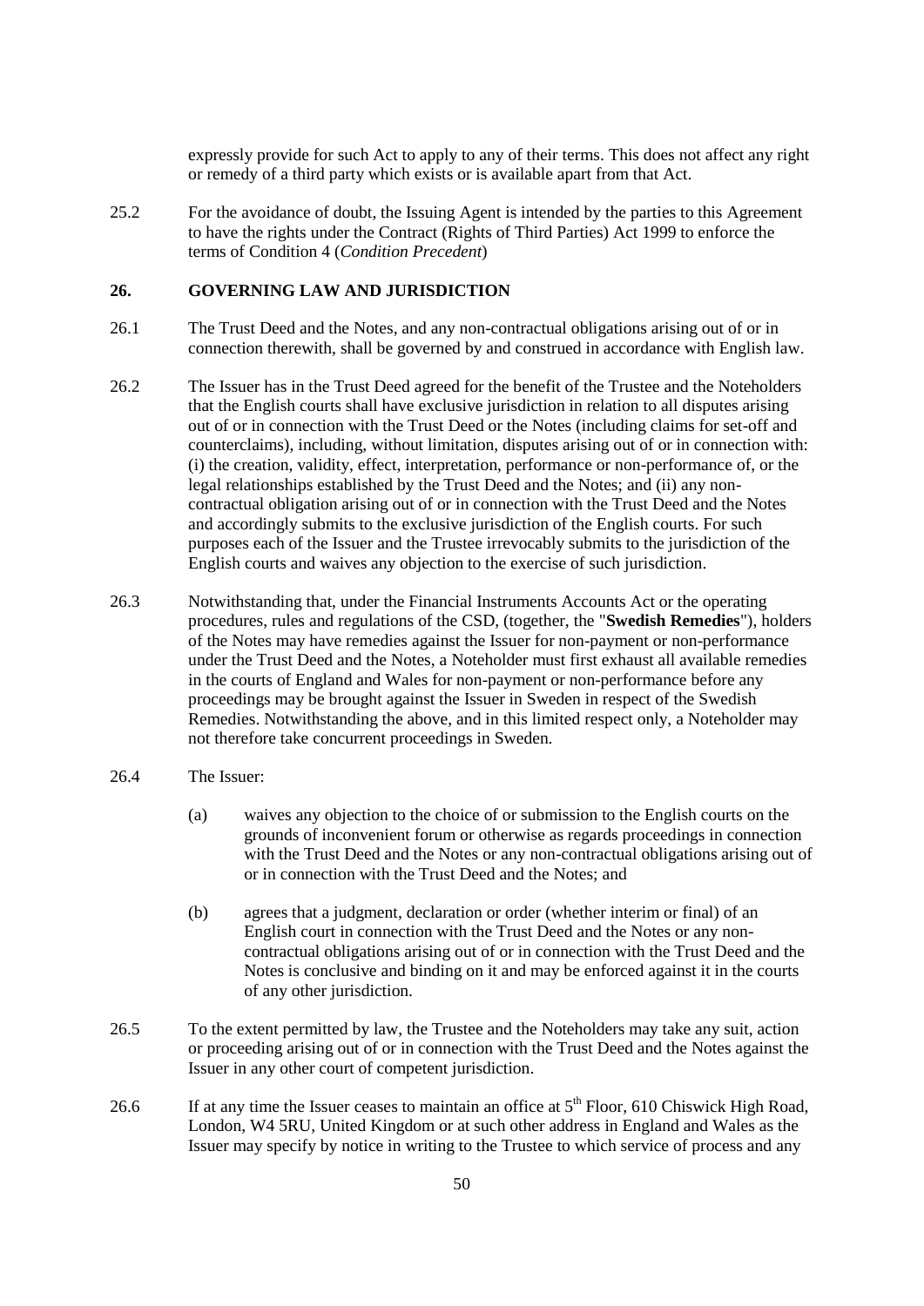expressly provide for such Act to apply to any of their terms. This does not affect any right or remedy of a third party which exists or is available apart from that Act.

25.2 For the avoidance of doubt, the Issuing Agent is intended by the parties to this Agreement to have the rights under the Contract (Rights of Third Parties) Act 1999 to enforce the terms of Condition 4 (*Condition Precedent*)

## 26. GOVERNING LAW AND JURISDICTION

26.1 The Trust Deed and the Notes, and any non-contractual obligations arising out of or in connection therewith, shall be governed by and construed in accordance with English law.

26.2 The Issuer has in the Trust Deed agreed for the benefit of the Trustee and the Noteholders that the English courts shall have exclusive jurisdiction in relation to all disputes arising out of or in connection with the Trust Deed or the Notes (including claims for set-off and counterclaims), including, without limitation, disputes arising out of or in connection with: (i) the creation, validity, effect, interpretation, performance or non-performance of, or the legal relationships established by the Trust Deed and the Notes; and (ii) any non-contractual obligation arising out of or in connection with the Trust Deed and the Notes and accordingly submits to the exclusive jurisdiction of the English courts. For such purposes each of the Issuer and the Trustee irrevocably submits to the jurisdiction of the English courts and waives any objection to the exercise of such jurisdiction.

26.3 Notwithstanding that, under the Financial Instruments Accounts Act or the operating procedures, rules and regulations of the CSD, (together, the "**Swedish Remedies**"), holders of the Notes may have remedies against the Issuer for non-payment or non-performance under the Trust Deed and the Notes, a Noteholder must first exhaust all available remedies in the courts of England and Wales for non-payment or non-performance before any proceedings may be brought against the Issuer in Sweden in respect of the Swedish Remedies. Notwithstanding the above, and in this limited respect only, a Noteholder may not therefore take concurrent proceedings in Sweden.

26.4 The Issuer:

(a) waives any objection to the choice of or submission to the English courts on the grounds of inconvenient forum or otherwise as regards proceedings in connection with the Trust Deed and the Notes or any non-contractual obligations arising out of or in connection with the Trust Deed and the Notes; and

(b) agrees that a judgment, declaration or order (whether interim or final) of an English court in connection with the Trust Deed and the Notes or any non-contractual obligations arising out of or in connection with the Trust Deed and the Notes is conclusive and binding on it and may be enforced against it in the courts of any other jurisdiction.

26.5 To the extent permitted by law, the Trustee and the Noteholders may take any suit, action or proceeding arising out of or in connection with the Trust Deed and the Notes against the Issuer in any other court of competent jurisdiction.

26.6 If at any time the Issuer ceases to maintain an office at 5th Floor, 610 Chiswick High Road, London, W4 5RU, United Kingdom or at such other address in England and Wales as the Issuer may specify by notice in writing to the Trustee to which service of process and any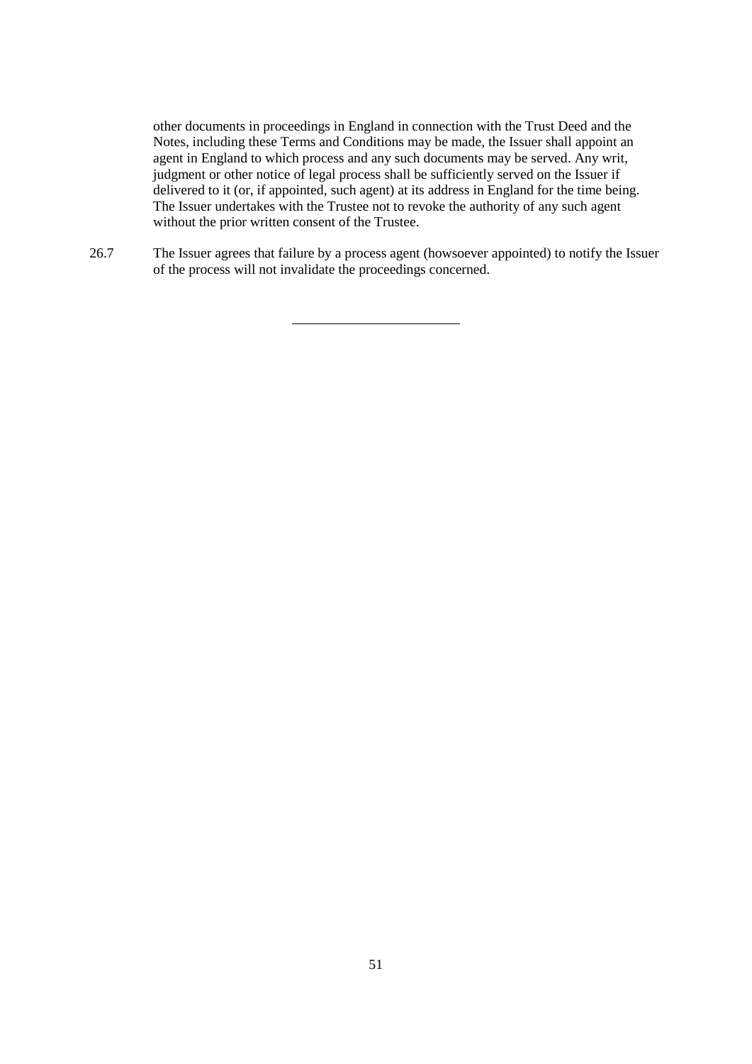other documents in proceedings in England in connection with the Trust Deed and the Notes, including these Terms and Conditions may be made, the Issuer shall appoint an agent in England to which process and any such documents may be served. Any writ, judgment or other notice of legal process shall be sufficiently served on the Issuer if delivered to it (or, if appointed, such agent) at its address in England for the time being. The Issuer undertakes with the Trustee not to revoke the authority of any such agent without the prior written consent of the Trustee.

26.7 The Issuer agrees that failure by a process agent (howsoever appointed) to notify the Issuer of the process will not invalidate the proceedings concerned.

---